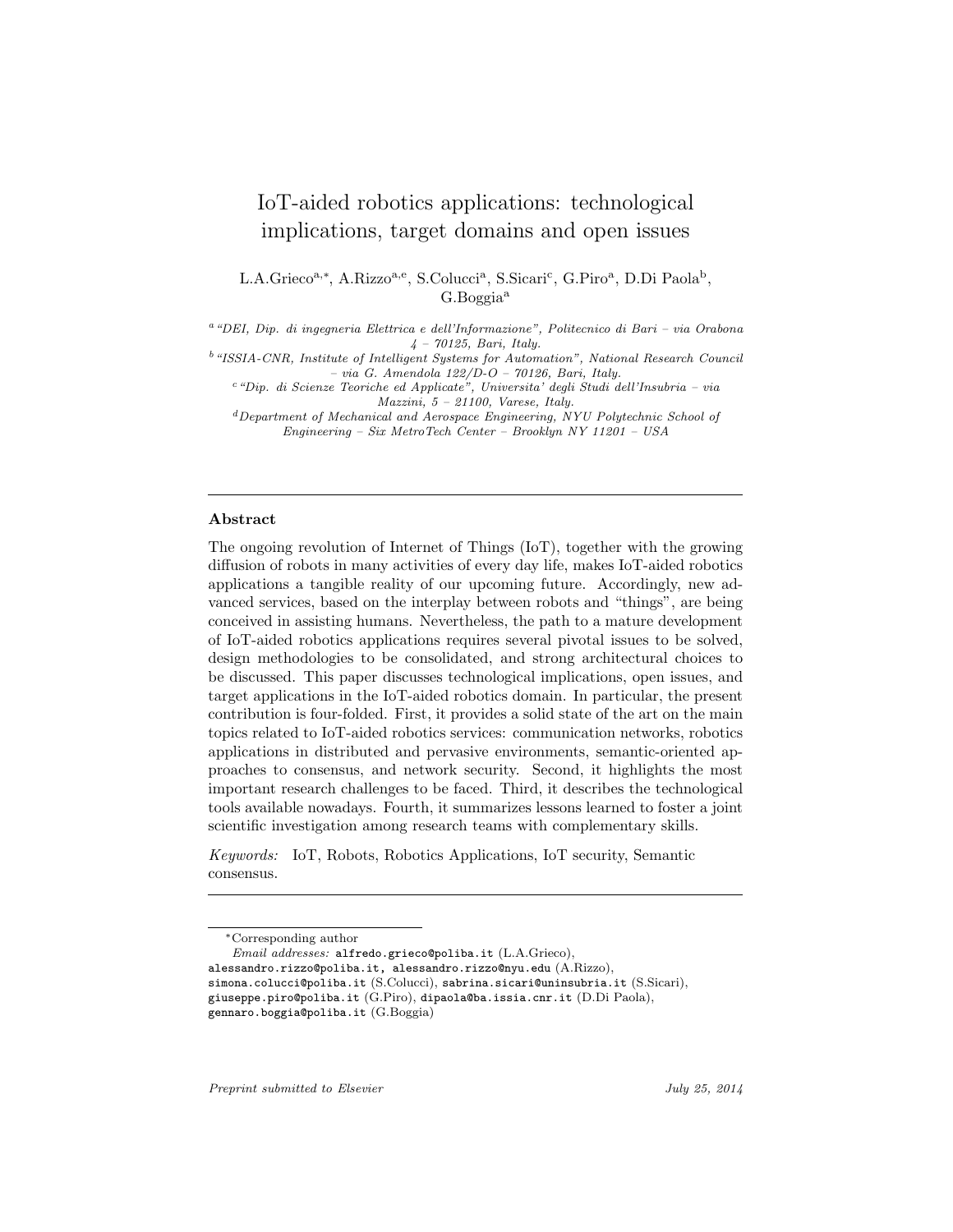# IoT-aided robotics applications: technological implications, target domains and open issues

L.A.Grieco[a,*], A.Rizzo[a,e], S.Colucci[a], S.Sicari[c], G.Piro[a], D.Di Paola[b], G.Boggia[a]

[a] "DEI, Dip. di ingegneria Elettrica e dell'Informazione", Politecnico di Bari – via Orabona 4 – 70125, Bari, Italy.

[b] "ISSIA-CNR, Institute of Intelligent Systems for Automation", National Research Council – via G. Amendola 122/D-O – 70126, Bari, Italy.

[c] "Dip. di Scienze Teoriche ed Applicate", Universita' degli Studi dell'Insubria – via Mazzini, 5 – 21100, Varese, Italy.

[d] Department of Mechanical and Aerospace Engineering, NYU Polytechnic School of Engineering – Six MetroTech Center – Brooklyn NY 11201 – USA

---

## Abstract

The ongoing revolution of Internet of Things (IoT), together with the growing diffusion of robots in many activities of every day life, makes IoT-aided robotics applications a tangible reality of our upcoming future. Accordingly, new advanced services, based on the interplay between robots and "things", are being conceived in assisting humans. Nevertheless, the path to a mature development of IoT-aided robotics applications requires several pivotal issues to be solved, design methodologies to be consolidated, and strong architectural choices to be discussed. This paper discusses technological implications, open issues, and target applications in the IoT-aided robotics domain. In particular, the present contribution is four-folded. First, it provides a solid state of the art on the main topics related to IoT-aided robotics services: communication networks, robotics applications in distributed and pervasive environments, semantic-oriented approaches to consensus, and network security. Second, it highlights the most important research challenges to be faced. Third, it describes the technological tools available nowadays. Fourth, it summarizes lessons learned to foster a joint scientific investigation among research teams with complementary skills.

*Keywords:* IoT, Robots, Robotics Applications, IoT security, Semantic consensus.

---

*Corresponding author

*Email addresses:* alfredo.grieco@poliba.it (L.A.Grieco), alessandro.rizzo@poliba.it, alessandro.rizzo@nyu.edu (A.Rizzo), simona.colucci@poliba.it (S.Colucci), sabrina.sicari@uninsubria.it (S.Sicari), giuseppe.piro@poliba.it (G.Piro), dipaola@ba.issia.cnr.it (D.Di Paola), gennaro.boggia@poliba.it (G.Boggia)

*Preprint submitted to Elsevier* *July 25, 2014*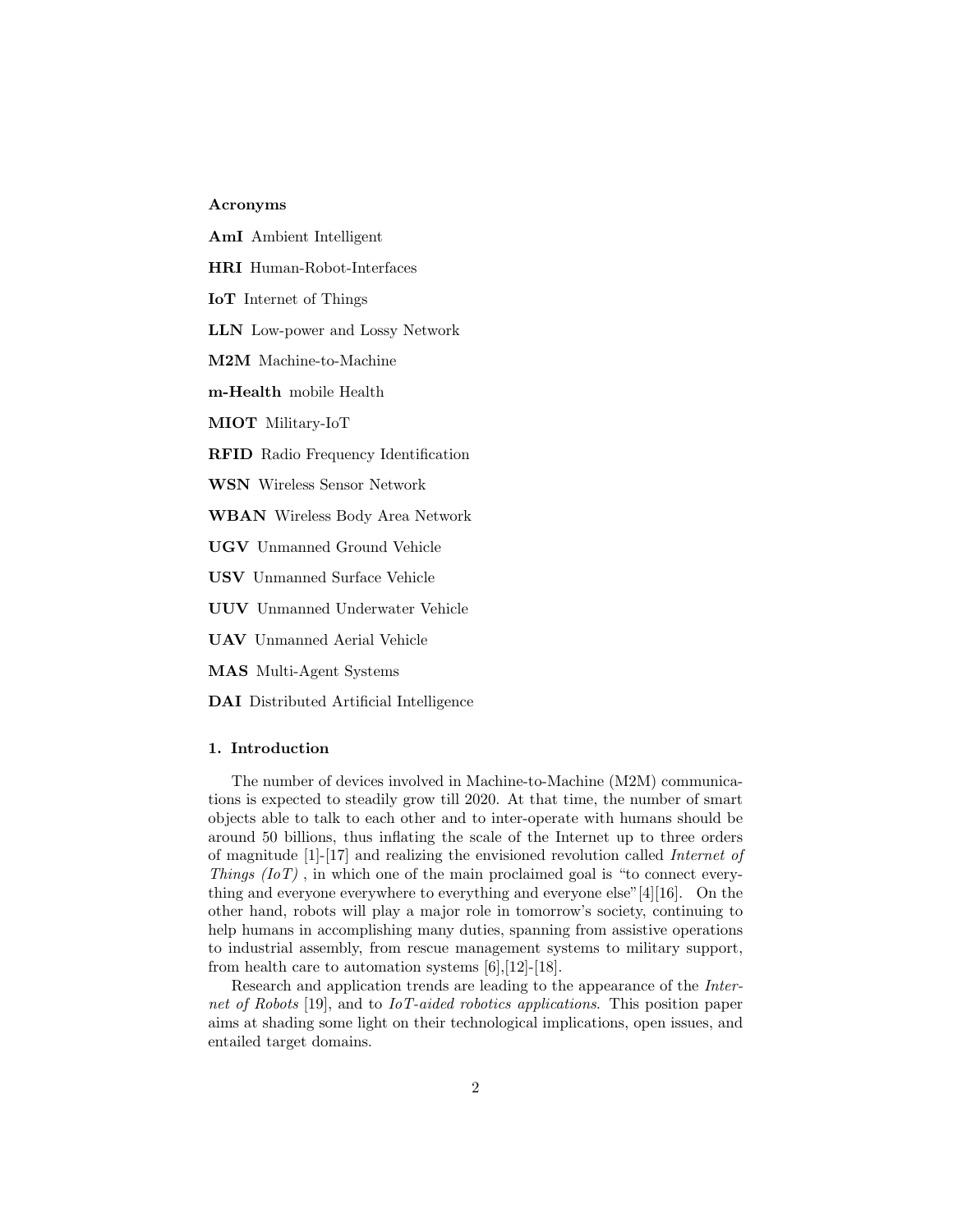### Acronyms

**AmI** Ambient Intelligent

**HRI** Human-Robot-Interfaces

**IoT** Internet of Things

**LLN** Low-power and Lossy Network

**M2M** Machine-to-Machine

**m-Health** mobile Health

**MIOT** Military-IoT

**RFID** Radio Frequency Identification

**WSN** Wireless Sensor Network

**WBAN** Wireless Body Area Network

**UGV** Unmanned Ground Vehicle

**USV** Unmanned Surface Vehicle

**UUV** Unmanned Underwater Vehicle

**UAV** Unmanned Aerial Vehicle

**MAS** Multi-Agent Systems

**DAI** Distributed Artificial Intelligence

## 1. Introduction

The number of devices involved in Machine-to-Machine (M2M) communications is expected to steadily grow till 2020. At that time, the number of smart objects able to talk to each other and to inter-operate with humans should be around 50 billions, thus inflating the scale of the Internet up to three orders of magnitude [1]-[17] and realizing the envisioned revolution called *Internet of Things (IoT)* , in which one of the main proclaimed goal is "to connect everything and everyone everywhere to everything and everyone else"[4][16]. On the other hand, robots will play a major role in tomorrow's society, continuing to help humans in accomplishing many duties, spanning from assistive operations to industrial assembly, from rescue management systems to military support, from health care to automation systems [6],[12]-[18].

Research and application trends are leading to the appearance of the *Internet of Robots* [19], and to *IoT-aided robotics applications*. This position paper aims at shading some light on their technological implications, open issues, and entailed target domains.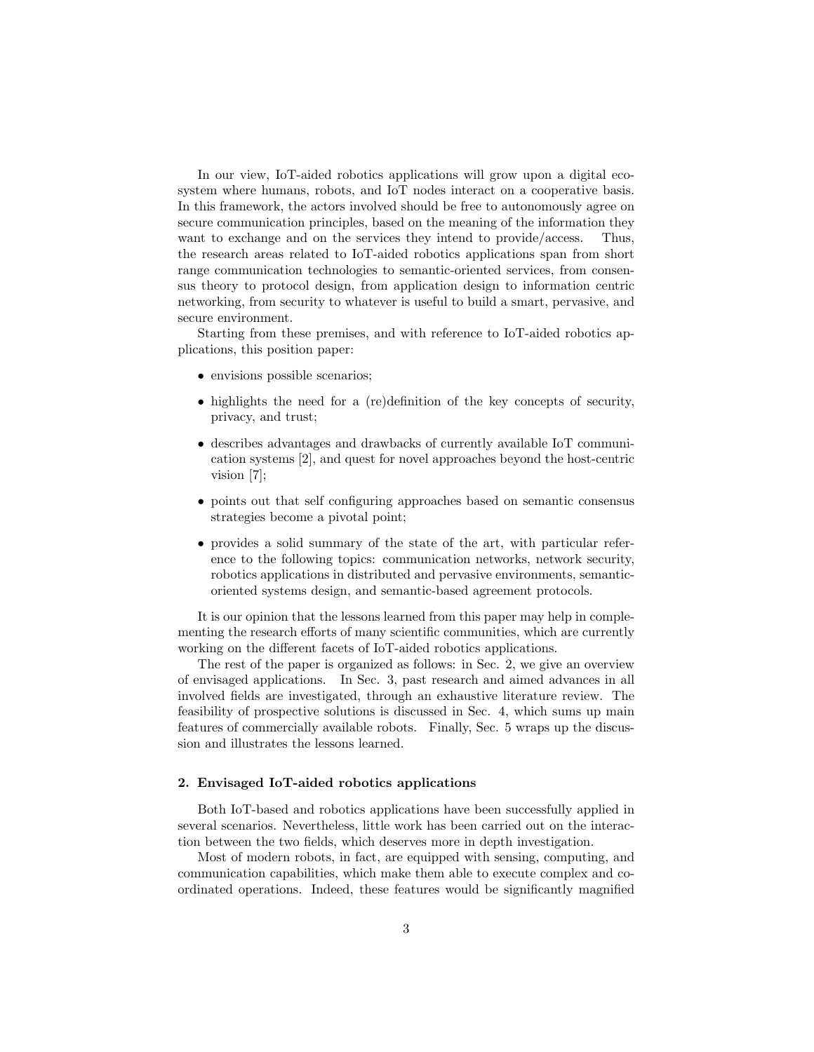In our view, IoT-aided robotics applications will grow upon a digital ecosystem where humans, robots, and IoT nodes interact on a cooperative basis. In this framework, the actors involved should be free to autonomously agree on secure communication principles, based on the meaning of the information they want to exchange and on the services they intend to provide/access. Thus, the research areas related to IoT-aided robotics applications span from short range communication technologies to semantic-oriented services, from consensus theory to protocol design, from application design to information centric networking, from security to whatever is useful to build a smart, pervasive, and secure environment.

Starting from these premises, and with reference to IoT-aided robotics applications, this position paper:

- envisions possible scenarios;
- highlights the need for a (re)definition of the key concepts of security, privacy, and trust;
- describes advantages and drawbacks of currently available IoT communication systems [2], and quest for novel approaches beyond the host-centric vision [7];
- points out that self configuring approaches based on semantic consensus strategies become a pivotal point;
- provides a solid summary of the state of the art, with particular reference to the following topics: communication networks, network security, robotics applications in distributed and pervasive environments, semantic-oriented systems design, and semantic-based agreement protocols.

It is our opinion that the lessons learned from this paper may help in complementing the research efforts of many scientific communities, which are currently working on the different facets of IoT-aided robotics applications.

The rest of the paper is organized as follows: in Sec. 2, we give an overview of envisaged applications. In Sec. 3, past research and aimed advances in all involved fields are investigated, through an exhaustive literature review. The feasibility of prospective solutions is discussed in Sec. 4, which sums up main features of commercially available robots. Finally, Sec. 5 wraps up the discussion and illustrates the lessons learned.

## 2. Envisaged IoT-aided robotics applications

Both IoT-based and robotics applications have been successfully applied in several scenarios. Nevertheless, little work has been carried out on the interaction between the two fields, which deserves more in depth investigation.

Most of modern robots, in fact, are equipped with sensing, computing, and communication capabilities, which make them able to execute complex and coordinated operations. Indeed, these features would be significantly magnified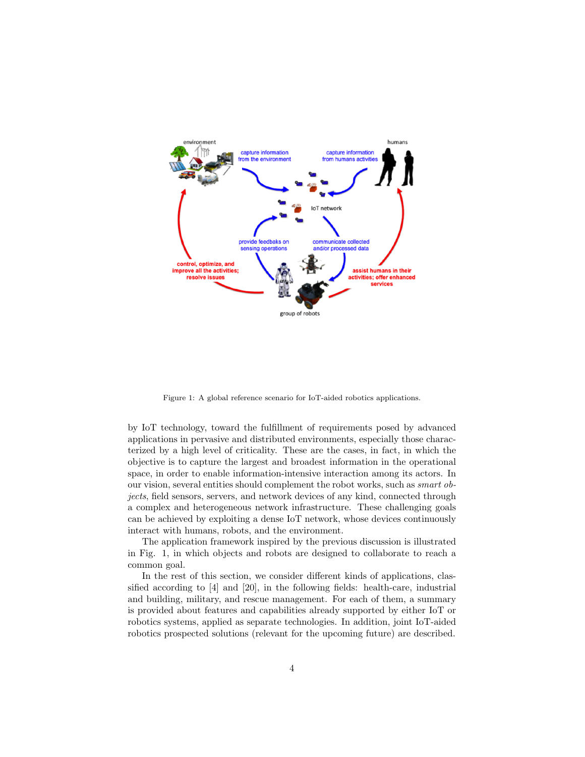environment

capture information from the environment

capture information from humans activities

humans

IoT network

provide feedbaks on sensing operations

communicate collected and/or processed data

control, optimize, and improve all the activities; resolve issues

assist humans in their activities; offer enhanced services

group of robots

Figure 1: A global reference scenario for IoT-aided robotics applications.

by IoT technology, toward the fulfillment of requirements posed by advanced applications in pervasive and distributed environments, especially those characterized by a high level of criticality. These are the cases, in fact, in which the objective is to capture the largest and broadest information in the operational space, in order to enable information-intensive interaction among its actors. In our vision, several entities should complement the robot works, such as *smart objects*, field sensors, servers, and network devices of any kind, connected through a complex and heterogeneous network infrastructure. These challenging goals can be achieved by exploiting a dense IoT network, whose devices continuously interact with humans, robots, and the environment.

The application framework inspired by the previous discussion is illustrated in Fig. 1, in which objects and robots are designed to collaborate to reach a common goal.

In the rest of this section, we consider different kinds of applications, classified according to [4] and [20], in the following fields: health-care, industrial and building, military, and rescue management. For each of them, a summary is provided about features and capabilities already supported by either IoT or robotics systems, applied as separate technologies. In addition, joint IoT-aided robotics prospected solutions (relevant for the upcoming future) are described.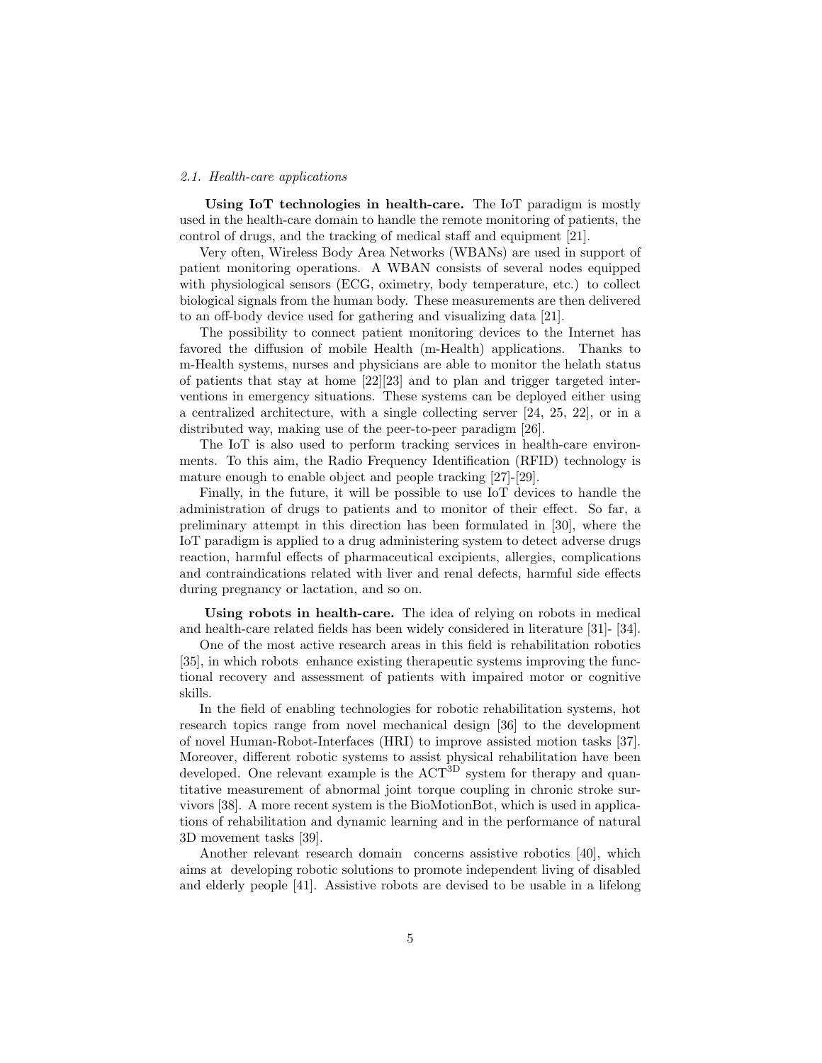### 2.1. Health-care applications

**Using IoT technologies in health-care.** The IoT paradigm is mostly used in the health-care domain to handle the remote monitoring of patients, the control of drugs, and the tracking of medical staff and equipment [21].

Very often, Wireless Body Area Networks (WBANs) are used in support of patient monitoring operations. A WBAN consists of several nodes equipped with physiological sensors (ECG, oximetry, body temperature, etc.) to collect biological signals from the human body. These measurements are then delivered to an off-body device used for gathering and visualizing data [21].

The possibility to connect patient monitoring devices to the Internet has favored the diffusion of mobile Health (m-Health) applications. Thanks to m-Health systems, nurses and physicians are able to monitor the helath status of patients that stay at home [22][23] and to plan and trigger targeted interventions in emergency situations. These systems can be deployed either using a centralized architecture, with a single collecting server [24, 25, 22], or in a distributed way, making use of the peer-to-peer paradigm [26].

The IoT is also used to perform tracking services in health-care environments. To this aim, the Radio Frequency Identification (RFID) technology is mature enough to enable object and people tracking [27]-[29].

Finally, in the future, it will be possible to use IoT devices to handle the administration of drugs to patients and to monitor of their effect. So far, a preliminary attempt in this direction has been formulated in [30], where the IoT paradigm is applied to a drug administering system to detect adverse drugs reaction, harmful effects of pharmaceutical excipients, allergies, complications and contraindications related with liver and renal defects, harmful side effects during pregnancy or lactation, and so on.

**Using robots in health-care.** The idea of relying on robots in medical and health-care related fields has been widely considered in literature [31]- [34].

One of the most active research areas in this field is rehabilitation robotics [35], in which robots enhance existing therapeutic systems improving the functional recovery and assessment of patients with impaired motor or cognitive skills.

In the field of enabling technologies for robotic rehabilitation systems, hot research topics range from novel mechanical design [36] to the development of novel Human-Robot-Interfaces (HRI) to improve assisted motion tasks [37]. Moreover, different robotic systems to assist physical rehabilitation have been developed. One relevant example is the ACT$^{3D}$ system for therapy and quantitative measurement of abnormal joint torque coupling in chronic stroke survivors [38]. A more recent system is the BioMotionBot, which is used in applications of rehabilitation and dynamic learning and in the performance of natural 3D movement tasks [39].

Another relevant research domain concerns assistive robotics [40], which aims at developing robotic solutions to promote independent living of disabled and elderly people [41]. Assistive robots are devised to be usable in a lifelong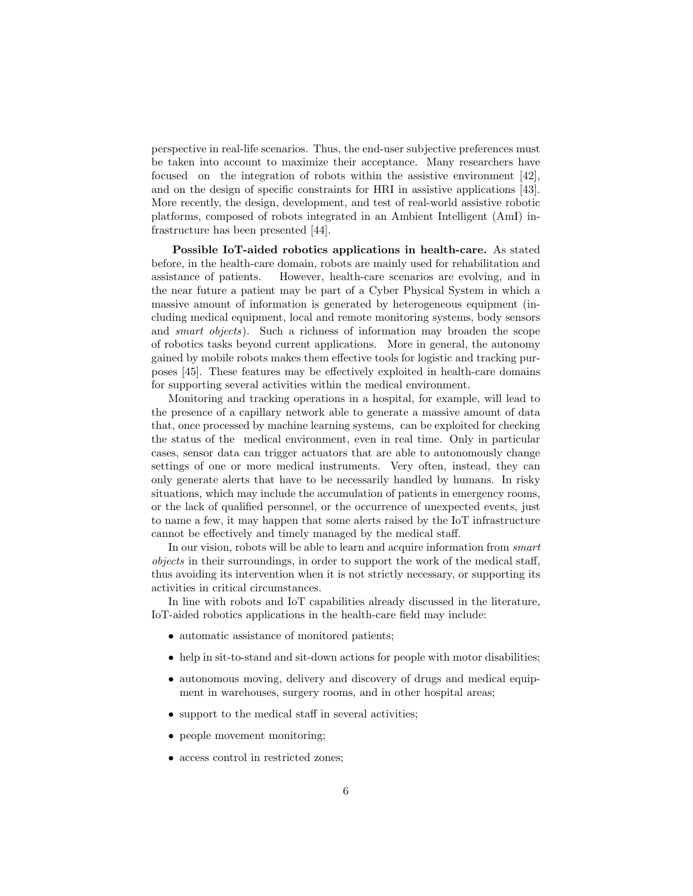perspective in real-life scenarios. Thus, the end-user subjective preferences must be taken into account to maximize their acceptance. Many researchers have focused on the integration of robots within the assistive environment [42], and on the design of specific constraints for HRI in assistive applications [43]. More recently, the design, development, and test of real-world assistive robotic platforms, composed of robots integrated in an Ambient Intelligent (AmI) infrastructure has been presented [44].

**Possible IoT-aided robotics applications in health-care.** As stated before, in the health-care domain, robots are mainly used for rehabilitation and assistance of patients. However, health-care scenarios are evolving, and in the near future a patient may be part of a Cyber Physical System in which a massive amount of information is generated by heterogeneous equipment (including medical equipment, local and remote monitoring systems, body sensors and *smart objects*). Such a richness of information may broaden the scope of robotics tasks beyond current applications. More in general, the autonomy gained by mobile robots makes them effective tools for logistic and tracking purposes [45]. These features may be effectively exploited in health-care domains for supporting several activities within the medical environment.

Monitoring and tracking operations in a hospital, for example, will lead to the presence of a capillary network able to generate a massive amount of data that, once processed by machine learning systems, can be exploited for checking the status of the medical environment, even in real time. Only in particular cases, sensor data can trigger actuators that are able to autonomously change settings of one or more medical instruments. Very often, instead, they can only generate alerts that have to be necessarily handled by humans. In risky situations, which may include the accumulation of patients in emergency rooms, or the lack of qualified personnel, or the occurrence of unexpected events, just to name a few, it may happen that some alerts raised by the IoT infrastructure cannot be effectively and timely managed by the medical staff.

In our vision, robots will be able to learn and acquire information from *smart objects* in their surroundings, in order to support the work of the medical staff, thus avoiding its intervention when it is not strictly necessary, or supporting its activities in critical circumstances.

In line with robots and IoT capabilities already discussed in the literature, IoT-aided robotics applications in the health-care field may include:

- automatic assistance of monitored patients;
- help in sit-to-stand and sit-down actions for people with motor disabilities;
- autonomous moving, delivery and discovery of drugs and medical equipment in warehouses, surgery rooms, and in other hospital areas;
- support to the medical staff in several activities;
- people movement monitoring;
- access control in restricted zones;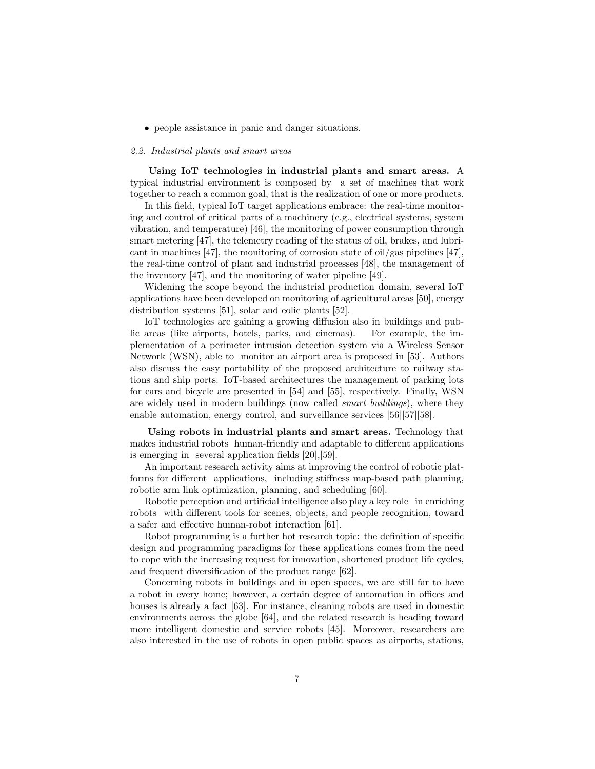- people assistance in panic and danger situations.

*2.2. Industrial plants and smart areas*

**Using IoT technologies in industrial plants and smart areas.** A typical industrial environment is composed by a set of machines that work together to reach a common goal, that is the realization of one or more products.

In this field, typical IoT target applications embrace: the real-time monitoring and control of critical parts of a machinery (e.g., electrical systems, system vibration, and temperature) [46], the monitoring of power consumption through smart metering [47], the telemetry reading of the status of oil, brakes, and lubricant in machines [47], the monitoring of corrosion state of oil/gas pipelines [47], the real-time control of plant and industrial processes [48], the management of the inventory [47], and the monitoring of water pipeline [49].

Widening the scope beyond the industrial production domain, several IoT applications have been developed on monitoring of agricultural areas [50], energy distribution systems [51], solar and eolic plants [52].

IoT technologies are gaining a growing diffusion also in buildings and public areas (like airports, hotels, parks, and cinemas). For example, the implementation of a perimeter intrusion detection system via a Wireless Sensor Network (WSN), able to monitor an airport area is proposed in [53]. Authors also discuss the easy portability of the proposed architecture to railway stations and ship ports. IoT-based architectures the management of parking lots for cars and bicycle are presented in [54] and [55], respectively. Finally, WSN are widely used in modern buildings (now called *smart buildings*), where they enable automation, energy control, and surveillance services [56][57][58].

**Using robots in industrial plants and smart areas.** Technology that makes industrial robots human-friendly and adaptable to different applications is emerging in several application fields [20],[59].

An important research activity aims at improving the control of robotic platforms for different applications, including stiffness map-based path planning, robotic arm link optimization, planning, and scheduling [60].

Robotic perception and artificial intelligence also play a key role in enriching robots with different tools for scenes, objects, and people recognition, toward a safer and effective human-robot interaction [61].

Robot programming is a further hot research topic: the definition of specific design and programming paradigms for these applications comes from the need to cope with the increasing request for innovation, shortened product life cycles, and frequent diversification of the product range [62].

Concerning robots in buildings and in open spaces, we are still far to have a robot in every home; however, a certain degree of automation in offices and houses is already a fact [63]. For instance, cleaning robots are used in domestic environments across the globe [64], and the related research is heading toward more intelligent domestic and service robots [45]. Moreover, researchers are also interested in the use of robots in open public spaces as airports, stations,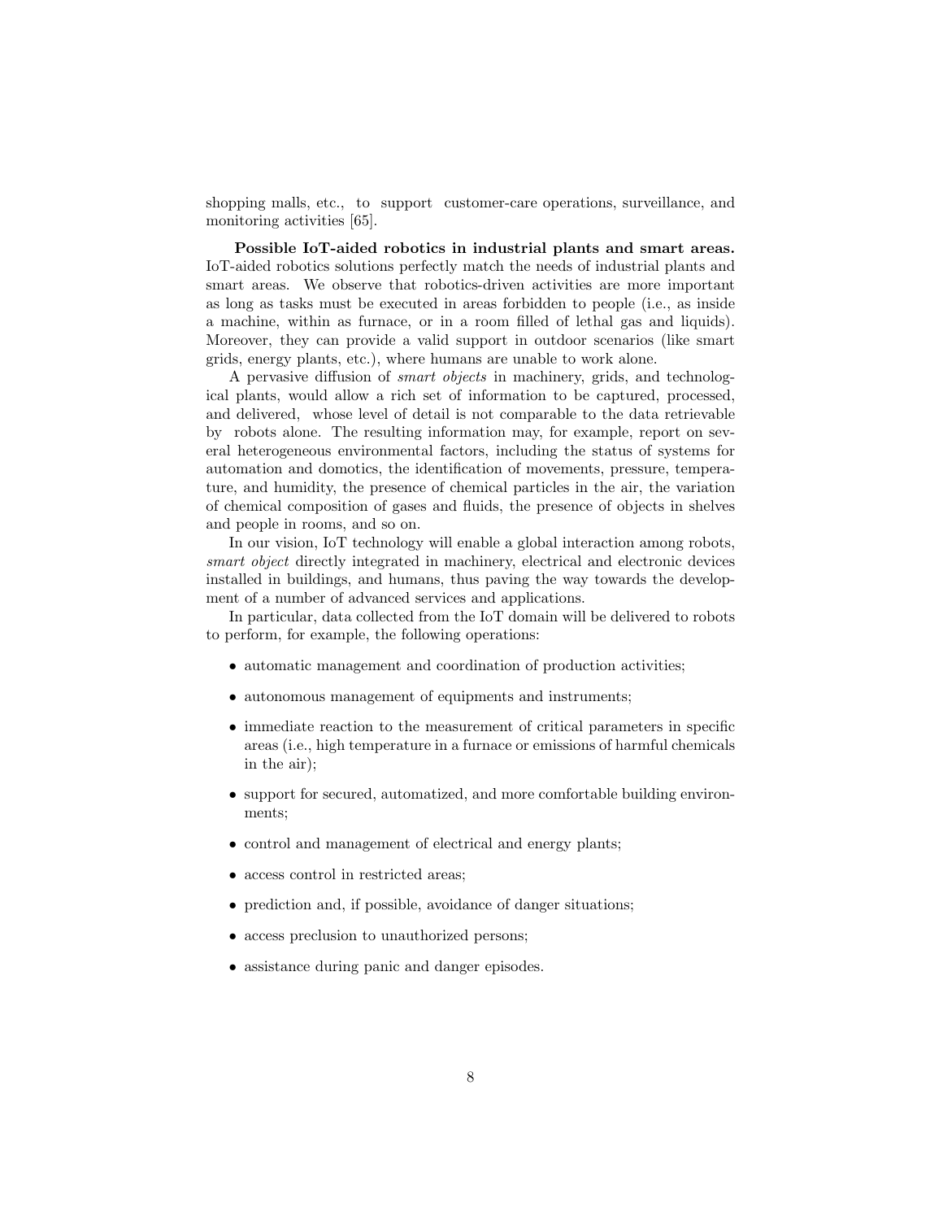shopping malls, etc., to support customer-care operations, surveillance, and monitoring activities [65].

**Possible IoT-aided robotics in industrial plants and smart areas.** IoT-aided robotics solutions perfectly match the needs of industrial plants and smart areas. We observe that robotics-driven activities are more important as long as tasks must be executed in areas forbidden to people (i.e., as inside a machine, within as furnace, or in a room filled of lethal gas and liquids). Moreover, they can provide a valid support in outdoor scenarios (like smart grids, energy plants, etc.), where humans are unable to work alone.

A pervasive diffusion of *smart objects* in machinery, grids, and technological plants, would allow a rich set of information to be captured, processed, and delivered, whose level of detail is not comparable to the data retrievable by robots alone. The resulting information may, for example, report on several heterogeneous environmental factors, including the status of systems for automation and domotics, the identification of movements, pressure, temperature, and humidity, the presence of chemical particles in the air, the variation of chemical composition of gases and fluids, the presence of objects in shelves and people in rooms, and so on.

In our vision, IoT technology will enable a global interaction among robots, *smart object* directly integrated in machinery, electrical and electronic devices installed in buildings, and humans, thus paving the way towards the development of a number of advanced services and applications.

In particular, data collected from the IoT domain will be delivered to robots to perform, for example, the following operations:

- automatic management and coordination of production activities;
- autonomous management of equipments and instruments;
- immediate reaction to the measurement of critical parameters in specific areas (i.e., high temperature in a furnace or emissions of harmful chemicals in the air);
- support for secured, automatized, and more comfortable building environments;
- control and management of electrical and energy plants;
- access control in restricted areas;
- prediction and, if possible, avoidance of danger situations;
- access preclusion to unauthorized persons;
- assistance during panic and danger episodes.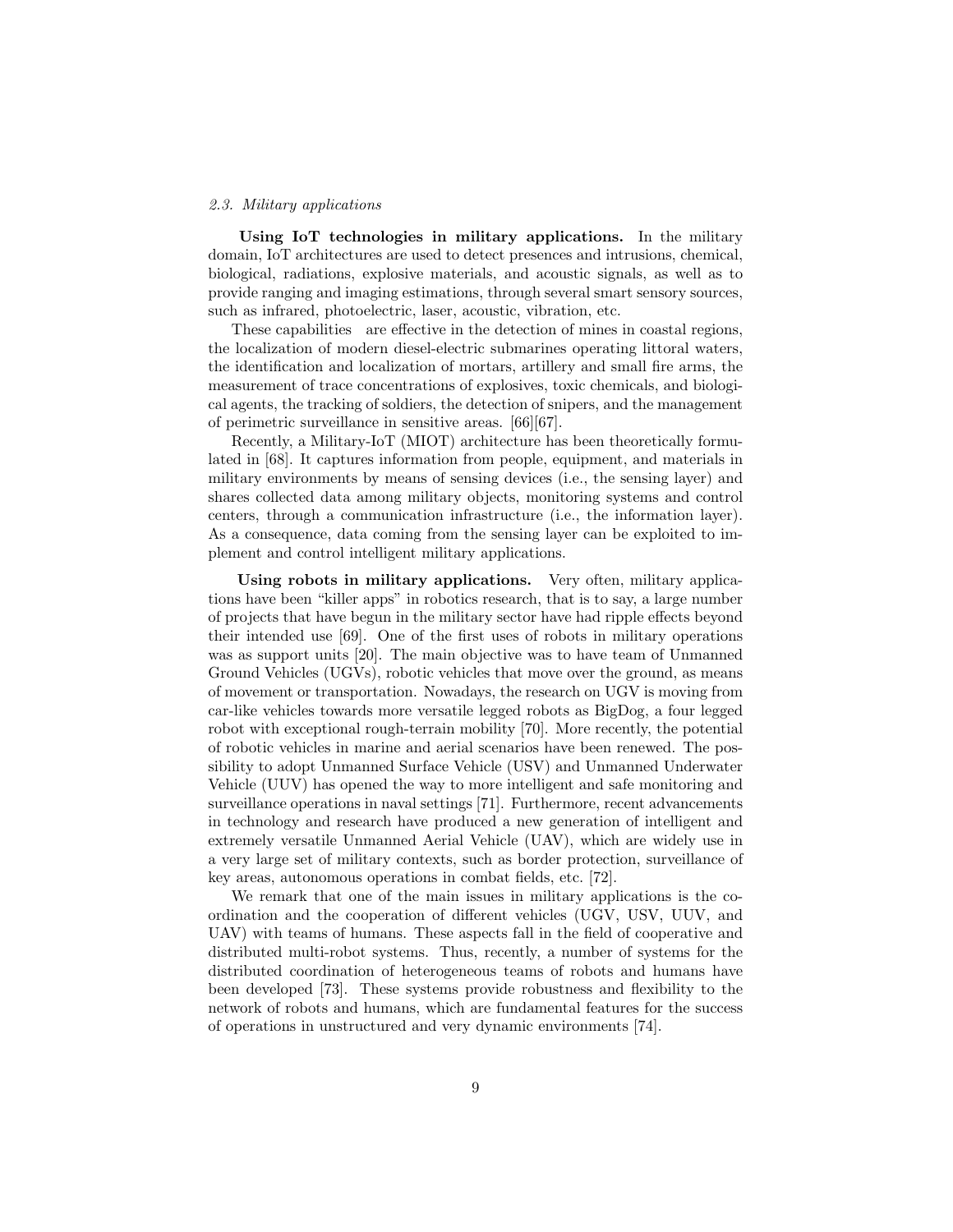### 2.3. Military applications

**Using IoT technologies in military applications.** In the military domain, IoT architectures are used to detect presences and intrusions, chemical, biological, radiations, explosive materials, and acoustic signals, as well as to provide ranging and imaging estimations, through several smart sensory sources, such as infrared, photoelectric, laser, acoustic, vibration, etc.

These capabilities are effective in the detection of mines in coastal regions, the localization of modern diesel-electric submarines operating littoral waters, the identification and localization of mortars, artillery and small fire arms, the measurement of trace concentrations of explosives, toxic chemicals, and biological agents, the tracking of soldiers, the detection of snipers, and the management of perimetric surveillance in sensitive areas. [66][67].

Recently, a Military-IoT (MIOT) architecture has been theoretically formulated in [68]. It captures information from people, equipment, and materials in military environments by means of sensing devices (i.e., the sensing layer) and shares collected data among military objects, monitoring systems and control centers, through a communication infrastructure (i.e., the information layer). As a consequence, data coming from the sensing layer can be exploited to implement and control intelligent military applications.

**Using robots in military applications.** Very often, military applications have been "killer apps" in robotics research, that is to say, a large number of projects that have begun in the military sector have had ripple effects beyond their intended use [69]. One of the first uses of robots in military operations was as support units [20]. The main objective was to have team of Unmanned Ground Vehicles (UGVs), robotic vehicles that move over the ground, as means of movement or transportation. Nowadays, the research on UGV is moving from car-like vehicles towards more versatile legged robots as BigDog, a four legged robot with exceptional rough-terrain mobility [70]. More recently, the potential of robotic vehicles in marine and aerial scenarios have been renewed. The possibility to adopt Unmanned Surface Vehicle (USV) and Unmanned Underwater Vehicle (UUV) has opened the way to more intelligent and safe monitoring and surveillance operations in naval settings [71]. Furthermore, recent advancements in technology and research have produced a new generation of intelligent and extremely versatile Unmanned Aerial Vehicle (UAV), which are widely use in a very large set of military contexts, such as border protection, surveillance of key areas, autonomous operations in combat fields, etc. [72].

We remark that one of the main issues in military applications is the coordination and the cooperation of different vehicles (UGV, USV, UUV, and UAV) with teams of humans. These aspects fall in the field of cooperative and distributed multi-robot systems. Thus, recently, a number of systems for the distributed coordination of heterogeneous teams of robots and humans have been developed [73]. These systems provide robustness and flexibility to the network of robots and humans, which are fundamental features for the success of operations in unstructured and very dynamic environments [74].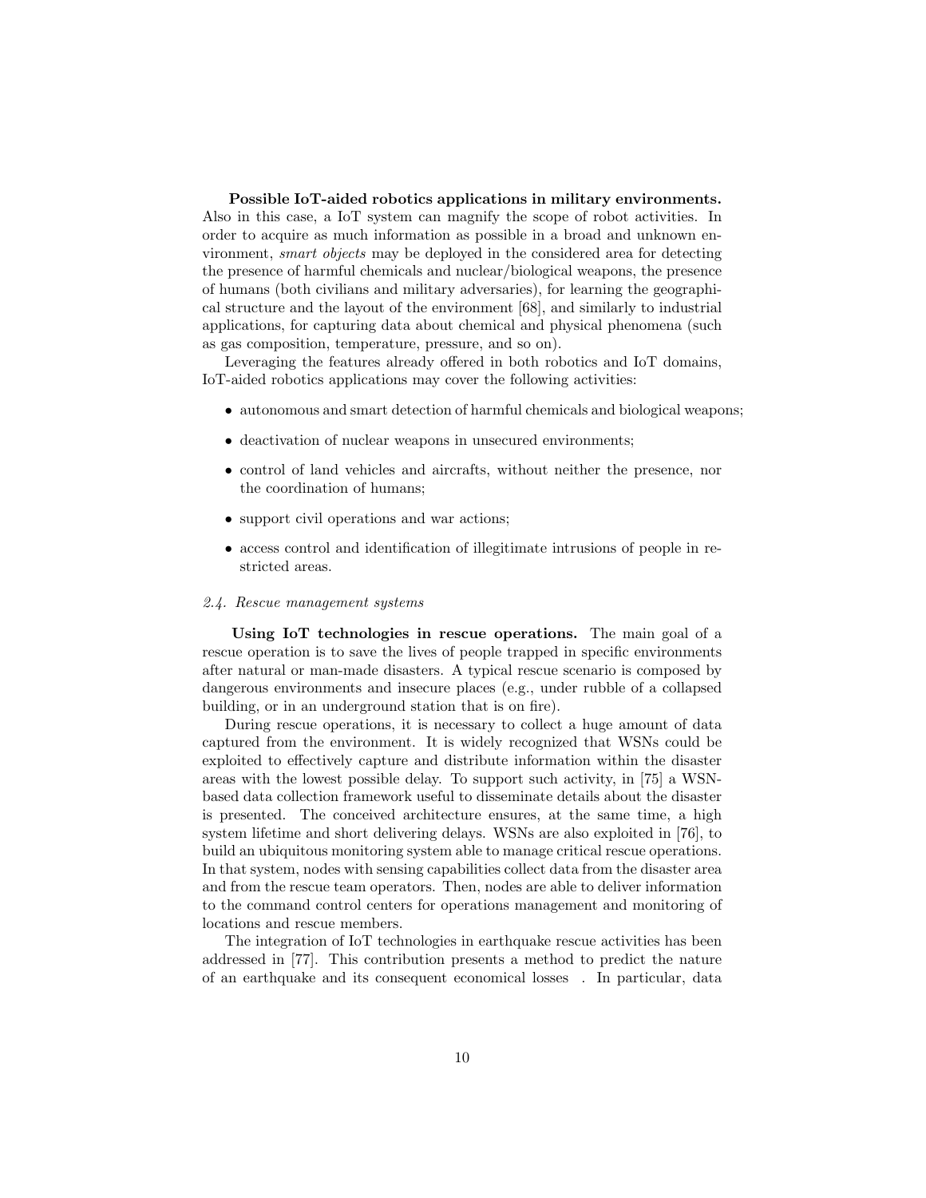**Possible IoT-aided robotics applications in military environments.** Also in this case, a IoT system can magnify the scope of robot activities. In order to acquire as much information as possible in a broad and unknown environment, *smart objects* may be deployed in the considered area for detecting the presence of harmful chemicals and nuclear/biological weapons, the presence of humans (both civilians and military adversaries), for learning the geographical structure and the layout of the environment [68], and similarly to industrial applications, for capturing data about chemical and physical phenomena (such as gas composition, temperature, pressure, and so on).

Leveraging the features already offered in both robotics and IoT domains, IoT-aided robotics applications may cover the following activities:

- autonomous and smart detection of harmful chemicals and biological weapons;
- deactivation of nuclear weapons in unsecured environments;
- control of land vehicles and aircrafts, without neither the presence, nor the coordination of humans;
- support civil operations and war actions;
- access control and identification of illegitimate intrusions of people in restricted areas.

### *2.4. Rescue management systems*

**Using IoT technologies in rescue operations.** The main goal of a rescue operation is to save the lives of people trapped in specific environments after natural or man-made disasters. A typical rescue scenario is composed by dangerous environments and insecure places (e.g., under rubble of a collapsed building, or in an underground station that is on fire).

During rescue operations, it is necessary to collect a huge amount of data captured from the environment. It is widely recognized that WSNs could be exploited to effectively capture and distribute information within the disaster areas with the lowest possible delay. To support such activity, in [75] a WSN-based data collection framework useful to disseminate details about the disaster is presented. The conceived architecture ensures, at the same time, a high system lifetime and short delivering delays. WSNs are also exploited in [76], to build an ubiquitous monitoring system able to manage critical rescue operations. In that system, nodes with sensing capabilities collect data from the disaster area and from the rescue team operators. Then, nodes are able to deliver information to the command control centers for operations management and monitoring of locations and rescue members.

The integration of IoT technologies in earthquake rescue activities has been addressed in [77]. This contribution presents a method to predict the nature of an earthquake and its consequent economical losses . In particular, data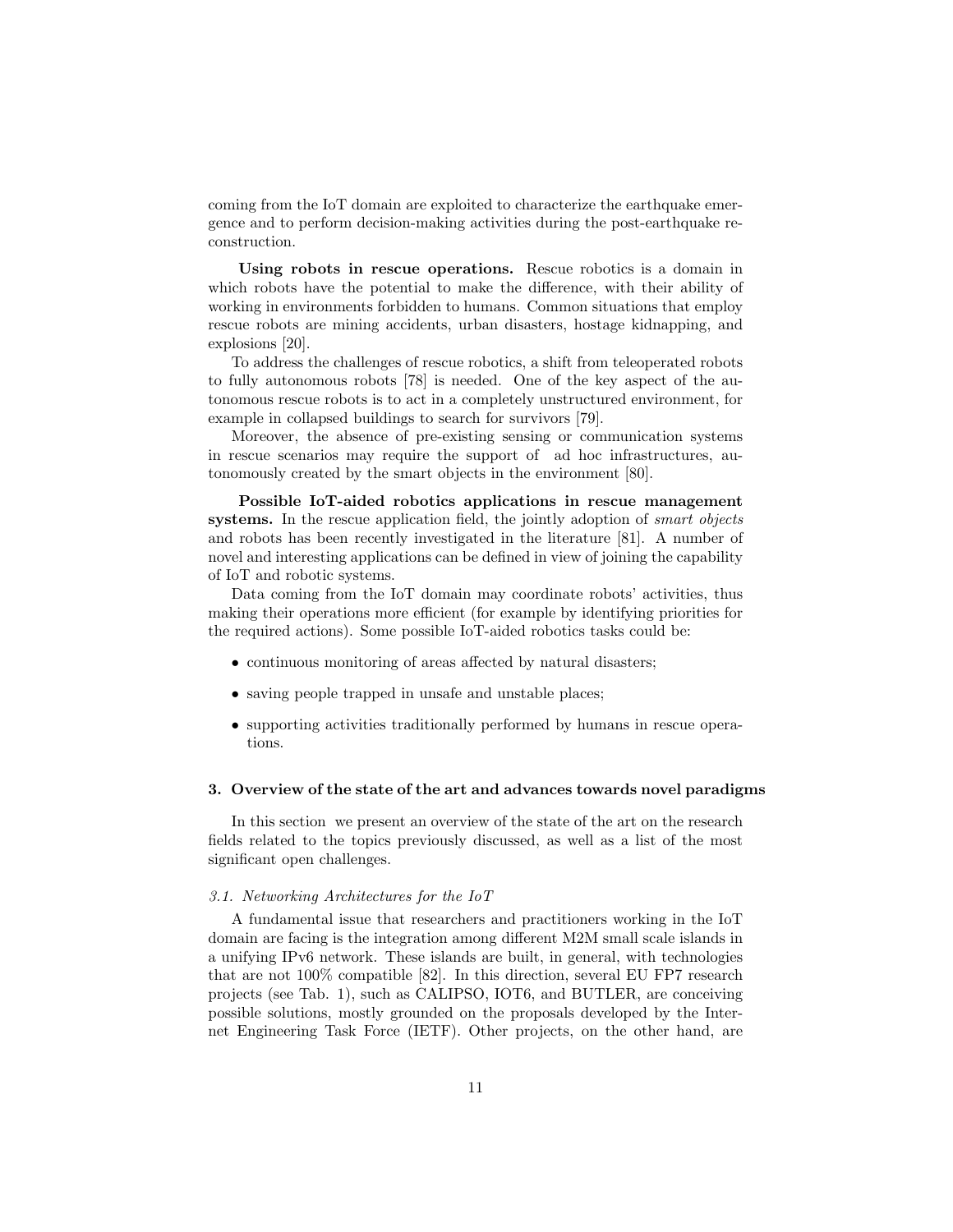coming from the IoT domain are exploited to characterize the earthquake emergence and to perform decision-making activities during the post-earthquake reconstruction.

**Using robots in rescue operations.** Rescue robotics is a domain in which robots have the potential to make the difference, with their ability of working in environments forbidden to humans. Common situations that employ rescue robots are mining accidents, urban disasters, hostage kidnapping, and explosions [20].

To address the challenges of rescue robotics, a shift from teleoperated robots to fully autonomous robots [78] is needed. One of the key aspect of the autonomous rescue robots is to act in a completely unstructured environment, for example in collapsed buildings to search for survivors [79].

Moreover, the absence of pre-existing sensing or communication systems in rescue scenarios may require the support of ad hoc infrastructures, autonomously created by the smart objects in the environment [80].

**Possible IoT-aided robotics applications in rescue management systems.** In the rescue application field, the jointly adoption of *smart objects* and robots has been recently investigated in the literature [81]. A number of novel and interesting applications can be defined in view of joining the capability of IoT and robotic systems.

Data coming from the IoT domain may coordinate robots' activities, thus making their operations more efficient (for example by identifying priorities for the required actions). Some possible IoT-aided robotics tasks could be:

- continuous monitoring of areas affected by natural disasters;
- saving people trapped in unsafe and unstable places;
- supporting activities traditionally performed by humans in rescue operations.

## 3. Overview of the state of the art and advances towards novel paradigms

In this section we present an overview of the state of the art on the research fields related to the topics previously discussed, as well as a list of the most significant open challenges.

### *3.1. Networking Architectures for the IoT*

A fundamental issue that researchers and practitioners working in the IoT domain are facing is the integration among different M2M small scale islands in a unifying IPv6 network. These islands are built, in general, with technologies that are not 100% compatible [82]. In this direction, several EU FP7 research projects (see Tab. 1), such as CALIPSO, IOT6, and BUTLER, are conceiving possible solutions, mostly grounded on the proposals developed by the Internet Engineering Task Force (IETF). Other projects, on the other hand, are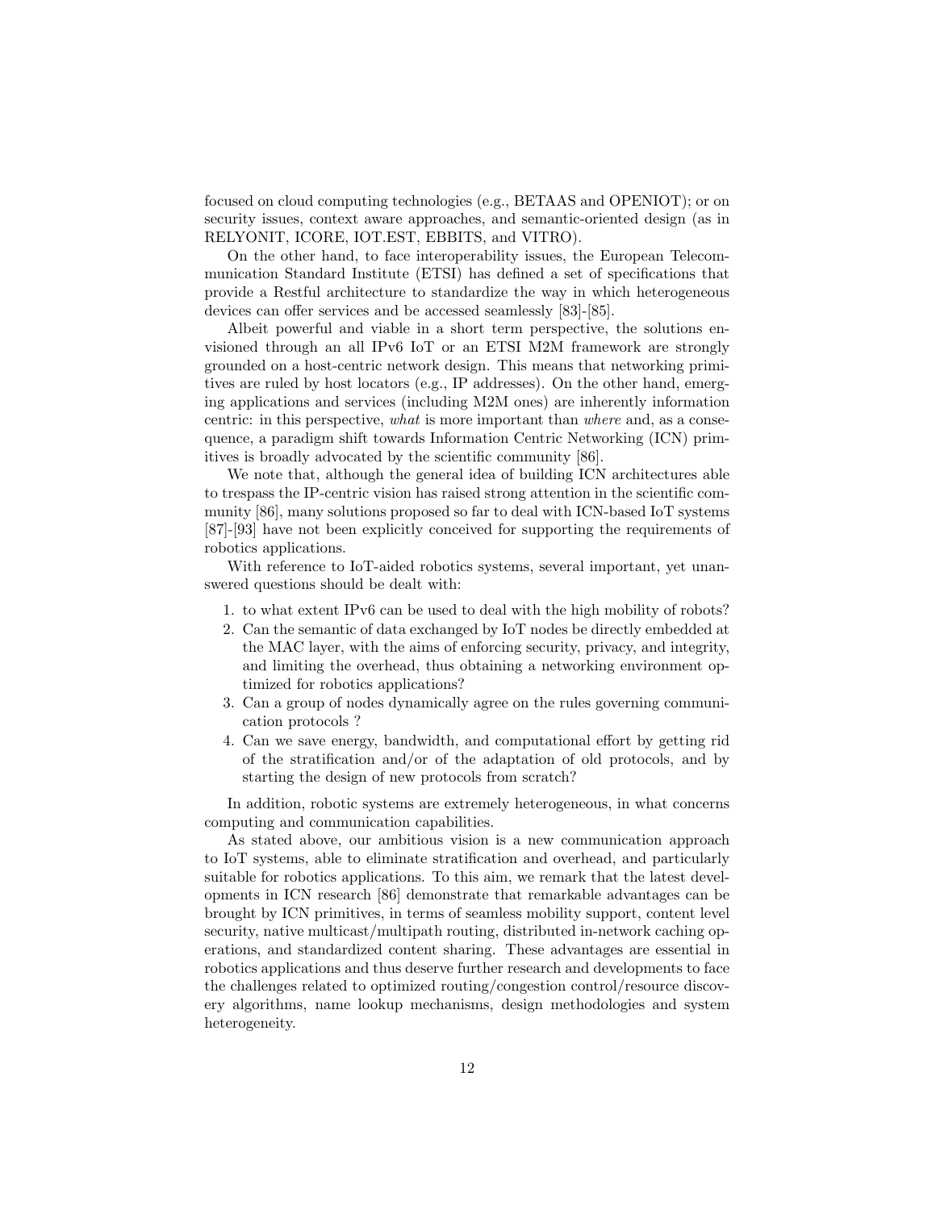focused on cloud computing technologies (e.g., BETAAS and OPENIOT); or on security issues, context aware approaches, and semantic-oriented design (as in RELYONIT, ICORE, IOT.EST, EBBITS, and VITRO).

On the other hand, to face interoperability issues, the European Telecommunication Standard Institute (ETSI) has defined a set of specifications that provide a Restful architecture to standardize the way in which heterogeneous devices can offer services and be accessed seamlessly [83]-[85].

Albeit powerful and viable in a short term perspective, the solutions envisioned through an all IPv6 IoT or an ETSI M2M framework are strongly grounded on a host-centric network design. This means that networking primitives are ruled by host locators (e.g., IP addresses). On the other hand, emerging applications and services (including M2M ones) are inherently information centric: in this perspective, *what* is more important than *where* and, as a consequence, a paradigm shift towards Information Centric Networking (ICN) primitives is broadly advocated by the scientific community [86].

We note that, although the general idea of building ICN architectures able to trespass the IP-centric vision has raised strong attention in the scientific community [86], many solutions proposed so far to deal with ICN-based IoT systems [87]-[93] have not been explicitly conceived for supporting the requirements of robotics applications.

With reference to IoT-aided robotics systems, several important, yet unanswered questions should be dealt with:

1. to what extent IPv6 can be used to deal with the high mobility of robots?
2. Can the semantic of data exchanged by IoT nodes be directly embedded at the MAC layer, with the aims of enforcing security, privacy, and integrity, and limiting the overhead, thus obtaining a networking environment optimized for robotics applications?
3. Can a group of nodes dynamically agree on the rules governing communication protocols ?
4. Can we save energy, bandwidth, and computational effort by getting rid of the stratification and/or of the adaptation of old protocols, and by starting the design of new protocols from scratch?

In addition, robotic systems are extremely heterogeneous, in what concerns computing and communication capabilities.

As stated above, our ambitious vision is a new communication approach to IoT systems, able to eliminate stratification and overhead, and particularly suitable for robotics applications. To this aim, we remark that the latest developments in ICN research [86] demonstrate that remarkable advantages can be brought by ICN primitives, in terms of seamless mobility support, content level security, native multicast/multipath routing, distributed in-network caching operations, and standardized content sharing. These advantages are essential in robotics applications and thus deserve further research and developments to face the challenges related to optimized routing/congestion control/resource discovery algorithms, name lookup mechanisms, design methodologies and system heterogeneity.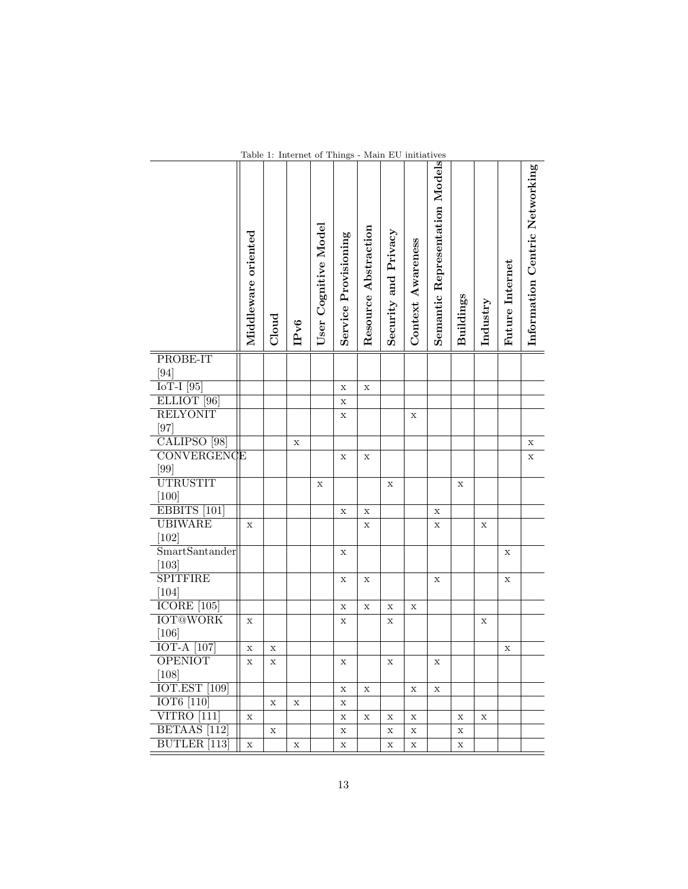Table 1: Internet of Things - Main EU initiatives

| | Middleware oriented | Cloud | IPv6 | User Cognitive Model | Service Provisioning | Resource Abstraction | Security and Privacy | Context Awareness | Semantic Representation Models | Buildings | Industry | Future Internet | Information Centric Networking |
|---|---|---|---|---|---|---|---|---|---|---|---|---|---|
| PROBE-IT [94] | | | | | | | | | | | | | |
| IoT-I [95] | | | | | x | x | | | | | | | |
| ELLIOT [96] | | | | | x | | | | | | | | |
| RELYONIT [97] | | | | | x | | | x | | | | | |
| CALIPSO [98] | | | x | | | | | | | | | | x |
| CONVERGENCE [99] | | | | | x | x | | | | | | | x |
| UTRUSTIT [100] | | | | x | | | x | | | x | | | |
| EBBITS [101] | | | | | x | x | | | x | | | | |
| UBIWARE [102] | x | | | | | x | | | x | | x | | |
| SmartSantander [103] | | | | | x | | | | | | | x | |
| SPITFIRE [104] | | | | | x | x | | | x | | | x | |
| ICORE [105] | | | | | x | x | x | x | | | | | |
| IOT@WORK [106] | x | | | | x | | x | | | | x | | |
| IOT-A [107] | x | x | | | | | | | | | | x | |
| OPENIOT [108] | x | x | | | x | | x | | x | | | | |
| IOT.EST [109] | | | | | x | x | | x | x | | | | |
| IOT6 [110] | | x | x | | x | | | | | | | | |
| VITRO [111] | x | | | | x | x | x | x | | x | x | | |
| BETAAS [112] | | x | | | x | | x | x | | x | | | |
| BUTLER [113] | x | | x | | x | | x | x | | x | | | |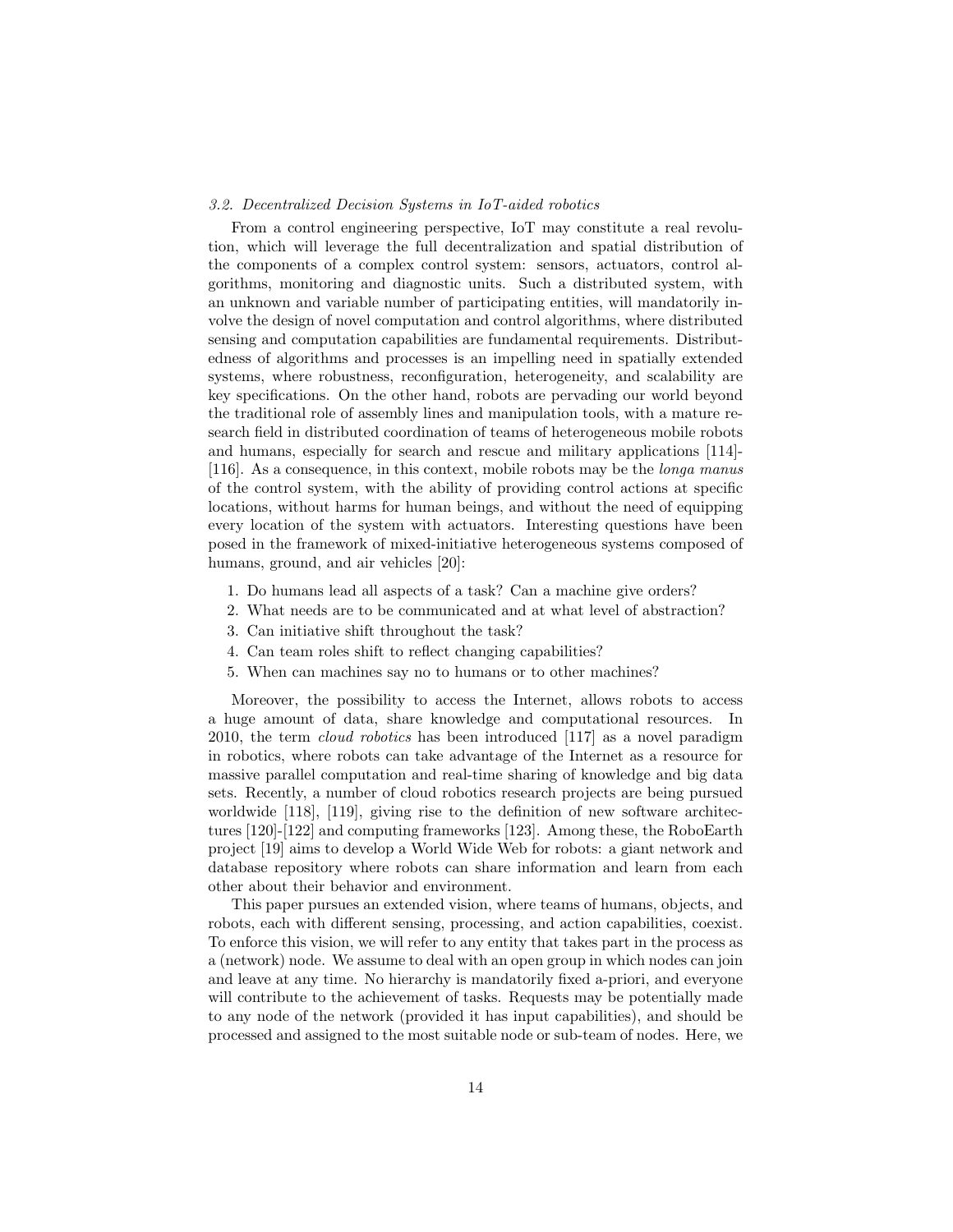### *3.2. Decentralized Decision Systems in IoT-aided robotics*

From a control engineering perspective, IoT may constitute a real revolution, which will leverage the full decentralization and spatial distribution of the components of a complex control system: sensors, actuators, control algorithms, monitoring and diagnostic units. Such a distributed system, with an unknown and variable number of participating entities, will mandatorily involve the design of novel computation and control algorithms, where distributed sensing and computation capabilities are fundamental requirements. Distributedness of algorithms and processes is an impelling need in spatially extended systems, where robustness, reconfiguration, heterogeneity, and scalability are key specifications. On the other hand, robots are pervading our world beyond the traditional role of assembly lines and manipulation tools, with a mature research field in distributed coordination of teams of heterogeneous mobile robots and humans, especially for search and rescue and military applications [114]-[116]. As a consequence, in this context, mobile robots may be the *longa manus* of the control system, with the ability of providing control actions at specific locations, without harms for human beings, and without the need of equipping every location of the system with actuators. Interesting questions have been posed in the framework of mixed-initiative heterogeneous systems composed of humans, ground, and air vehicles [20]:

1. Do humans lead all aspects of a task? Can a machine give orders?
2. What needs are to be communicated and at what level of abstraction?
3. Can initiative shift throughout the task?
4. Can team roles shift to reflect changing capabilities?
5. When can machines say no to humans or to other machines?

Moreover, the possibility to access the Internet, allows robots to access a huge amount of data, share knowledge and computational resources. In 2010, the term *cloud robotics* has been introduced [117] as a novel paradigm in robotics, where robots can take advantage of the Internet as a resource for massive parallel computation and real-time sharing of knowledge and big data sets. Recently, a number of cloud robotics research projects are being pursued worldwide [118], [119], giving rise to the definition of new software architectures [120]-[122] and computing frameworks [123]. Among these, the RoboEarth project [19] aims to develop a World Wide Web for robots: a giant network and database repository where robots can share information and learn from each other about their behavior and environment.

This paper pursues an extended vision, where teams of humans, objects, and robots, each with different sensing, processing, and action capabilities, coexist. To enforce this vision, we will refer to any entity that takes part in the process as a (network) node. We assume to deal with an open group in which nodes can join and leave at any time. No hierarchy is mandatorily fixed a-priori, and everyone will contribute to the achievement of tasks. Requests may be potentially made to any node of the network (provided it has input capabilities), and should be processed and assigned to the most suitable node or sub-team of nodes. Here, we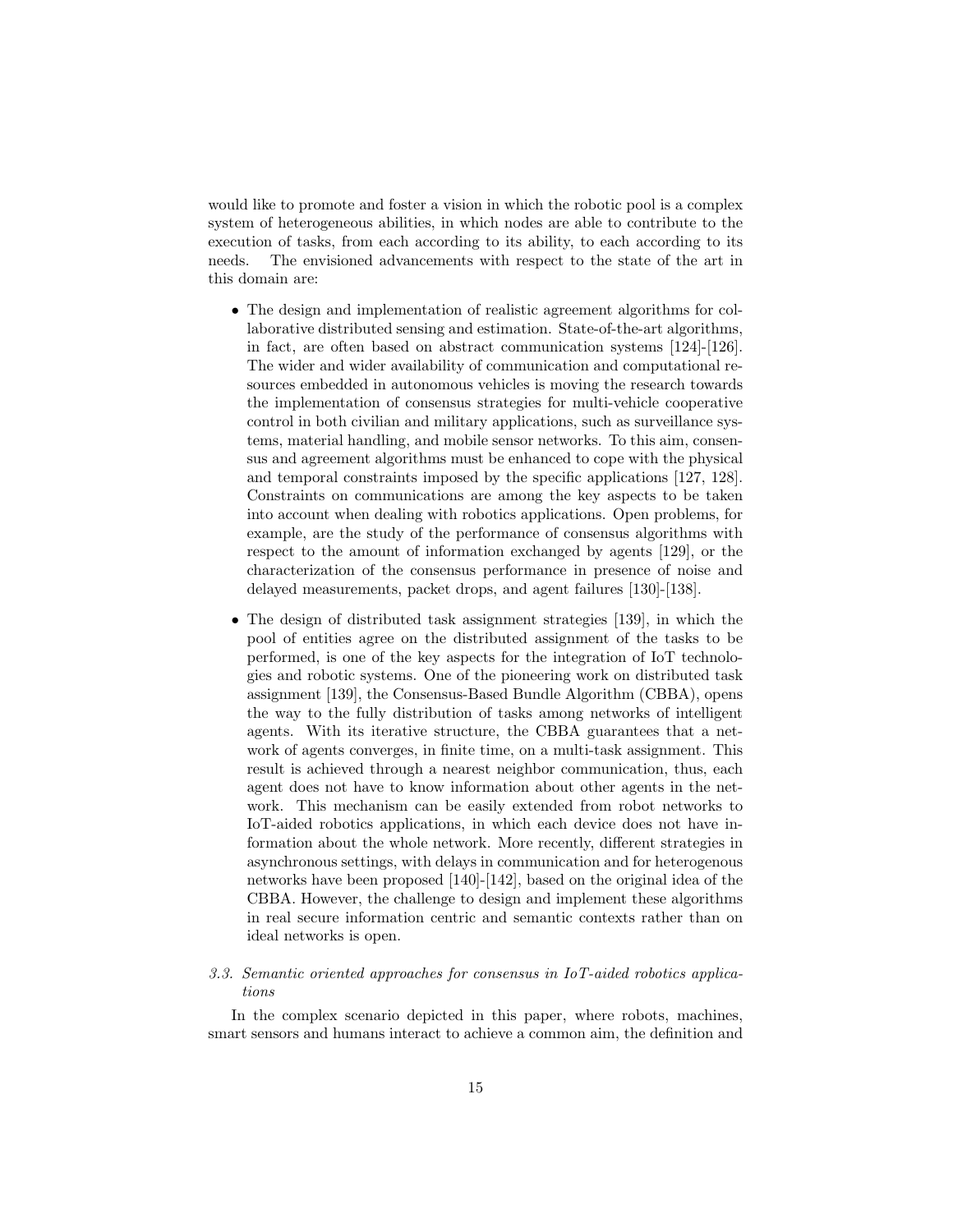would like to promote and foster a vision in which the robotic pool is a complex system of heterogeneous abilities, in which nodes are able to contribute to the execution of tasks, from each according to its ability, to each according to its needs. The envisioned advancements with respect to the state of the art in this domain are:

- The design and implementation of realistic agreement algorithms for collaborative distributed sensing and estimation. State-of-the-art algorithms, in fact, are often based on abstract communication systems [124]-[126]. The wider and wider availability of communication and computational resources embedded in autonomous vehicles is moving the research towards the implementation of consensus strategies for multi-vehicle cooperative control in both civilian and military applications, such as surveillance systems, material handling, and mobile sensor networks. To this aim, consensus and agreement algorithms must be enhanced to cope with the physical and temporal constraints imposed by the specific applications [127, 128]. Constraints on communications are among the key aspects to be taken into account when dealing with robotics applications. Open problems, for example, are the study of the performance of consensus algorithms with respect to the amount of information exchanged by agents [129], or the characterization of the consensus performance in presence of noise and delayed measurements, packet drops, and agent failures [130]-[138].
- The design of distributed task assignment strategies [139], in which the pool of entities agree on the distributed assignment of the tasks to be performed, is one of the key aspects for the integration of IoT technologies and robotic systems. One of the pioneering work on distributed task assignment [139], the Consensus-Based Bundle Algorithm (CBBA), opens the way to the fully distribution of tasks among networks of intelligent agents. With its iterative structure, the CBBA guarantees that a network of agents converges, in finite time, on a multi-task assignment. This result is achieved through a nearest neighbor communication, thus, each agent does not have to know information about other agents in the network. This mechanism can be easily extended from robot networks to IoT-aided robotics applications, in which each device does not have information about the whole network. More recently, different strategies in asynchronous settings, with delays in communication and for heterogenous networks have been proposed [140]-[142], based on the original idea of the CBBA. However, the challenge to design and implement these algorithms in real secure information centric and semantic contexts rather than on ideal networks is open.

### *3.3. Semantic oriented approaches for consensus in IoT-aided robotics applications*

In the complex scenario depicted in this paper, where robots, machines, smart sensors and humans interact to achieve a common aim, the definition and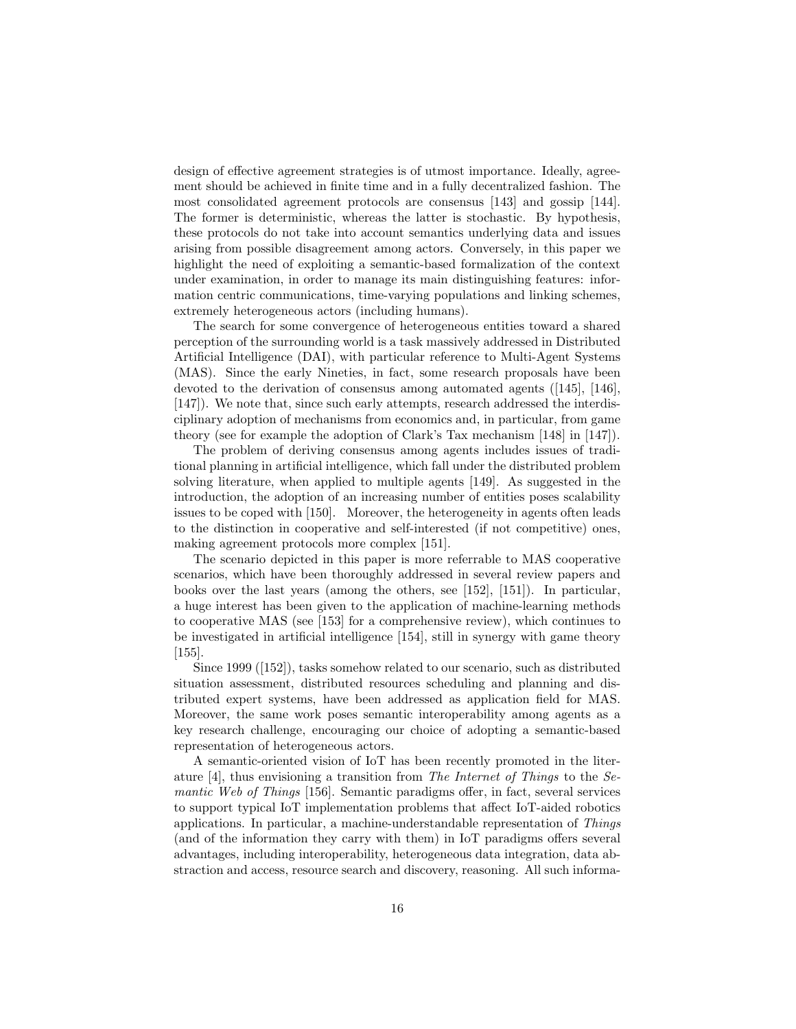design of effective agreement strategies is of utmost importance. Ideally, agreement should be achieved in finite time and in a fully decentralized fashion. The most consolidated agreement protocols are consensus [143] and gossip [144]. The former is deterministic, whereas the latter is stochastic. By hypothesis, these protocols do not take into account semantics underlying data and issues arising from possible disagreement among actors. Conversely, in this paper we highlight the need of exploiting a semantic-based formalization of the context under examination, in order to manage its main distinguishing features: information centric communications, time-varying populations and linking schemes, extremely heterogeneous actors (including humans).

The search for some convergence of heterogeneous entities toward a shared perception of the surrounding world is a task massively addressed in Distributed Artificial Intelligence (DAI), with particular reference to Multi-Agent Systems (MAS). Since the early Nineties, in fact, some research proposals have been devoted to the derivation of consensus among automated agents ([145], [146], [147]). We note that, since such early attempts, research addressed the interdisciplinary adoption of mechanisms from economics and, in particular, from game theory (see for example the adoption of Clark's Tax mechanism [148] in [147]).

The problem of deriving consensus among agents includes issues of traditional planning in artificial intelligence, which fall under the distributed problem solving literature, when applied to multiple agents [149]. As suggested in the introduction, the adoption of an increasing number of entities poses scalability issues to be coped with [150]. Moreover, the heterogeneity in agents often leads to the distinction in cooperative and self-interested (if not competitive) ones, making agreement protocols more complex [151].

The scenario depicted in this paper is more referrable to MAS cooperative scenarios, which have been thoroughly addressed in several review papers and books over the last years (among the others, see [152], [151]). In particular, a huge interest has been given to the application of machine-learning methods to cooperative MAS (see [153] for a comprehensive review), which continues to be investigated in artificial intelligence [154], still in synergy with game theory [155].

Since 1999 ([152]), tasks somehow related to our scenario, such as distributed situation assessment, distributed resources scheduling and planning and distributed expert systems, have been addressed as application field for MAS. Moreover, the same work poses semantic interoperability among agents as a key research challenge, encouraging our choice of adopting a semantic-based representation of heterogeneous actors.

A semantic-oriented vision of IoT has been recently promoted in the literature [4], thus envisioning a transition from *The Internet of Things* to the *Semantic Web of Things* [156]. Semantic paradigms offer, in fact, several services to support typical IoT implementation problems that affect IoT-aided robotics applications. In particular, a machine-understandable representation of *Things* (and of the information they carry with them) in IoT paradigms offers several advantages, including interoperability, heterogeneous data integration, data abstraction and access, resource search and discovery, reasoning. All such informa-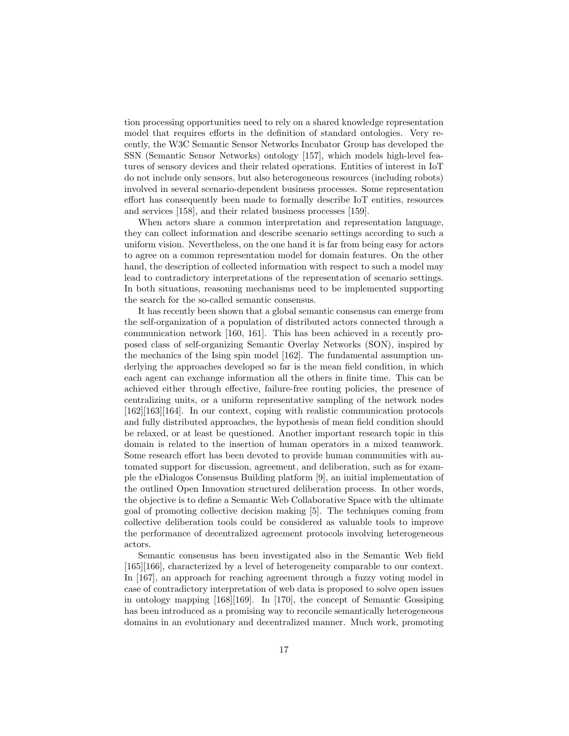tion processing opportunities need to rely on a shared knowledge representation model that requires efforts in the definition of standard ontologies. Very recently, the W3C Semantic Sensor Networks Incubator Group has developed the SSN (Semantic Sensor Networks) ontology [157], which models high-level features of sensory devices and their related operations. Entities of interest in IoT do not include only sensors, but also heterogeneous resources (including robots) involved in several scenario-dependent business processes. Some representation effort has consequently been made to formally describe IoT entities, resources and services [158], and their related business processes [159].

When actors share a common interpretation and representation language, they can collect information and describe scenario settings according to such a uniform vision. Nevertheless, on the one hand it is far from being easy for actors to agree on a common representation model for domain features. On the other hand, the description of collected information with respect to such a model may lead to contradictory interpretations of the representation of scenario settings. In both situations, reasoning mechanisms need to be implemented supporting the search for the so-called semantic consensus.

It has recently been shown that a global semantic consensus can emerge from the self-organization of a population of distributed actors connected through a communication network [160, 161]. This has been achieved in a recently proposed class of self-organizing Semantic Overlay Networks (SON), inspired by the mechanics of the Ising spin model [162]. The fundamental assumption underlying the approaches developed so far is the mean field condition, in which each agent can exchange information all the others in finite time. This can be achieved either through effective, failure-free routing policies, the presence of centralizing units, or a uniform representative sampling of the network nodes [162][163][164]. In our context, coping with realistic communication protocols and fully distributed approaches, the hypothesis of mean field condition should be relaxed, or at least be questioned. Another important research topic in this domain is related to the insertion of human operators in a mixed teamwork. Some research effort has been devoted to provide human communities with automated support for discussion, agreement, and deliberation, such as for example the eDialogos Consensus Building platform [9], an initial implementation of the outlined Open Innovation structured deliberation process. In other words, the objective is to define a Semantic Web Collaborative Space with the ultimate goal of promoting collective decision making [5]. The techniques coming from collective deliberation tools could be considered as valuable tools to improve the performance of decentralized agreement protocols involving heterogeneous actors.

Semantic consensus has been investigated also in the Semantic Web field [165][166], characterized by a level of heterogeneity comparable to our context. In [167], an approach for reaching agreement through a fuzzy voting model in case of contradictory interpretation of web data is proposed to solve open issues in ontology mapping [168][169]. In [170], the concept of Semantic Gossiping has been introduced as a promising way to reconcile semantically heterogeneous domains in an evolutionary and decentralized manner. Much work, promoting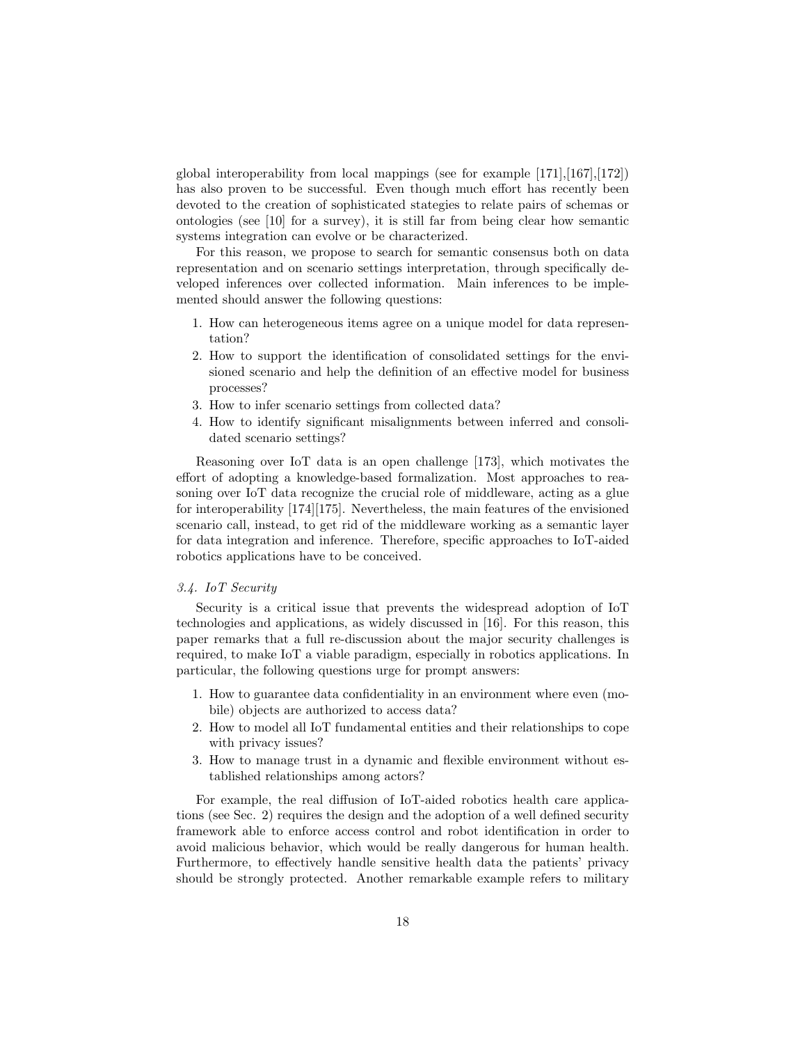global interoperability from local mappings (see for example [171],[167],[172]) has also proven to be successful. Even though much effort has recently been devoted to the creation of sophisticated stategies to relate pairs of schemas or ontologies (see [10] for a survey), it is still far from being clear how semantic systems integration can evolve or be characterized.

For this reason, we propose to search for semantic consensus both on data representation and on scenario settings interpretation, through specifically developed inferences over collected information. Main inferences to be implemented should answer the following questions:

1. How can heterogeneous items agree on a unique model for data representation?
2. How to support the identification of consolidated settings for the envisioned scenario and help the definition of an effective model for business processes?
3. How to infer scenario settings from collected data?
4. How to identify significant misalignments between inferred and consolidated scenario settings?

Reasoning over IoT data is an open challenge [173], which motivates the effort of adopting a knowledge-based formalization. Most approaches to reasoning over IoT data recognize the crucial role of middleware, acting as a glue for interoperability [174][175]. Nevertheless, the main features of the envisioned scenario call, instead, to get rid of the middleware working as a semantic layer for data integration and inference. Therefore, specific approaches to IoT-aided robotics applications have to be conceived.

### *3.4. IoT Security*

Security is a critical issue that prevents the widespread adoption of IoT technologies and applications, as widely discussed in [16]. For this reason, this paper remarks that a full re-discussion about the major security challenges is required, to make IoT a viable paradigm, especially in robotics applications. In particular, the following questions urge for prompt answers:

1. How to guarantee data confidentiality in an environment where even (mobile) objects are authorized to access data?
2. How to model all IoT fundamental entities and their relationships to cope with privacy issues?
3. How to manage trust in a dynamic and flexible environment without established relationships among actors?

For example, the real diffusion of IoT-aided robotics health care applications (see Sec. 2) requires the design and the adoption of a well defined security framework able to enforce access control and robot identification in order to avoid malicious behavior, which would be really dangerous for human health. Furthermore, to effectively handle sensitive health data the patients' privacy should be strongly protected. Another remarkable example refers to military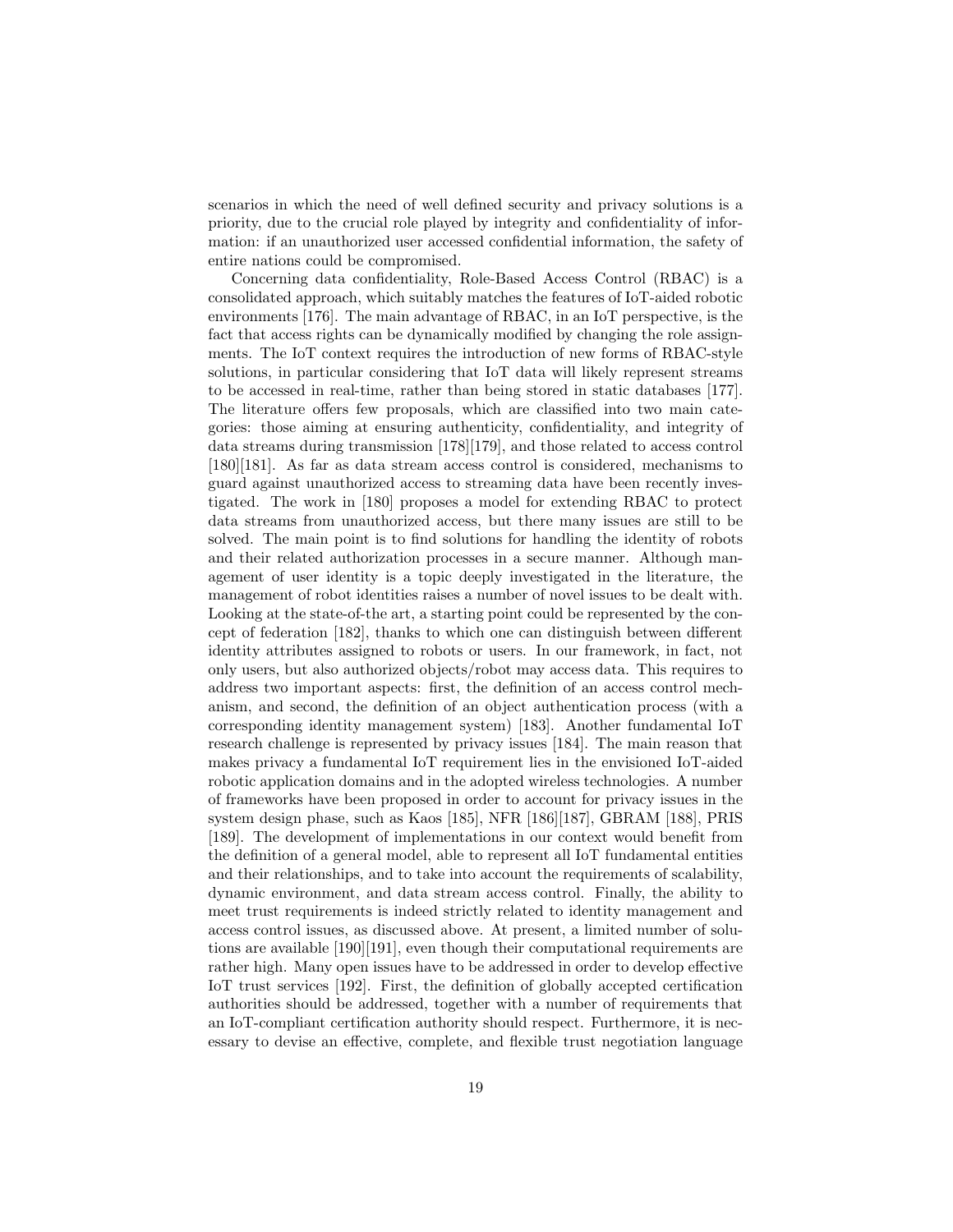scenarios in which the need of well defined security and privacy solutions is a priority, due to the crucial role played by integrity and confidentiality of information: if an unauthorized user accessed confidential information, the safety of entire nations could be compromised.

Concerning data confidentiality, Role-Based Access Control (RBAC) is a consolidated approach, which suitably matches the features of IoT-aided robotic environments [176]. The main advantage of RBAC, in an IoT perspective, is the fact that access rights can be dynamically modified by changing the role assignments. The IoT context requires the introduction of new forms of RBAC-style solutions, in particular considering that IoT data will likely represent streams to be accessed in real-time, rather than being stored in static databases [177]. The literature offers few proposals, which are classified into two main categories: those aiming at ensuring authenticity, confidentiality, and integrity of data streams during transmission [178][179], and those related to access control [180][181]. As far as data stream access control is considered, mechanisms to guard against unauthorized access to streaming data have been recently investigated. The work in [180] proposes a model for extending RBAC to protect data streams from unauthorized access, but there many issues are still to be solved. The main point is to find solutions for handling the identity of robots and their related authorization processes in a secure manner. Although management of user identity is a topic deeply investigated in the literature, the management of robot identities raises a number of novel issues to be dealt with. Looking at the state-of-the art, a starting point could be represented by the concept of federation [182], thanks to which one can distinguish between different identity attributes assigned to robots or users. In our framework, in fact, not only users, but also authorized objects/robot may access data. This requires to address two important aspects: first, the definition of an access control mechanism, and second, the definition of an object authentication process (with a corresponding identity management system) [183]. Another fundamental IoT research challenge is represented by privacy issues [184]. The main reason that makes privacy a fundamental IoT requirement lies in the envisioned IoT-aided robotic application domains and in the adopted wireless technologies. A number of frameworks have been proposed in order to account for privacy issues in the system design phase, such as Kaos [185], NFR [186][187], GBRAM [188], PRIS [189]. The development of implementations in our context would benefit from the definition of a general model, able to represent all IoT fundamental entities and their relationships, and to take into account the requirements of scalability, dynamic environment, and data stream access control. Finally, the ability to meet trust requirements is indeed strictly related to identity management and access control issues, as discussed above. At present, a limited number of solutions are available [190][191], even though their computational requirements are rather high. Many open issues have to be addressed in order to develop effective IoT trust services [192]. First, the definition of globally accepted certification authorities should be addressed, together with a number of requirements that an IoT-compliant certification authority should respect. Furthermore, it is necessary to devise an effective, complete, and flexible trust negotiation language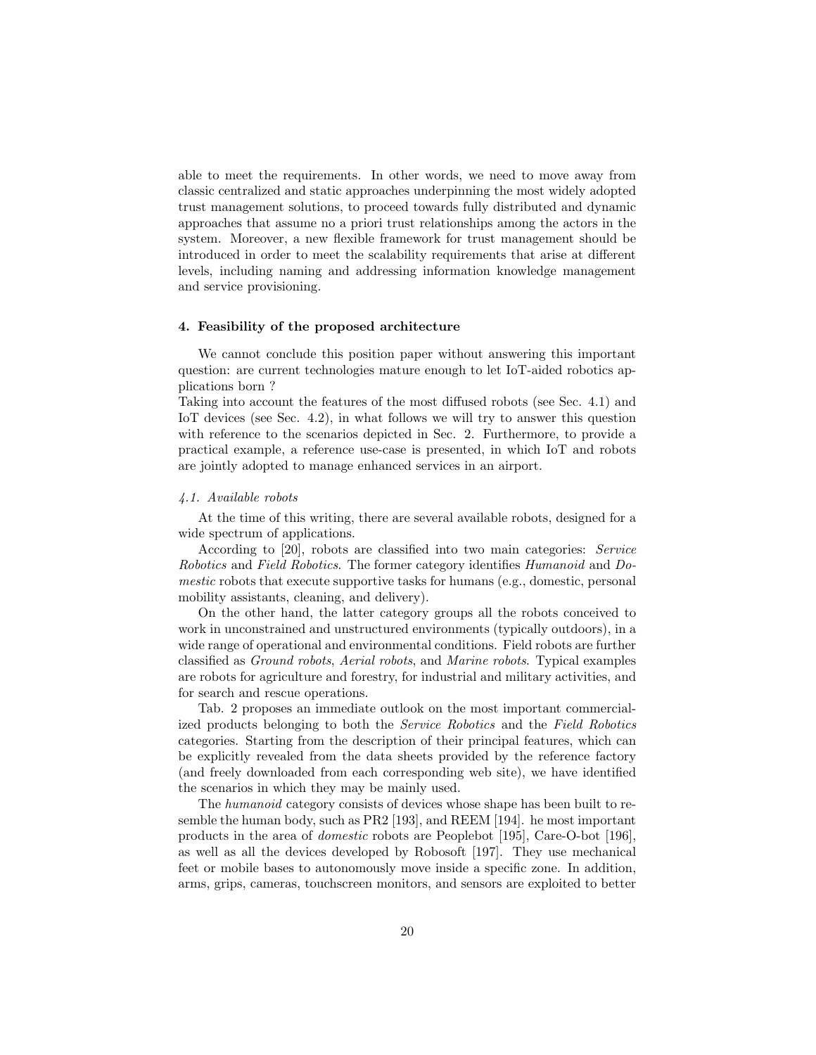able to meet the requirements. In other words, we need to move away from classic centralized and static approaches underpinning the most widely adopted trust management solutions, to proceed towards fully distributed and dynamic approaches that assume no a priori trust relationships among the actors in the system. Moreover, a new flexible framework for trust management should be introduced in order to meet the scalability requirements that arise at different levels, including naming and addressing information knowledge management and service provisioning.

## 4. Feasibility of the proposed architecture

We cannot conclude this position paper without answering this important question: are current technologies mature enough to let IoT-aided robotics applications born ?

Taking into account the features of the most diffused robots (see Sec. 4.1) and IoT devices (see Sec. 4.2), in what follows we will try to answer this question with reference to the scenarios depicted in Sec. 2. Furthermore, to provide a practical example, a reference use-case is presented, in which IoT and robots are jointly adopted to manage enhanced services in an airport.

### *4.1. Available robots*

At the time of this writing, there are several available robots, designed for a wide spectrum of applications.

According to [20], robots are classified into two main categories: *Service Robotics* and *Field Robotics*. The former category identifies *Humanoid* and *Domestic* robots that execute supportive tasks for humans (e.g., domestic, personal mobility assistants, cleaning, and delivery).

On the other hand, the latter category groups all the robots conceived to work in unconstrained and unstructured environments (typically outdoors), in a wide range of operational and environmental conditions. Field robots are further classified as *Ground robots*, *Aerial robots*, and *Marine robots*. Typical examples are robots for agriculture and forestry, for industrial and military activities, and for search and rescue operations.

Tab. 2 proposes an immediate outlook on the most important commercialized products belonging to both the *Service Robotics* and the *Field Robotics* categories. Starting from the description of their principal features, which can be explicitly revealed from the data sheets provided by the reference factory (and freely downloaded from each corresponding web site), we have identified the scenarios in which they may be mainly used.

The *humanoid* category consists of devices whose shape has been built to resemble the human body, such as PR2 [193], and REEM [194]. he most important products in the area of *domestic* robots are Peoplebot [195], Care-O-bot [196], as well as all the devices developed by Robosoft [197]. They use mechanical feet or mobile bases to autonomously move inside a specific zone. In addition, arms, grips, cameras, touchscreen monitors, and sensors are exploited to better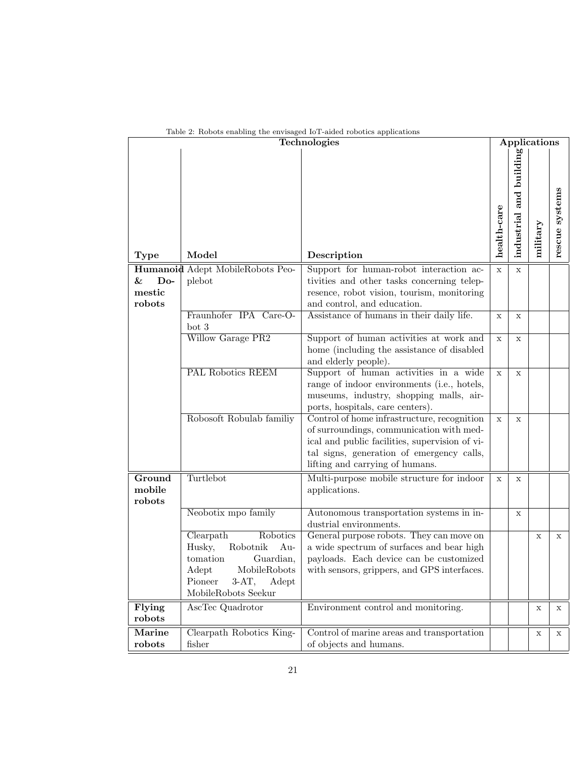Table 2: Robots enabling the envisaged IoT-aided robotics applications

| Technologies | | | Applications | | | |
|---|---|---|---|---|---|---|
| **Type** | **Model** | **Description** | **health-care** | **industrial and building** | **military** | **rescue systems** |
| **Humanoid & Domestic robots** | Adept MobileRobots Peoplebot | Support for human-robot interaction activities and other tasks concerning telepresence, robot vision, tourism, monitoring and control, and education. | x | x | | |
| | Fraunhofer IPA Care-O-bot 3 | Assistance of humans in their daily life. | x | x | | |
| | Willow Garage PR2 | Support of human activities at work and home (including the assistance of disabled and elderly people). | x | x | | |
| | PAL Robotics REEM | Support of human activities in a wide range of indoor environments (i.e., hotels, museums, industry, shopping malls, airports, hospitals, care centers). | x | x | | |
| | Robosoft Robulab familiy | Control of home infrastructure, recognition of surroundings, communication with medical and public facilities, supervision of vital signs, generation of emergency calls, lifting and carrying of humans. | x | x | | |
| **Ground mobile robots** | Turtlebot | Multi-purpose mobile structure for indoor applications. | x | x | | |
| | Neobotix mpo family | Autonomous transportation systems in industrial environments. | | x | | |
| | Clearpath Robotics Husky, Robotnik Automation Guardian, Adept MobileRobots Pioneer 3-AT, Adept MobileRobots Seekur | General purpose robots. They can move on a wide spectrum of surfaces and bear high payloads. Each device can be customized with sensors, grippers, and GPS interfaces. | | | x | x |
| **Flying robots** | AscTec Quadrotor | Environment control and monitoring. | | | x | x |
| **Marine robots** | Clearpath Robotics Kingfisher | Control of marine areas and transportation of objects and humans. | | | x | x |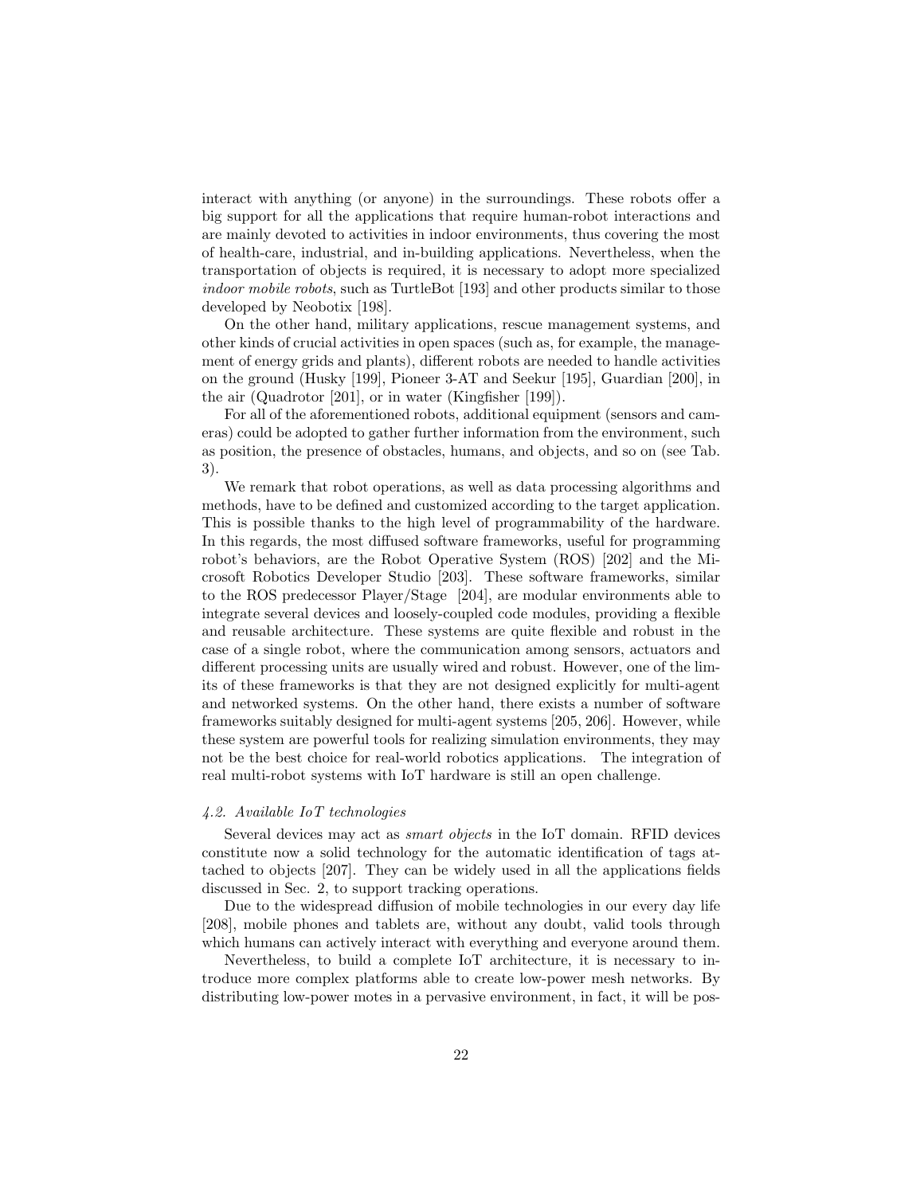interact with anything (or anyone) in the surroundings. These robots offer a big support for all the applications that require human-robot interactions and are mainly devoted to activities in indoor environments, thus covering the most of health-care, industrial, and in-building applications. Nevertheless, when the transportation of objects is required, it is necessary to adopt more specialized *indoor mobile robots*, such as TurtleBot [193] and other products similar to those developed by Neobotix [198].

On the other hand, military applications, rescue management systems, and other kinds of crucial activities in open spaces (such as, for example, the management of energy grids and plants), different robots are needed to handle activities on the ground (Husky [199], Pioneer 3-AT and Seekur [195], Guardian [200], in the air (Quadrotor [201], or in water (Kingfisher [199]).

For all of the aforementioned robots, additional equipment (sensors and cameras) could be adopted to gather further information from the environment, such as position, the presence of obstacles, humans, and objects, and so on (see Tab. 3).

We remark that robot operations, as well as data processing algorithms and methods, have to be defined and customized according to the target application. This is possible thanks to the high level of programmability of the hardware. In this regards, the most diffused software frameworks, useful for programming robot's behaviors, are the Robot Operative System (ROS) [202] and the Microsoft Robotics Developer Studio [203]. These software frameworks, similar to the ROS predecessor Player/Stage [204], are modular environments able to integrate several devices and loosely-coupled code modules, providing a flexible and reusable architecture. These systems are quite flexible and robust in the case of a single robot, where the communication among sensors, actuators and different processing units are usually wired and robust. However, one of the limits of these frameworks is that they are not designed explicitly for multi-agent and networked systems. On the other hand, there exists a number of software frameworks suitably designed for multi-agent systems [205, 206]. However, while these system are powerful tools for realizing simulation environments, they may not be the best choice for real-world robotics applications. The integration of real multi-robot systems with IoT hardware is still an open challenge.

### *4.2. Available IoT technologies*

Several devices may act as *smart objects* in the IoT domain. RFID devices constitute now a solid technology for the automatic identification of tags attached to objects [207]. They can be widely used in all the applications fields discussed in Sec. 2, to support tracking operations.

Due to the widespread diffusion of mobile technologies in our every day life [208], mobile phones and tablets are, without any doubt, valid tools through which humans can actively interact with everything and everyone around them.

Nevertheless, to build a complete IoT architecture, it is necessary to introduce more complex platforms able to create low-power mesh networks. By distributing low-power motes in a pervasive environment, in fact, it will be pos-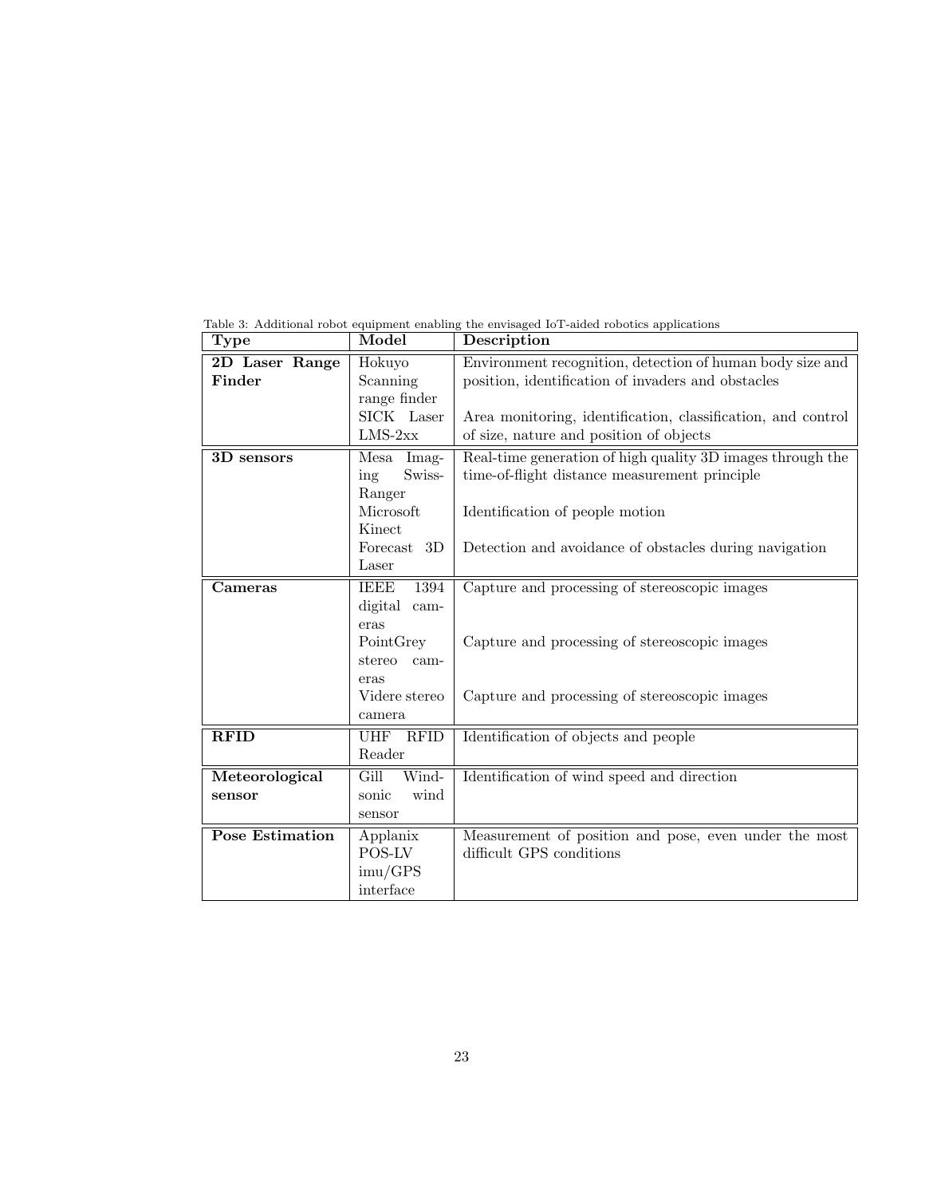Table 3: Additional robot equipment enabling the envisaged IoT-aided robotics applications

| Type | Model | Description |
| --- | --- | --- |
| **2D Laser Range Finder** | Hokuyo Scanning range finder | Environment recognition, detection of human body size and position, identification of invaders and obstacles |
| | SICK Laser LMS-2xx | Area monitoring, identification, classification, and control of size, nature and position of objects |
| **3D sensors** | Mesa Imaging Swiss-Ranger | Real-time generation of high quality 3D images through the time-of-flight distance measurement principle |
| | Microsoft Kinect | Identification of people motion |
| | Forecast 3D Laser | Detection and avoidance of obstacles during navigation |
| **Cameras** | IEEE 1394 digital cameras | Capture and processing of stereoscopic images |
| | PointGrey stereo cameras | Capture and processing of stereoscopic images |
| | Videre stereo camera | Capture and processing of stereoscopic images |
| **RFID** | UHF RFID Reader | Identification of objects and people |
| **Meteorological sensor** | Gill Windsonic wind sensor | Identification of wind speed and direction |
| **Pose Estimation** | Applanix POS-LV imu/GPS interface | Measurement of position and pose, even under the most difficult GPS conditions |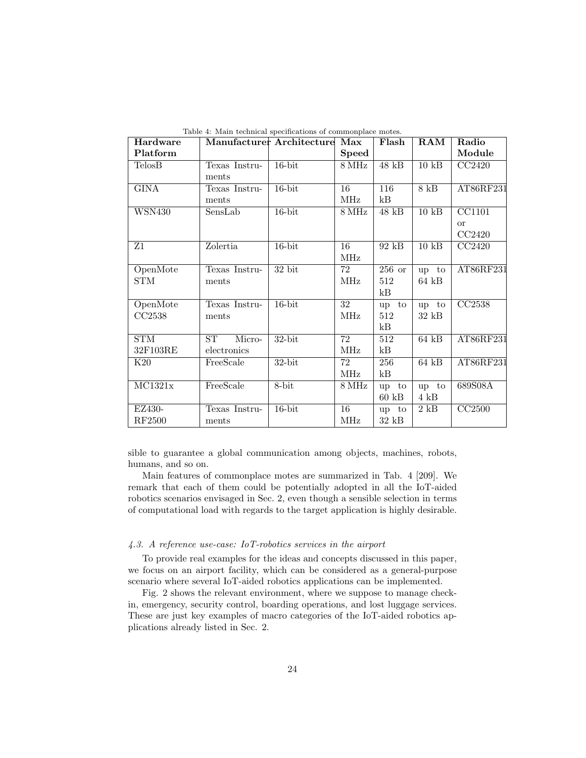Table 4: Main technical specifications of commonplace motes.

| Hardware Platform | Manufacturer | Architecture | Max Speed | Flash | RAM | Radio Module |
|---|---|---|---|---|---|---|
| TelosB | Texas Instruments | 16-bit | 8 MHz | 48 kB | 10 kB | CC2420 |
| GINA | Texas Instruments | 16-bit | 16 MHz | 116 kB | 8 kB | AT86RF231 |
| WSN430 | SensLab | 16-bit | 8 MHz | 48 kB | 10 kB | CC1101 or CC2420 |
| Z1 | Zolertia | 16-bit | 16 MHz | 92 kB | 10 kB | CC2420 |
| OpenMote STM | Texas Instruments | 32 bit | 72 MHz | 256 or 512 kB | up to 64 kB | AT86RF231 |
| OpenMote CC2538 | Texas Instruments | 16-bit | 32 MHz | up to 512 kB | up to 32 kB | CC2538 |
| STM 32F103RE | ST Microelectronics | 32-bit | 72 MHz | 512 kB | 64 kB | AT86RF231 |
| K20 | FreeScale | 32-bit | 72 MHz | 256 kB | 64 kB | AT86RF231 |
| MC1321x | FreeScale | 8-bit | 8 MHz | up to 60 kB | up to 4 kB | 689S08A |
| EZ430-RF2500 | Texas Instruments | 16-bit | 16 MHz | up to 32 kB | 2 kB | CC2500 |

sible to guarantee a global communication among objects, machines, robots, humans, and so on.

Main features of commonplace motes are summarized in Tab. 4 [209]. We remark that each of them could be potentially adopted in all the IoT-aided robotics scenarios envisaged in Sec. 2, even though a sensible selection in terms of computational load with regards to the target application is highly desirable.

### *4.3. A reference use-case: IoT-robotics services in the airport*

To provide real examples for the ideas and concepts discussed in this paper, we focus on an airport facility, which can be considered as a general-purpose scenario where several IoT-aided robotics applications can be implemented.

Fig. 2 shows the relevant environment, where we suppose to manage check-in, emergency, security control, boarding operations, and lost luggage services. These are just key examples of macro categories of the IoT-aided robotics applications already listed in Sec. 2.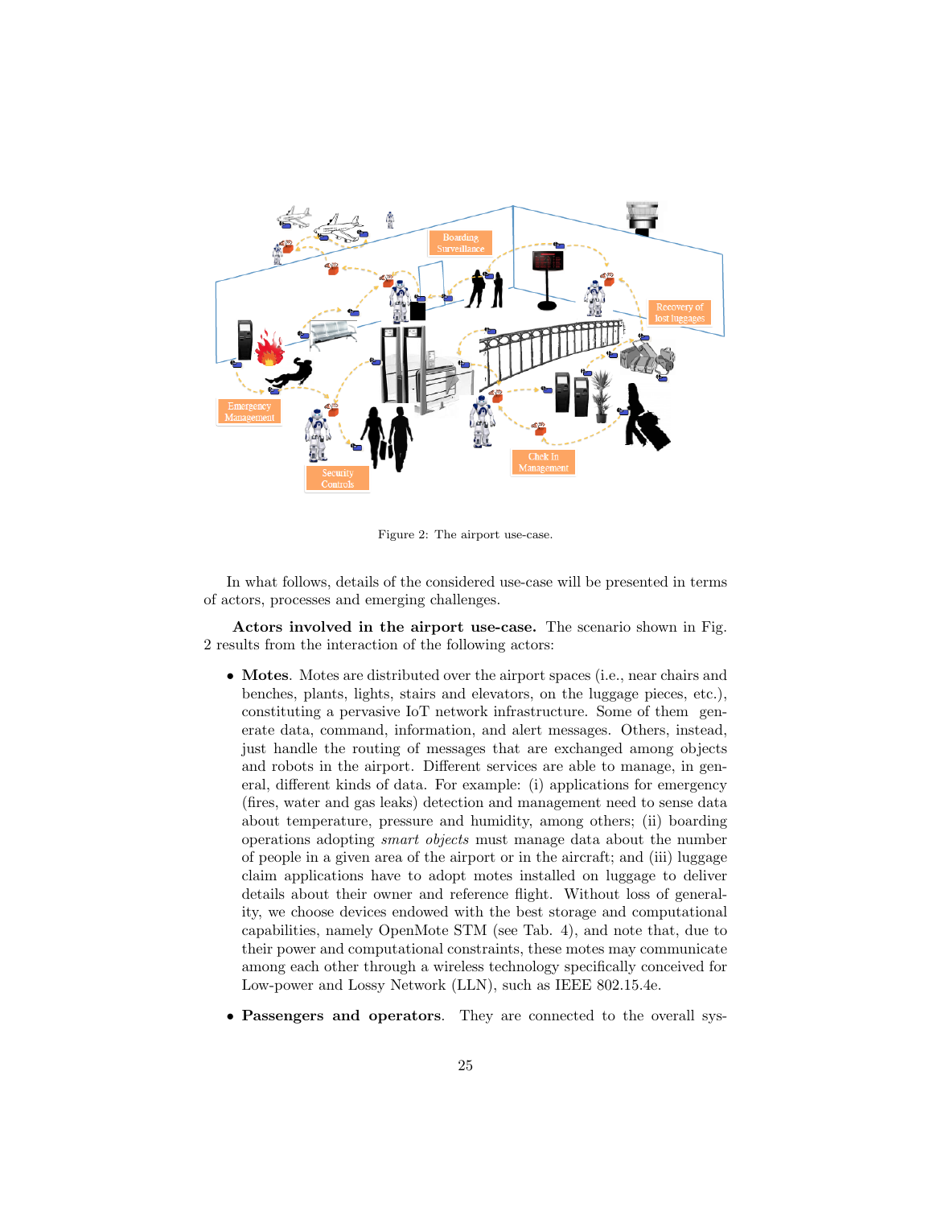Boarding Surveillance

Recovery of lost luggages

Emergency Management

Security Controls

Chek In Management

Figure 2: The airport use-case.

In what follows, details of the considered use-case will be presented in terms of actors, processes and emerging challenges.

**Actors involved in the airport use-case.** The scenario shown in Fig. 2 results from the interaction of the following actors:

- **Motes**. Motes are distributed over the airport spaces (i.e., near chairs and benches, plants, lights, stairs and elevators, on the luggage pieces, etc.), constituting a pervasive IoT network infrastructure. Some of them generate data, command, information, and alert messages. Others, instead, just handle the routing of messages that are exchanged among objects and robots in the airport. Different services are able to manage, in general, different kinds of data. For example: (i) applications for emergency (fires, water and gas leaks) detection and management need to sense data about temperature, pressure and humidity, among others; (ii) boarding operations adopting *smart objects* must manage data about the number of people in a given area of the airport or in the aircraft; and (iii) luggage claim applications have to adopt motes installed on luggage to deliver details about their owner and reference flight. Without loss of generality, we choose devices endowed with the best storage and computational capabilities, namely OpenMote STM (see Tab. 4), and note that, due to their power and computational constraints, these motes may communicate among each other through a wireless technology specifically conceived for Low-power and Lossy Network (LLN), such as IEEE 802.15.4e.

- **Passengers and operators**. They are connected to the overall sys-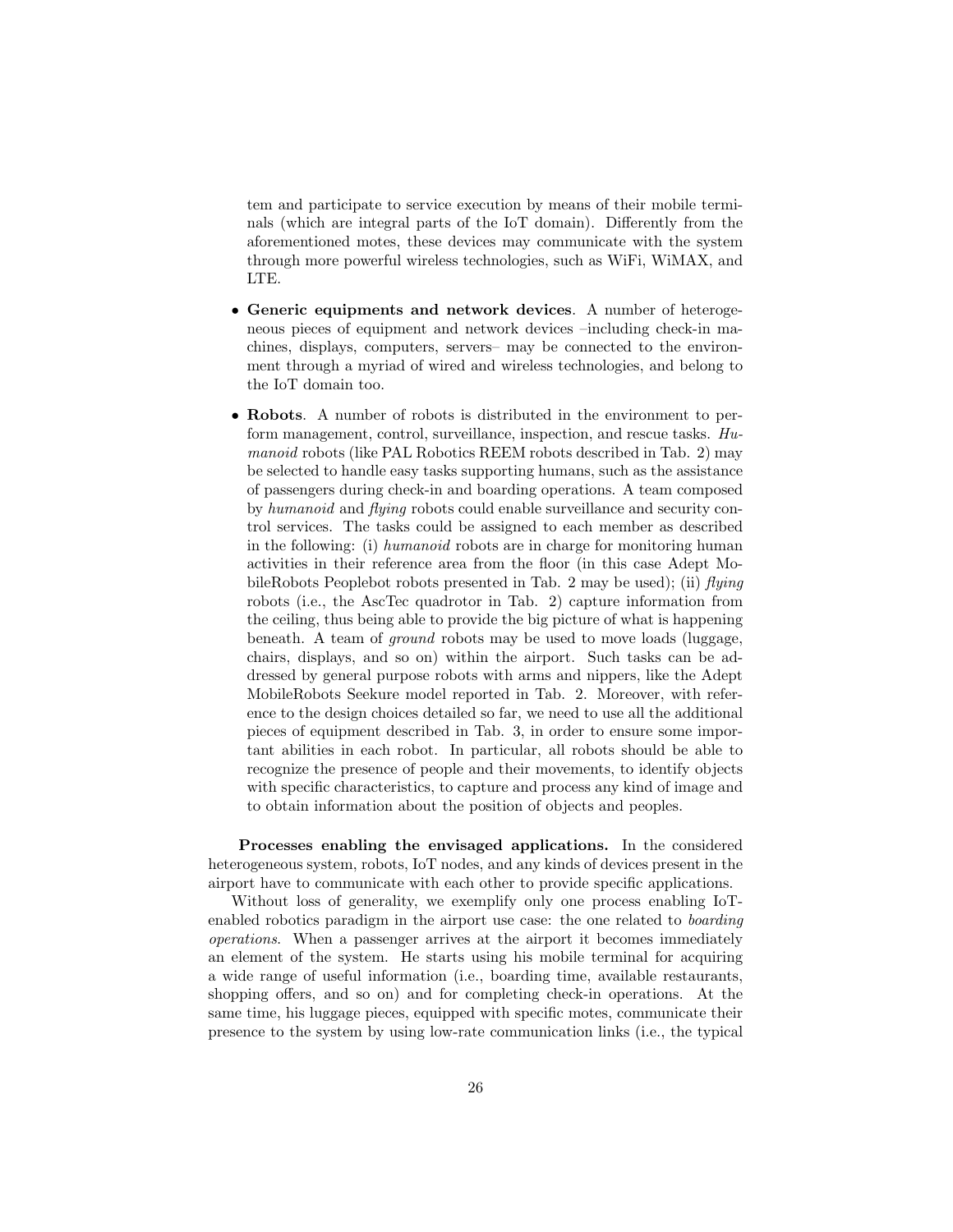tem and participate to service execution by means of their mobile terminals (which are integral parts of the IoT domain). Differently from the aforementioned motes, these devices may communicate with the system through more powerful wireless technologies, such as WiFi, WiMAX, and LTE.

- **Generic equipments and network devices**. A number of heterogeneous pieces of equipment and network devices –including check-in machines, displays, computers, servers– may be connected to the environment through a myriad of wired and wireless technologies, and belong to the IoT domain too.
- **Robots**. A number of robots is distributed in the environment to perform management, control, surveillance, inspection, and rescue tasks. *Humanoid* robots (like PAL Robotics REEM robots described in Tab. 2) may be selected to handle easy tasks supporting humans, such as the assistance of passengers during check-in and boarding operations. A team composed by *humanoid* and *flying* robots could enable surveillance and security control services. The tasks could be assigned to each member as described in the following: (i) *humanoid* robots are in charge for monitoring human activities in their reference area from the floor (in this case Adept MobileRobots Peoplebot robots presented in Tab. 2 may be used); (ii) *flying* robots (i.e., the AscTec quadrotor in Tab. 2) capture information from the ceiling, thus being able to provide the big picture of what is happening beneath. A team of *ground* robots may be used to move loads (luggage, chairs, displays, and so on) within the airport. Such tasks can be addressed by general purpose robots with arms and nippers, like the Adept MobileRobots Seekure model reported in Tab. 2. Moreover, with reference to the design choices detailed so far, we need to use all the additional pieces of equipment described in Tab. 3, in order to ensure some important abilities in each robot. In particular, all robots should be able to recognize the presence of people and their movements, to identify objects with specific characteristics, to capture and process any kind of image and to obtain information about the position of objects and peoples.

**Processes enabling the envisaged applications.** In the considered heterogeneous system, robots, IoT nodes, and any kinds of devices present in the airport have to communicate with each other to provide specific applications.

Without loss of generality, we exemplify only one process enabling IoT-enabled robotics paradigm in the airport use case: the one related to *boarding operations*. When a passenger arrives at the airport it becomes immediately an element of the system. He starts using his mobile terminal for acquiring a wide range of useful information (i.e., boarding time, available restaurants, shopping offers, and so on) and for completing check-in operations. At the same time, his luggage pieces, equipped with specific motes, communicate their presence to the system by using low-rate communication links (i.e., the typical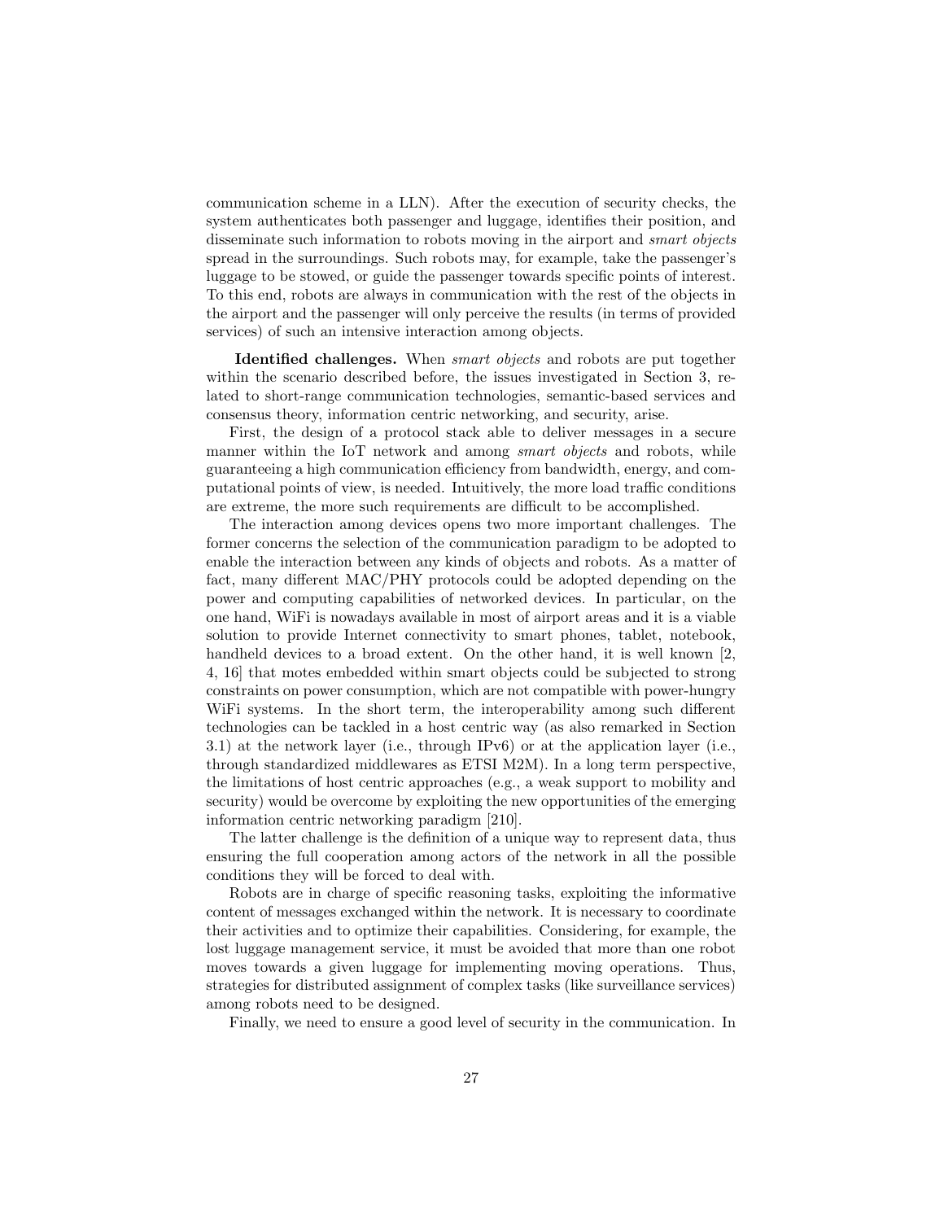communication scheme in a LLN). After the execution of security checks, the system authenticates both passenger and luggage, identifies their position, and disseminate such information to robots moving in the airport and *smart objects* spread in the surroundings. Such robots may, for example, take the passenger's luggage to be stowed, or guide the passenger towards specific points of interest. To this end, robots are always in communication with the rest of the objects in the airport and the passenger will only perceive the results (in terms of provided services) of such an intensive interaction among objects.

**Identified challenges.** When *smart objects* and robots are put together within the scenario described before, the issues investigated in Section 3, related to short-range communication technologies, semantic-based services and consensus theory, information centric networking, and security, arise.

First, the design of a protocol stack able to deliver messages in a secure manner within the IoT network and among *smart objects* and robots, while guaranteeing a high communication efficiency from bandwidth, energy, and computational points of view, is needed. Intuitively, the more load traffic conditions are extreme, the more such requirements are difficult to be accomplished.

The interaction among devices opens two more important challenges. The former concerns the selection of the communication paradigm to be adopted to enable the interaction between any kinds of objects and robots. As a matter of fact, many different MAC/PHY protocols could be adopted depending on the power and computing capabilities of networked devices. In particular, on the one hand, WiFi is nowadays available in most of airport areas and it is a viable solution to provide Internet connectivity to smart phones, tablet, notebook, handheld devices to a broad extent. On the other hand, it is well known [2, 4, 16] that motes embedded within smart objects could be subjected to strong constraints on power consumption, which are not compatible with power-hungry WiFi systems. In the short term, the interoperability among such different technologies can be tackled in a host centric way (as also remarked in Section 3.1) at the network layer (i.e., through IPv6) or at the application layer (i.e., through standardized middlewares as ETSI M2M). In a long term perspective, the limitations of host centric approaches (e.g., a weak support to mobility and security) would be overcome by exploiting the new opportunities of the emerging information centric networking paradigm [210].

The latter challenge is the definition of a unique way to represent data, thus ensuring the full cooperation among actors of the network in all the possible conditions they will be forced to deal with.

Robots are in charge of specific reasoning tasks, exploiting the informative content of messages exchanged within the network. It is necessary to coordinate their activities and to optimize their capabilities. Considering, for example, the lost luggage management service, it must be avoided that more than one robot moves towards a given luggage for implementing moving operations. Thus, strategies for distributed assignment of complex tasks (like surveillance services) among robots need to be designed.

Finally, we need to ensure a good level of security in the communication. In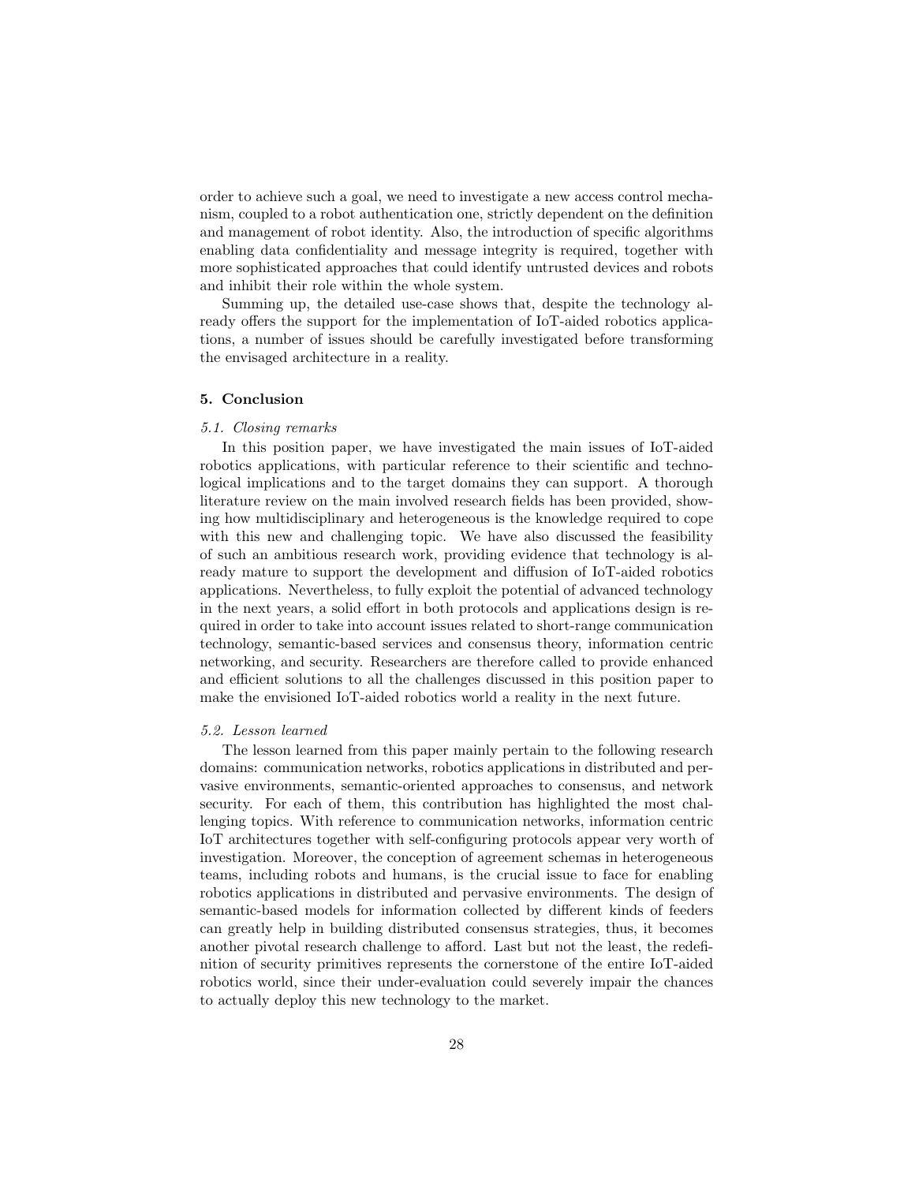order to achieve such a goal, we need to investigate a new access control mechanism, coupled to a robot authentication one, strictly dependent on the definition and management of robot identity. Also, the introduction of specific algorithms enabling data confidentiality and message integrity is required, together with more sophisticated approaches that could identify untrusted devices and robots and inhibit their role within the whole system.

Summing up, the detailed use-case shows that, despite the technology already offers the support for the implementation of IoT-aided robotics applications, a number of issues should be carefully investigated before transforming the envisaged architecture in a reality.

## 5. Conclusion

### *5.1. Closing remarks*

In this position paper, we have investigated the main issues of IoT-aided robotics applications, with particular reference to their scientific and technological implications and to the target domains they can support. A thorough literature review on the main involved research fields has been provided, showing how multidisciplinary and heterogeneous is the knowledge required to cope with this new and challenging topic. We have also discussed the feasibility of such an ambitious research work, providing evidence that technology is already mature to support the development and diffusion of IoT-aided robotics applications. Nevertheless, to fully exploit the potential of advanced technology in the next years, a solid effort in both protocols and applications design is required in order to take into account issues related to short-range communication technology, semantic-based services and consensus theory, information centric networking, and security. Researchers are therefore called to provide enhanced and efficient solutions to all the challenges discussed in this position paper to make the envisioned IoT-aided robotics world a reality in the next future.

### *5.2. Lesson learned*

The lesson learned from this paper mainly pertain to the following research domains: communication networks, robotics applications in distributed and pervasive environments, semantic-oriented approaches to consensus, and network security. For each of them, this contribution has highlighted the most challenging topics. With reference to communication networks, information centric IoT architectures together with self-configuring protocols appear very worth of investigation. Moreover, the conception of agreement schemas in heterogeneous teams, including robots and humans, is the crucial issue to face for enabling robotics applications in distributed and pervasive environments. The design of semantic-based models for information collected by different kinds of feeders can greatly help in building distributed consensus strategies, thus, it becomes another pivotal research challenge to afford. Last but not the least, the redefinition of security primitives represents the cornerstone of the entire IoT-aided robotics world, since their under-evaluation could severely impair the chances to actually deploy this new technology to the market.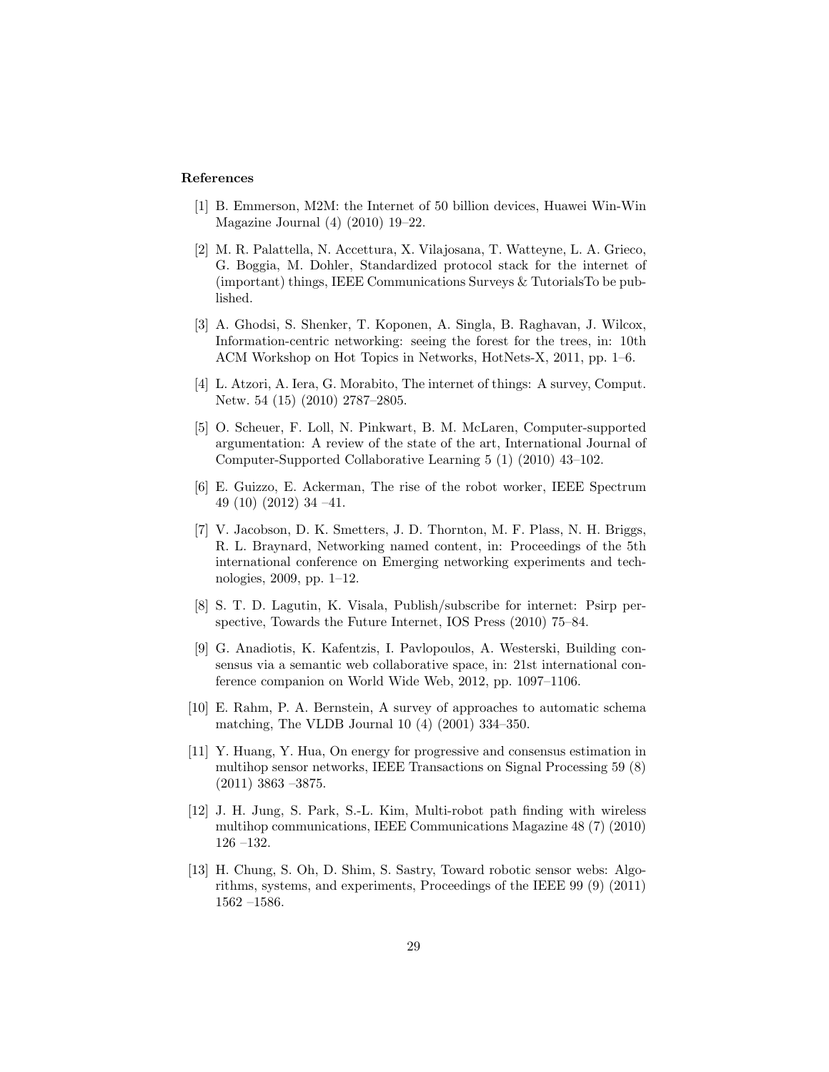### References

[1] B. Emmerson, M2M: the Internet of 50 billion devices, Huawei Win-Win Magazine Journal (4) (2010) 19–22.

[2] M. R. Palattella, N. Accettura, X. Vilajosana, T. Watteyne, L. A. Grieco, G. Boggia, M. Dohler, Standardized protocol stack for the internet of (important) things, IEEE Communications Surveys & TutorialsTo be published.

[3] A. Ghodsi, S. Shenker, T. Koponen, A. Singla, B. Raghavan, J. Wilcox, Information-centric networking: seeing the forest for the trees, in: 10th ACM Workshop on Hot Topics in Networks, HotNets-X, 2011, pp. 1–6.

[4] L. Atzori, A. Iera, G. Morabito, The internet of things: A survey, Comput. Netw. 54 (15) (2010) 2787–2805.

[5] O. Scheuer, F. Loll, N. Pinkwart, B. M. McLaren, Computer-supported argumentation: A review of the state of the art, International Journal of Computer-Supported Collaborative Learning 5 (1) (2010) 43–102.

[6] E. Guizzo, E. Ackerman, The rise of the robot worker, IEEE Spectrum 49 (10) (2012) 34 –41.

[7] V. Jacobson, D. K. Smetters, J. D. Thornton, M. F. Plass, N. H. Briggs, R. L. Braynard, Networking named content, in: Proceedings of the 5th international conference on Emerging networking experiments and technologies, 2009, pp. 1–12.

[8] S. T. D. Lagutin, K. Visala, Publish/subscribe for internet: Psirp perspective, Towards the Future Internet, IOS Press (2010) 75–84.

[9] G. Anadiotis, K. Kafentzis, I. Pavlopoulos, A. Westerski, Building consensus via a semantic web collaborative space, in: 21st international conference companion on World Wide Web, 2012, pp. 1097–1106.

[10] E. Rahm, P. A. Bernstein, A survey of approaches to automatic schema matching, The VLDB Journal 10 (4) (2001) 334–350.

[11] Y. Huang, Y. Hua, On energy for progressive and consensus estimation in multihop sensor networks, IEEE Transactions on Signal Processing 59 (8) (2011) 3863 –3875.

[12] J. H. Jung, S. Park, S.-L. Kim, Multi-robot path finding with wireless multihop communications, IEEE Communications Magazine 48 (7) (2010) 126 –132.

[13] H. Chung, S. Oh, D. Shim, S. Sastry, Toward robotic sensor webs: Algorithms, systems, and experiments, Proceedings of the IEEE 99 (9) (2011) 1562 –1586.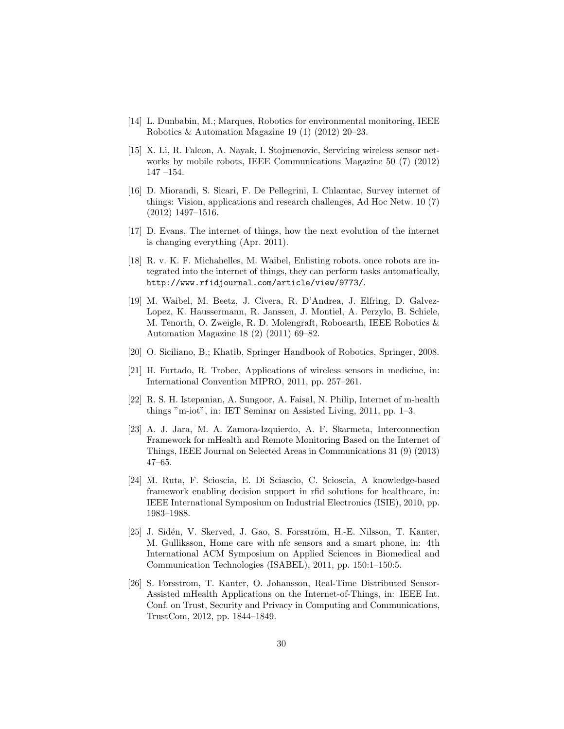[14] L. Dunbabin, M.; Marques, Robotics for environmental monitoring, IEEE Robotics & Automation Magazine 19 (1) (2012) 20–23.

[15] X. Li, R. Falcon, A. Nayak, I. Stojmenovic, Servicing wireless sensor networks by mobile robots, IEEE Communications Magazine 50 (7) (2012) 147 –154.

[16] D. Miorandi, S. Sicari, F. De Pellegrini, I. Chlamtac, Survey internet of things: Vision, applications and research challenges, Ad Hoc Netw. 10 (7) (2012) 1497–1516.

[17] D. Evans, The internet of things, how the next evolution of the internet is changing everything (Apr. 2011).

[18] R. v. K. F. Michahelles, M. Waibel, Enlisting robots. once robots are integrated into the internet of things, they can perform tasks automatically, http://www.rfidjournal.com/article/view/9773/.

[19] M. Waibel, M. Beetz, J. Civera, R. D'Andrea, J. Elfring, D. Galvez-Lopez, K. Haussermann, R. Janssen, J. Montiel, A. Perzylo, B. Schiele, M. Tenorth, O. Zweigle, R. D. Molengraft, Roboearth, IEEE Robotics & Automation Magazine 18 (2) (2011) 69–82.

[20] O. Siciliano, B.; Khatib, Springer Handbook of Robotics, Springer, 2008.

[21] H. Furtado, R. Trobec, Applications of wireless sensors in medicine, in: International Convention MIPRO, 2011, pp. 257–261.

[22] R. S. H. Istepanian, A. Sungoor, A. Faisal, N. Philip, Internet of m-health things "m-iot", in: IET Seminar on Assisted Living, 2011, pp. 1–3.

[23] A. J. Jara, M. A. Zamora-Izquierdo, A. F. Skarmeta, Interconnection Framework for mHealth and Remote Monitoring Based on the Internet of Things, IEEE Journal on Selected Areas in Communications 31 (9) (2013) 47–65.

[24] M. Ruta, F. Scioscia, E. Di Sciascio, C. Scioscia, A knowledge-based framework enabling decision support in rfid solutions for healthcare, in: IEEE International Symposium on Industrial Electronics (ISIE), 2010, pp. 1983–1988.

[25] J. Sidén, V. Skerved, J. Gao, S. Forsström, H.-E. Nilsson, T. Kanter, M. Gulliksson, Home care with nfc sensors and a smart phone, in: 4th International ACM Symposium on Applied Sciences in Biomedical and Communication Technologies (ISABEL), 2011, pp. 150:1–150:5.

[26] S. Forsstrom, T. Kanter, O. Johansson, Real-Time Distributed Sensor-Assisted mHealth Applications on the Internet-of-Things, in: IEEE Int. Conf. on Trust, Security and Privacy in Computing and Communications, TrustCom, 2012, pp. 1844–1849.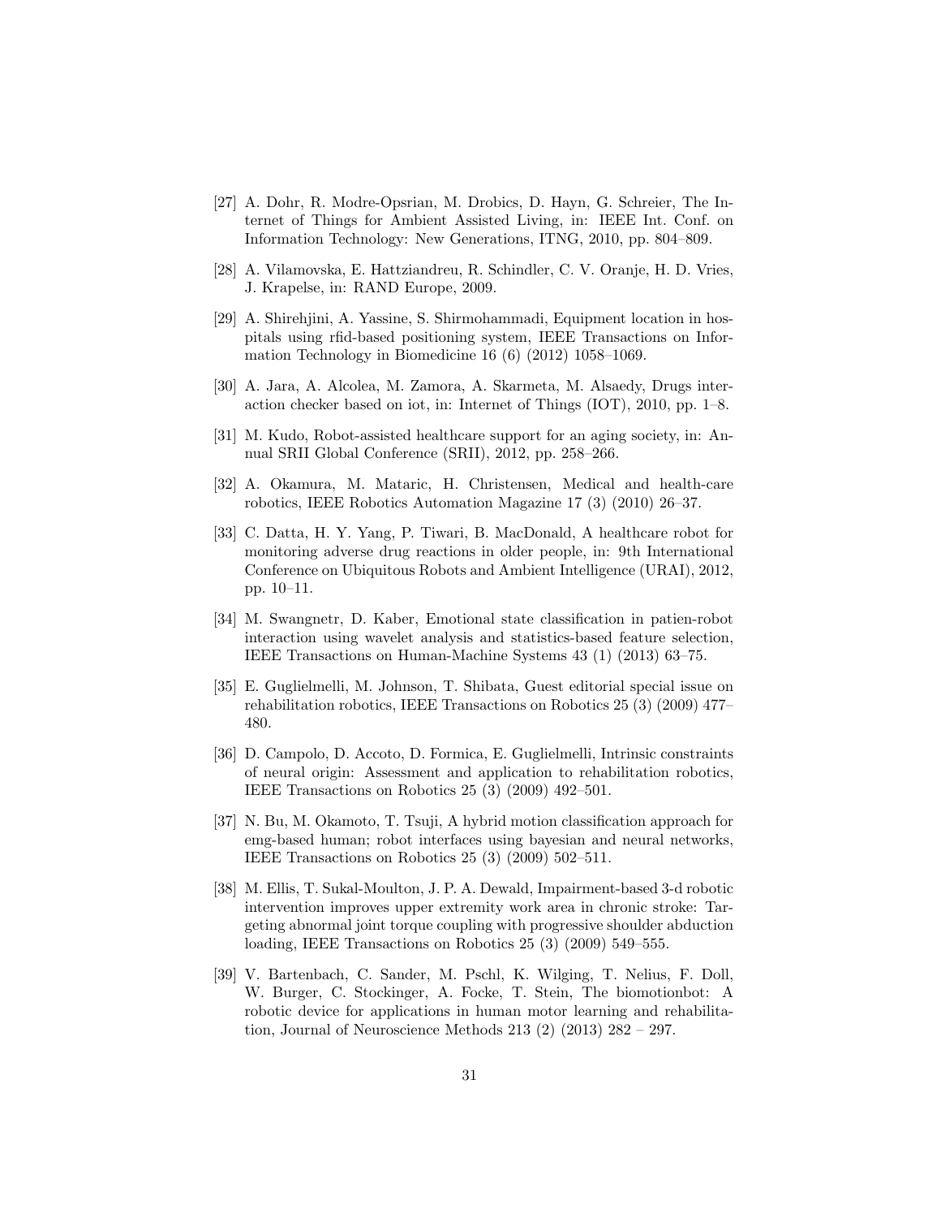[27] A. Dohr, R. Modre-Opsrian, M. Drobics, D. Hayn, G. Schreier, The Internet of Things for Ambient Assisted Living, in: IEEE Int. Conf. on Information Technology: New Generations, ITNG, 2010, pp. 804–809.

[28] A. Vilamovska, E. Hattziandreu, R. Schindler, C. V. Oranje, H. D. Vries, J. Krapelse, in: RAND Europe, 2009.

[29] A. Shirehjini, A. Yassine, S. Shirmohammadi, Equipment location in hospitals using rfid-based positioning system, IEEE Transactions on Information Technology in Biomedicine 16 (6) (2012) 1058–1069.

[30] A. Jara, A. Alcolea, M. Zamora, A. Skarmeta, M. Alsaedy, Drugs interaction checker based on iot, in: Internet of Things (IOT), 2010, pp. 1–8.

[31] M. Kudo, Robot-assisted healthcare support for an aging society, in: Annual SRII Global Conference (SRII), 2012, pp. 258–266.

[32] A. Okamura, M. Mataric, H. Christensen, Medical and health-care robotics, IEEE Robotics Automation Magazine 17 (3) (2010) 26–37.

[33] C. Datta, H. Y. Yang, P. Tiwari, B. MacDonald, A healthcare robot for monitoring adverse drug reactions in older people, in: 9th International Conference on Ubiquitous Robots and Ambient Intelligence (URAI), 2012, pp. 10–11.

[34] M. Swangnetr, D. Kaber, Emotional state classification in patien-robot interaction using wavelet analysis and statistics-based feature selection, IEEE Transactions on Human-Machine Systems 43 (1) (2013) 63–75.

[35] E. Guglielmelli, M. Johnson, T. Shibata, Guest editorial special issue on rehabilitation robotics, IEEE Transactions on Robotics 25 (3) (2009) 477–480.

[36] D. Campolo, D. Accoto, D. Formica, E. Guglielmelli, Intrinsic constraints of neural origin: Assessment and application to rehabilitation robotics, IEEE Transactions on Robotics 25 (3) (2009) 492–501.

[37] N. Bu, M. Okamoto, T. Tsuji, A hybrid motion classification approach for emg-based human; robot interfaces using bayesian and neural networks, IEEE Transactions on Robotics 25 (3) (2009) 502–511.

[38] M. Ellis, T. Sukal-Moulton, J. P. A. Dewald, Impairment-based 3-d robotic intervention improves upper extremity work area in chronic stroke: Targeting abnormal joint torque coupling with progressive shoulder abduction loading, IEEE Transactions on Robotics 25 (3) (2009) 549–555.

[39] V. Bartenbach, C. Sander, M. Pschl, K. Wilging, T. Nelius, F. Doll, W. Burger, C. Stockinger, A. Focke, T. Stein, The biomotionbot: A robotic device for applications in human motor learning and rehabilitation, Journal of Neuroscience Methods 213 (2) (2013) 282 – 297.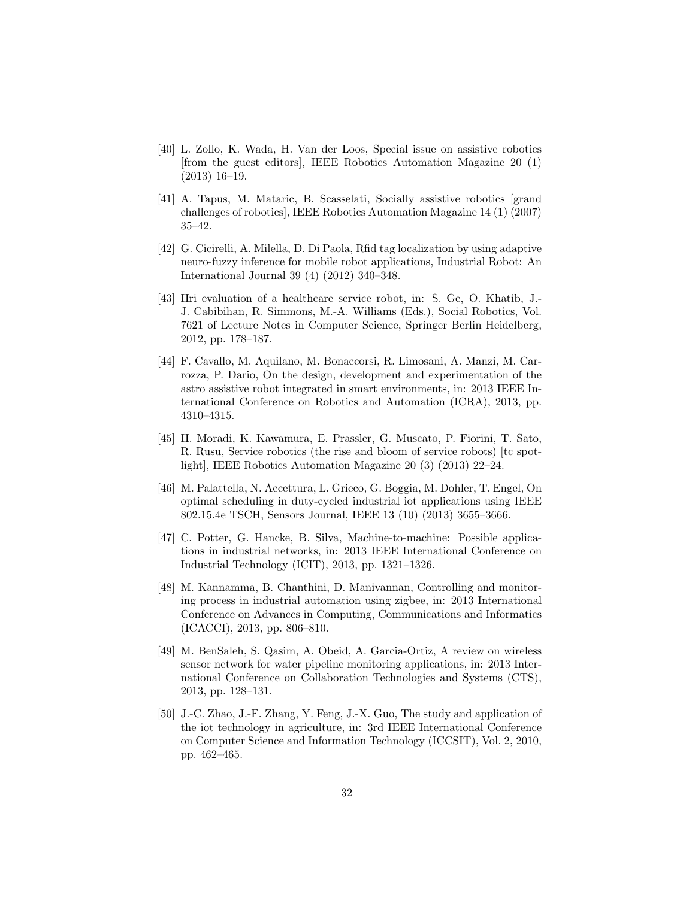[40] L. Zollo, K. Wada, H. Van der Loos, Special issue on assistive robotics [from the guest editors], IEEE Robotics Automation Magazine 20 (1) (2013) 16–19.

[41] A. Tapus, M. Mataric, B. Scasselati, Socially assistive robotics [grand challenges of robotics], IEEE Robotics Automation Magazine 14 (1) (2007) 35–42.

[42] G. Cicirelli, A. Milella, D. Di Paola, Rfid tag localization by using adaptive neuro-fuzzy inference for mobile robot applications, Industrial Robot: An International Journal 39 (4) (2012) 340–348.

[43] Hri evaluation of a healthcare service robot, in: S. Ge, O. Khatib, J.-J. Cabibihan, R. Simmons, M.-A. Williams (Eds.), Social Robotics, Vol. 7621 of Lecture Notes in Computer Science, Springer Berlin Heidelberg, 2012, pp. 178–187.

[44] F. Cavallo, M. Aquilano, M. Bonaccorsi, R. Limosani, A. Manzi, M. Carrozza, P. Dario, On the design, development and experimentation of the astro assistive robot integrated in smart environments, in: 2013 IEEE International Conference on Robotics and Automation (ICRA), 2013, pp. 4310–4315.

[45] H. Moradi, K. Kawamura, E. Prassler, G. Muscato, P. Fiorini, T. Sato, R. Rusu, Service robotics (the rise and bloom of service robots) [tc spotlight], IEEE Robotics Automation Magazine 20 (3) (2013) 22–24.

[46] M. Palattella, N. Accettura, L. Grieco, G. Boggia, M. Dohler, T. Engel, On optimal scheduling in duty-cycled industrial iot applications using IEEE 802.15.4e TSCH, Sensors Journal, IEEE 13 (10) (2013) 3655–3666.

[47] C. Potter, G. Hancke, B. Silva, Machine-to-machine: Possible applications in industrial networks, in: 2013 IEEE International Conference on Industrial Technology (ICIT), 2013, pp. 1321–1326.

[48] M. Kannamma, B. Chanthini, D. Manivannan, Controlling and monitoring process in industrial automation using zigbee, in: 2013 International Conference on Advances in Computing, Communications and Informatics (ICACCI), 2013, pp. 806–810.

[49] M. BenSaleh, S. Qasim, A. Obeid, A. Garcia-Ortiz, A review on wireless sensor network for water pipeline monitoring applications, in: 2013 International Conference on Collaboration Technologies and Systems (CTS), 2013, pp. 128–131.

[50] J.-C. Zhao, J.-F. Zhang, Y. Feng, J.-X. Guo, The study and application of the iot technology in agriculture, in: 3rd IEEE International Conference on Computer Science and Information Technology (ICCSIT), Vol. 2, 2010, pp. 462–465.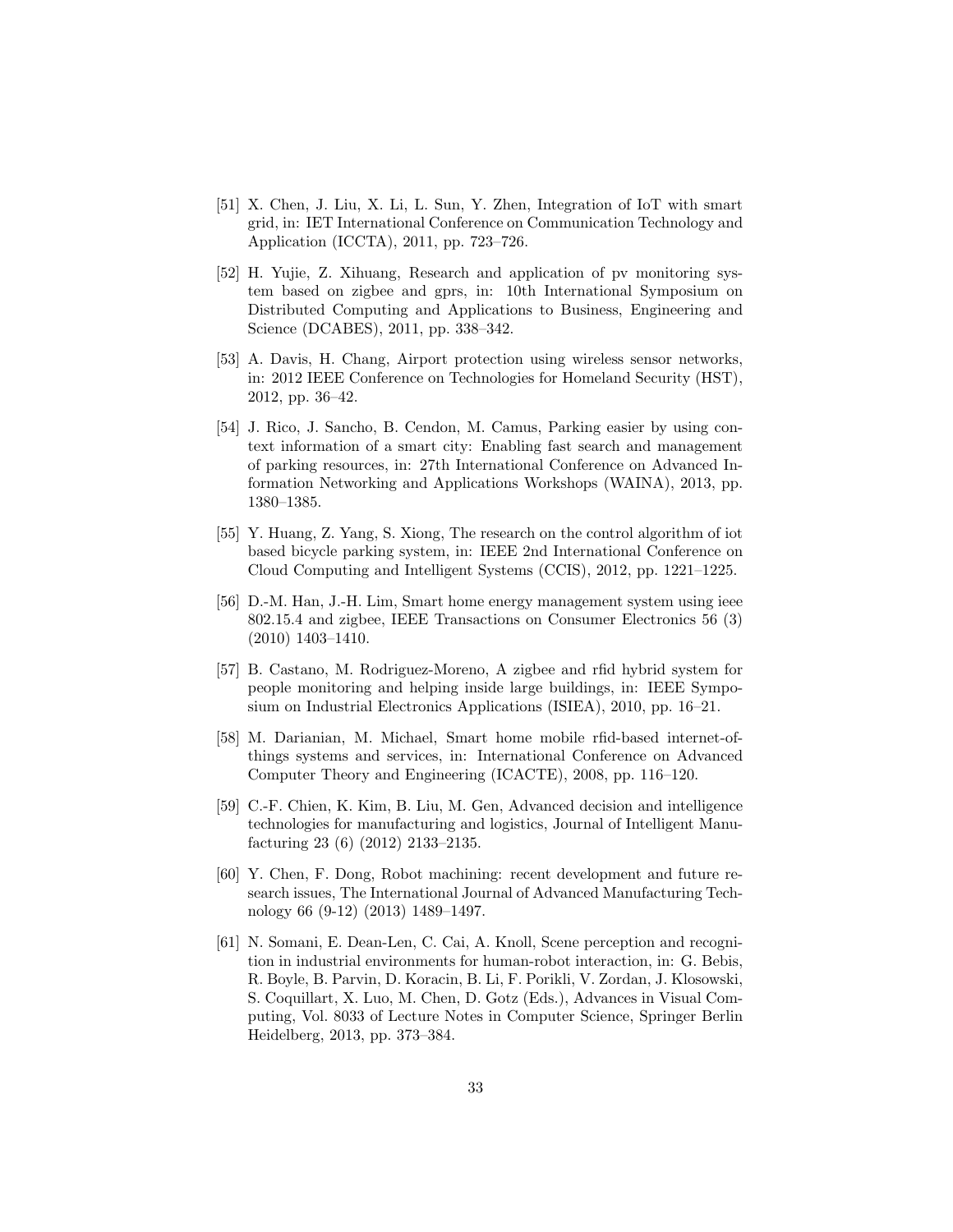[51] X. Chen, J. Liu, X. Li, L. Sun, Y. Zhen, Integration of IoT with smart grid, in: IET International Conference on Communication Technology and Application (ICCTA), 2011, pp. 723–726.

[52] H. Yujie, Z. Xihuang, Research and application of pv monitoring system based on zigbee and gprs, in: 10th International Symposium on Distributed Computing and Applications to Business, Engineering and Science (DCABES), 2011, pp. 338–342.

[53] A. Davis, H. Chang, Airport protection using wireless sensor networks, in: 2012 IEEE Conference on Technologies for Homeland Security (HST), 2012, pp. 36–42.

[54] J. Rico, J. Sancho, B. Cendon, M. Camus, Parking easier by using context information of a smart city: Enabling fast search and management of parking resources, in: 27th International Conference on Advanced Information Networking and Applications Workshops (WAINA), 2013, pp. 1380–1385.

[55] Y. Huang, Z. Yang, S. Xiong, The research on the control algorithm of iot based bicycle parking system, in: IEEE 2nd International Conference on Cloud Computing and Intelligent Systems (CCIS), 2012, pp. 1221–1225.

[56] D.-M. Han, J.-H. Lim, Smart home energy management system using ieee 802.15.4 and zigbee, IEEE Transactions on Consumer Electronics 56 (3) (2010) 1403–1410.

[57] B. Castano, M. Rodriguez-Moreno, A zigbee and rfid hybrid system for people monitoring and helping inside large buildings, in: IEEE Symposium on Industrial Electronics Applications (ISIEA), 2010, pp. 16–21.

[58] M. Darianian, M. Michael, Smart home mobile rfid-based internet-of-things systems and services, in: International Conference on Advanced Computer Theory and Engineering (ICACTE), 2008, pp. 116–120.

[59] C.-F. Chien, K. Kim, B. Liu, M. Gen, Advanced decision and intelligence technologies for manufacturing and logistics, Journal of Intelligent Manufacturing 23 (6) (2012) 2133–2135.

[60] Y. Chen, F. Dong, Robot machining: recent development and future research issues, The International Journal of Advanced Manufacturing Technology 66 (9-12) (2013) 1489–1497.

[61] N. Somani, E. Dean-Len, C. Cai, A. Knoll, Scene perception and recognition in industrial environments for human-robot interaction, in: G. Bebis, R. Boyle, B. Parvin, D. Koracin, B. Li, F. Porikli, V. Zordan, J. Klosowski, S. Coquillart, X. Luo, M. Chen, D. Gotz (Eds.), Advances in Visual Computing, Vol. 8033 of Lecture Notes in Computer Science, Springer Berlin Heidelberg, 2013, pp. 373–384.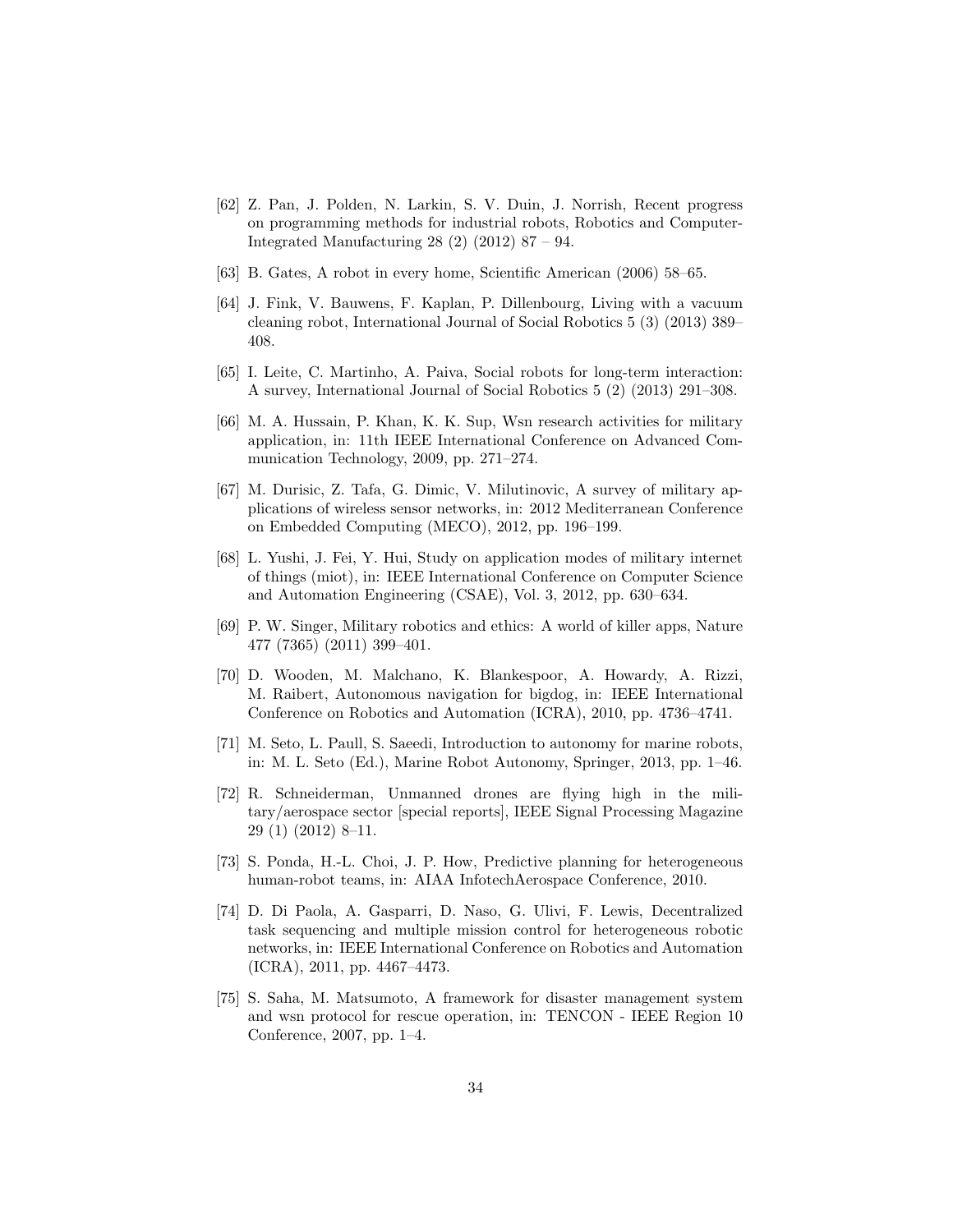[62] Z. Pan, J. Polden, N. Larkin, S. V. Duin, J. Norrish, Recent progress on programming methods for industrial robots, Robotics and Computer-Integrated Manufacturing 28 (2) (2012) 87 – 94.

[63] B. Gates, A robot in every home, Scientific American (2006) 58–65.

[64] J. Fink, V. Bauwens, F. Kaplan, P. Dillenbourg, Living with a vacuum cleaning robot, International Journal of Social Robotics 5 (3) (2013) 389–408.

[65] I. Leite, C. Martinho, A. Paiva, Social robots for long-term interaction: A survey, International Journal of Social Robotics 5 (2) (2013) 291–308.

[66] M. A. Hussain, P. Khan, K. K. Sup, Wsn research activities for military application, in: 11th IEEE International Conference on Advanced Communication Technology, 2009, pp. 271–274.

[67] M. Durisic, Z. Tafa, G. Dimic, V. Milutinovic, A survey of military applications of wireless sensor networks, in: 2012 Mediterranean Conference on Embedded Computing (MECO), 2012, pp. 196–199.

[68] L. Yushi, J. Fei, Y. Hui, Study on application modes of military internet of things (miot), in: IEEE International Conference on Computer Science and Automation Engineering (CSAE), Vol. 3, 2012, pp. 630–634.

[69] P. W. Singer, Military robotics and ethics: A world of killer apps, Nature 477 (7365) (2011) 399–401.

[70] D. Wooden, M. Malchano, K. Blankespoor, A. Howardy, A. Rizzi, M. Raibert, Autonomous navigation for bigdog, in: IEEE International Conference on Robotics and Automation (ICRA), 2010, pp. 4736–4741.

[71] M. Seto, L. Paull, S. Saeedi, Introduction to autonomy for marine robots, in: M. L. Seto (Ed.), Marine Robot Autonomy, Springer, 2013, pp. 1–46.

[72] R. Schneiderman, Unmanned drones are flying high in the military/aerospace sector [special reports], IEEE Signal Processing Magazine 29 (1) (2012) 8–11.

[73] S. Ponda, H.-L. Choi, J. P. How, Predictive planning for heterogeneous human-robot teams, in: AIAA InfotechAerospace Conference, 2010.

[74] D. Di Paola, A. Gasparri, D. Naso, G. Ulivi, F. Lewis, Decentralized task sequencing and multiple mission control for heterogeneous robotic networks, in: IEEE International Conference on Robotics and Automation (ICRA), 2011, pp. 4467–4473.

[75] S. Saha, M. Matsumoto, A framework for disaster management system and wsn protocol for rescue operation, in: TENCON - IEEE Region 10 Conference, 2007, pp. 1–4.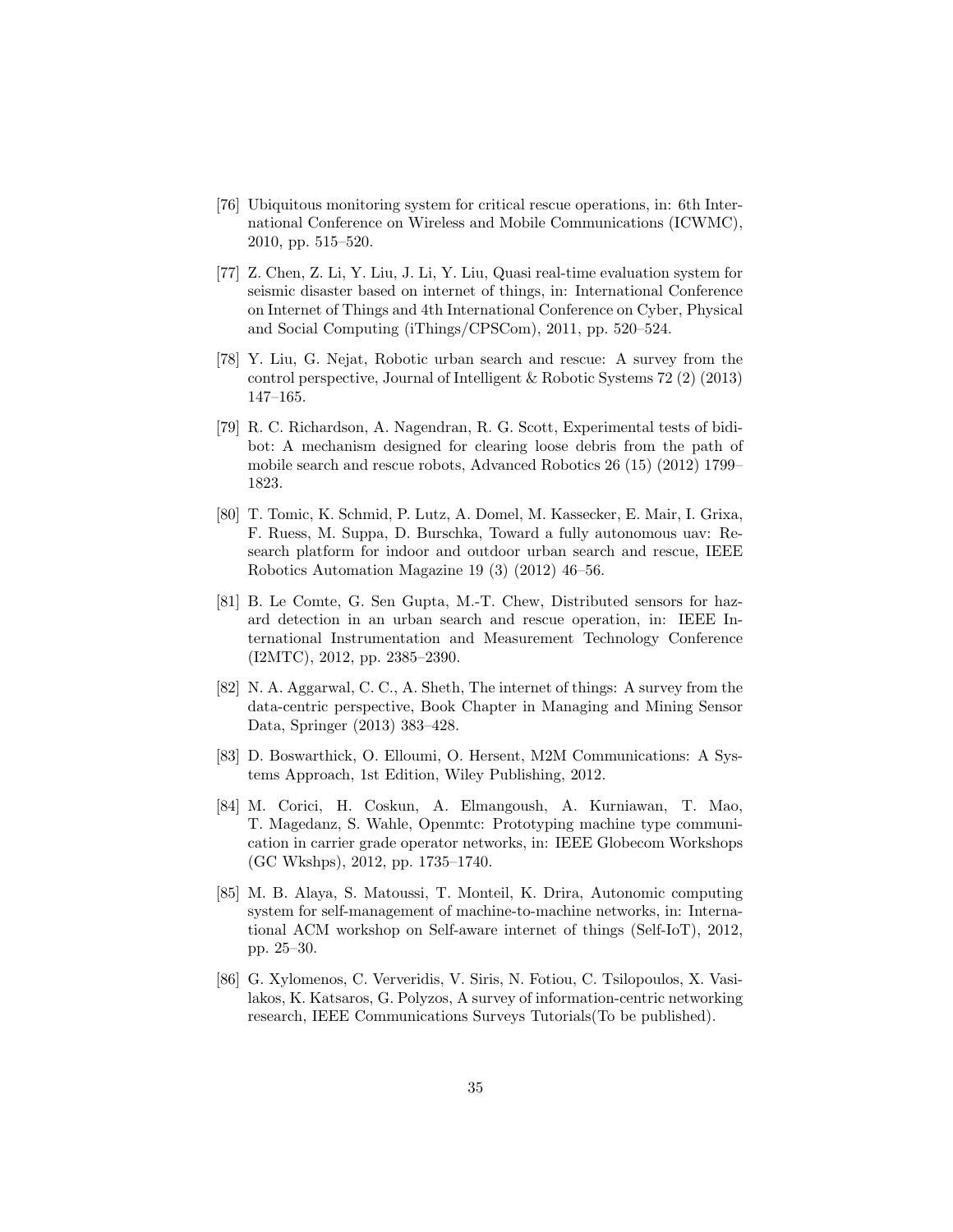[76] Ubiquitous monitoring system for critical rescue operations, in: 6th International Conference on Wireless and Mobile Communications (ICWMC), 2010, pp. 515–520.

[77] Z. Chen, Z. Li, Y. Liu, J. Li, Y. Liu, Quasi real-time evaluation system for seismic disaster based on internet of things, in: International Conference on Internet of Things and 4th International Conference on Cyber, Physical and Social Computing (iThings/CPSCom), 2011, pp. 520–524.

[78] Y. Liu, G. Nejat, Robotic urban search and rescue: A survey from the control perspective, Journal of Intelligent & Robotic Systems 72 (2) (2013) 147–165.

[79] R. C. Richardson, A. Nagendran, R. G. Scott, Experimental tests of bidibot: A mechanism designed for clearing loose debris from the path of mobile search and rescue robots, Advanced Robotics 26 (15) (2012) 1799–1823.

[80] T. Tomic, K. Schmid, P. Lutz, A. Domel, M. Kassecker, E. Mair, I. Grixa, F. Ruess, M. Suppa, D. Burschka, Toward a fully autonomous uav: Research platform for indoor and outdoor urban search and rescue, IEEE Robotics Automation Magazine 19 (3) (2012) 46–56.

[81] B. Le Comte, G. Sen Gupta, M.-T. Chew, Distributed sensors for hazard detection in an urban search and rescue operation, in: IEEE International Instrumentation and Measurement Technology Conference (I2MTC), 2012, pp. 2385–2390.

[82] N. A. Aggarwal, C. C., A. Sheth, The internet of things: A survey from the data-centric perspective, Book Chapter in Managing and Mining Sensor Data, Springer (2013) 383–428.

[83] D. Boswarthick, O. Elloumi, O. Hersent, M2M Communications: A Systems Approach, 1st Edition, Wiley Publishing, 2012.

[84] M. Corici, H. Coskun, A. Elmangoush, A. Kurniawan, T. Mao, T. Magedanz, S. Wahle, Openmtc: Prototyping machine type communication in carrier grade operator networks, in: IEEE Globecom Workshops (GC Wkshps), 2012, pp. 1735–1740.

[85] M. B. Alaya, S. Matoussi, T. Monteil, K. Drira, Autonomic computing system for self-management of machine-to-machine networks, in: International ACM workshop on Self-aware internet of things (Self-IoT), 2012, pp. 25–30.

[86] G. Xylomenos, C. Ververidis, V. Siris, N. Fotiou, C. Tsilopoulos, X. Vasilakos, K. Katsaros, G. Polyzos, A survey of information-centric networking research, IEEE Communications Surveys Tutorials(To be published).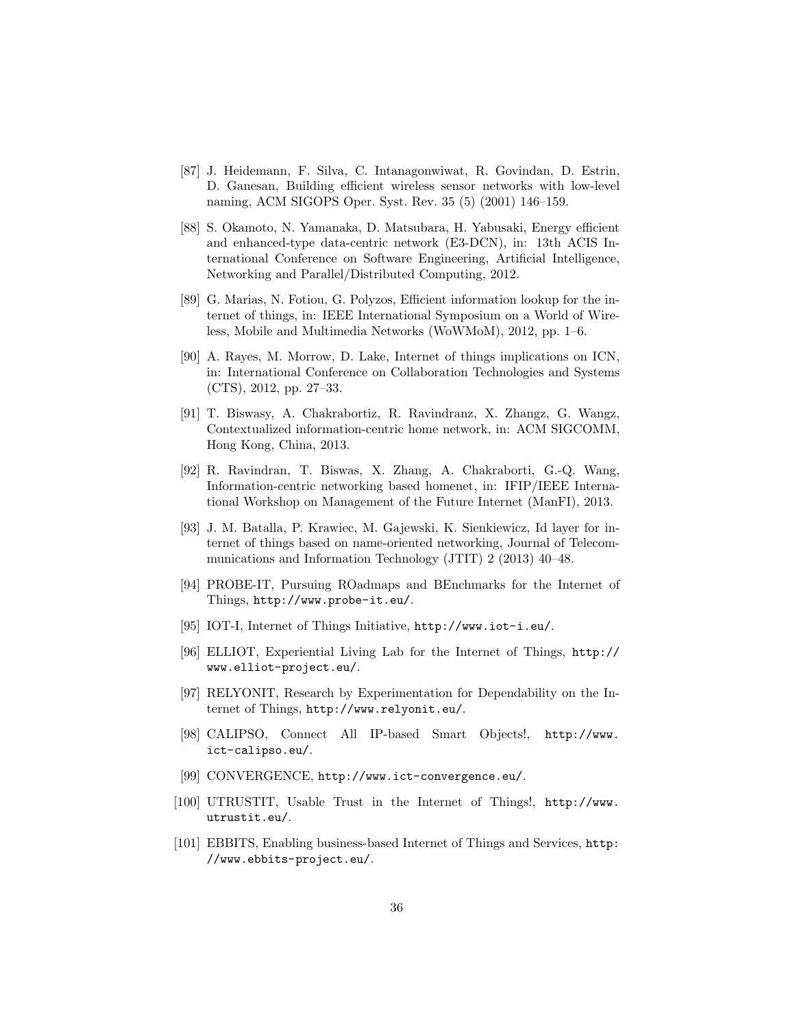[87] J. Heidemann, F. Silva, C. Intanagonwiwat, R. Govindan, D. Estrin, D. Ganesan, Building efficient wireless sensor networks with low-level naming, ACM SIGOPS Oper. Syst. Rev. 35 (5) (2001) 146–159.

[88] S. Okamoto, N. Yamanaka, D. Matsubara, H. Yabusaki, Energy efficient and enhanced-type data-centric network (E3-DCN), in: 13th ACIS International Conference on Software Engineering, Artificial Intelligence, Networking and Parallel/Distributed Computing, 2012.

[89] G. Marias, N. Fotiou, G. Polyzos, Efficient information lookup for the internet of things, in: IEEE International Symposium on a World of Wireless, Mobile and Multimedia Networks (WoWMoM), 2012, pp. 1–6.

[90] A. Rayes, M. Morrow, D. Lake, Internet of things implications on ICN, in: International Conference on Collaboration Technologies and Systems (CTS), 2012, pp. 27–33.

[91] T. Biswasy, A. Chakrabortiz, R. Ravindranz, X. Zhangz, G. Wangz, Contextualized information-centric home network, in: ACM SIGCOMM, Hong Kong, China, 2013.

[92] R. Ravindran, T. Biswas, X. Zhang, A. Chakraborti, G.-Q. Wang, Information-centric networking based homenet, in: IFIP/IEEE International Workshop on Management of the Future Internet (ManFI), 2013.

[93] J. M. Batalla, P. Krawiec, M. Gajewski, K. Sienkiewicz, Id layer for internet of things based on name-oriented networking, Journal of Telecommunications and Information Technology (JTIT) 2 (2013) 40–48.

[94] PROBE-IT, Pursuing ROadmaps and BEnchmarks for the Internet of Things, http://www.probe-it.eu/.

[95] IOT-I, Internet of Things Initiative, http://www.iot-i.eu/.

[96] ELLIOT, Experiential Living Lab for the Internet of Things, http://www.elliot-project.eu/.

[97] RELYONIT, Research by Experimentation for Dependability on the Internet of Things, http://www.relyonit.eu/.

[98] CALIPSO, Connect All IP-based Smart Objects!, http://www.ict-calipso.eu/.

[99] CONVERGENCE, http://www.ict-convergence.eu/.

[100] UTRUSTIT, Usable Trust in the Internet of Things!, http://www.utrustit.eu/.

[101] EBBITS, Enabling business-based Internet of Things and Services, http://www.ebbits-project.eu/.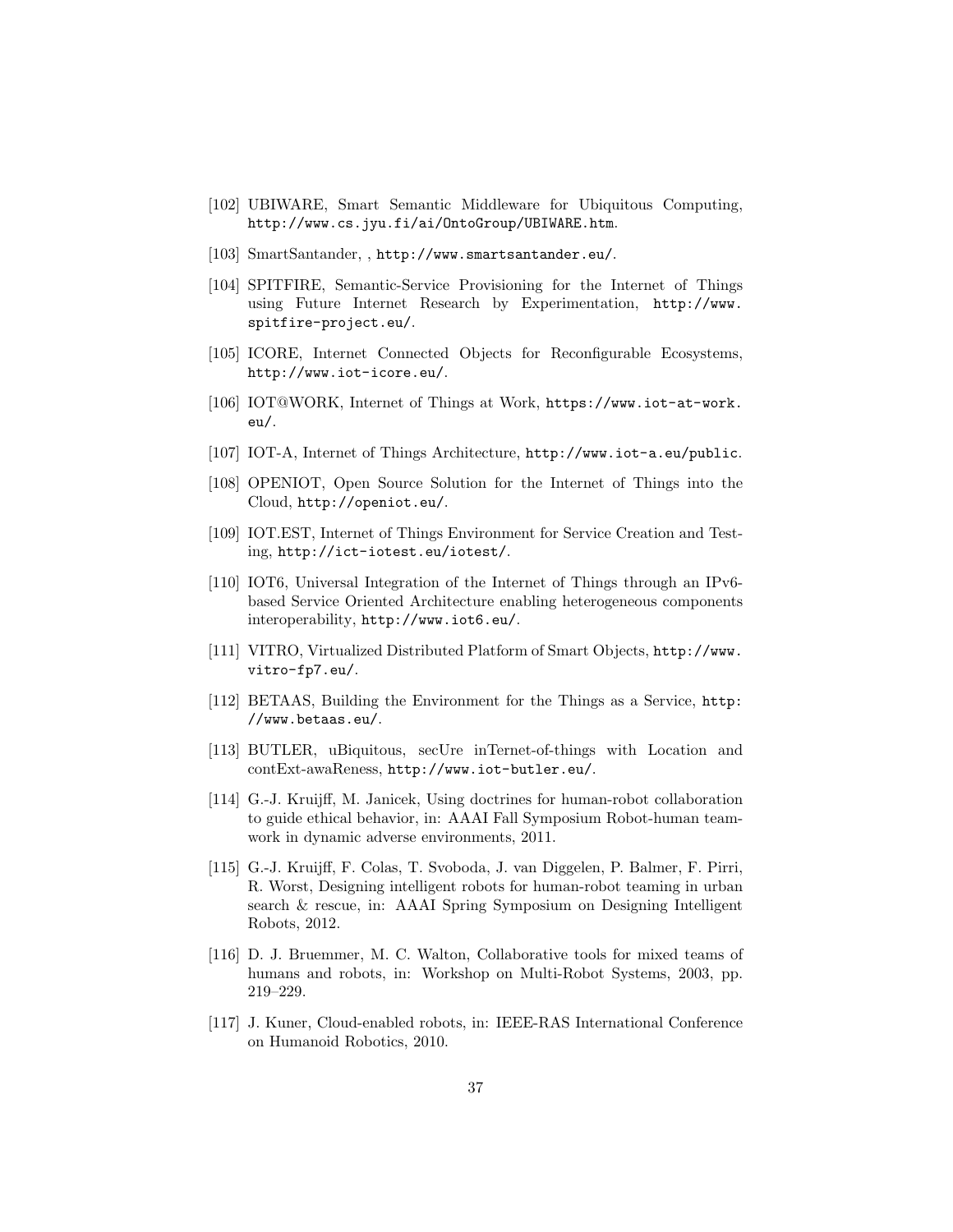[102] UBIWARE, Smart Semantic Middleware for Ubiquitous Computing, http://www.cs.jyu.fi/ai/OntoGroup/UBIWARE.htm.

[103] SmartSantander, , http://www.smartsantander.eu/.

[104] SPITFIRE, Semantic-Service Provisioning for the Internet of Things using Future Internet Research by Experimentation, http://www.spitfire-project.eu/.

[105] ICORE, Internet Connected Objects for Reconfigurable Ecosystems, http://www.iot-icore.eu/.

[106] IOT@WORK, Internet of Things at Work, https://www.iot-at-work.eu/.

[107] IOT-A, Internet of Things Architecture, http://www.iot-a.eu/public.

[108] OPENIOT, Open Source Solution for the Internet of Things into the Cloud, http://openiot.eu/.

[109] IOT.EST, Internet of Things Environment for Service Creation and Testing, http://ict-iotest.eu/iotest/.

[110] IOT6, Universal Integration of the Internet of Things through an IPv6-based Service Oriented Architecture enabling heterogeneous components interoperability, http://www.iot6.eu/.

[111] VITRO, Virtualized Distributed Platform of Smart Objects, http://www.vitro-fp7.eu/.

[112] BETAAS, Building the Environment for the Things as a Service, http://www.betaas.eu/.

[113] BUTLER, uBiquitous, secUre inTernet-of-things with Location and contExt-awaReness, http://www.iot-butler.eu/.

[114] G.-J. Kruijff, M. Janicek, Using doctrines for human-robot collaboration to guide ethical behavior, in: AAAI Fall Symposium Robot-human teamwork in dynamic adverse environments, 2011.

[115] G.-J. Kruijff, F. Colas, T. Svoboda, J. van Diggelen, P. Balmer, F. Pirri, R. Worst, Designing intelligent robots for human-robot teaming in urban search & rescue, in: AAAI Spring Symposium on Designing Intelligent Robots, 2012.

[116] D. J. Bruemmer, M. C. Walton, Collaborative tools for mixed teams of humans and robots, in: Workshop on Multi-Robot Systems, 2003, pp. 219–229.

[117] J. Kuner, Cloud-enabled robots, in: IEEE-RAS International Conference on Humanoid Robotics, 2010.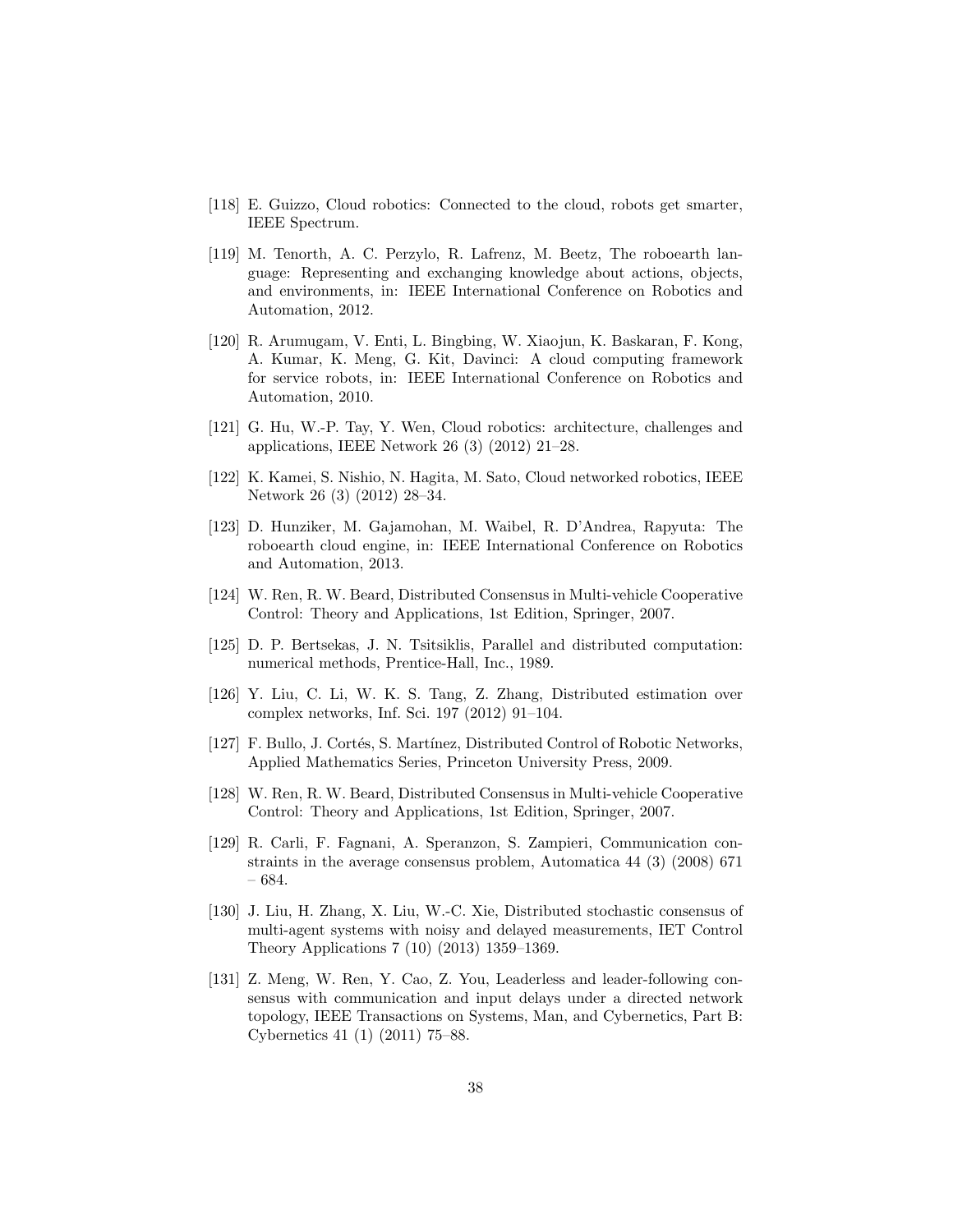[118] E. Guizzo, Cloud robotics: Connected to the cloud, robots get smarter, IEEE Spectrum.

[119] M. Tenorth, A. C. Perzylo, R. Lafrenz, M. Beetz, The roboearth language: Representing and exchanging knowledge about actions, objects, and environments, in: IEEE International Conference on Robotics and Automation, 2012.

[120] R. Arumugam, V. Enti, L. Bingbing, W. Xiaojun, K. Baskaran, F. Kong, A. Kumar, K. Meng, G. Kit, Davinci: A cloud computing framework for service robots, in: IEEE International Conference on Robotics and Automation, 2010.

[121] G. Hu, W.-P. Tay, Y. Wen, Cloud robotics: architecture, challenges and applications, IEEE Network 26 (3) (2012) 21–28.

[122] K. Kamei, S. Nishio, N. Hagita, M. Sato, Cloud networked robotics, IEEE Network 26 (3) (2012) 28–34.

[123] D. Hunziker, M. Gajamohan, M. Waibel, R. D'Andrea, Rapyuta: The roboearth cloud engine, in: IEEE International Conference on Robotics and Automation, 2013.

[124] W. Ren, R. W. Beard, Distributed Consensus in Multi-vehicle Cooperative Control: Theory and Applications, 1st Edition, Springer, 2007.

[125] D. P. Bertsekas, J. N. Tsitsiklis, Parallel and distributed computation: numerical methods, Prentice-Hall, Inc., 1989.

[126] Y. Liu, C. Li, W. K. S. Tang, Z. Zhang, Distributed estimation over complex networks, Inf. Sci. 197 (2012) 91–104.

[127] F. Bullo, J. Cortés, S. Martínez, Distributed Control of Robotic Networks, Applied Mathematics Series, Princeton University Press, 2009.

[128] W. Ren, R. W. Beard, Distributed Consensus in Multi-vehicle Cooperative Control: Theory and Applications, 1st Edition, Springer, 2007.

[129] R. Carli, F. Fagnani, A. Speranzon, S. Zampieri, Communication constraints in the average consensus problem, Automatica 44 (3) (2008) 671 – 684.

[130] J. Liu, H. Zhang, X. Liu, W.-C. Xie, Distributed stochastic consensus of multi-agent systems with noisy and delayed measurements, IET Control Theory Applications 7 (10) (2013) 1359–1369.

[131] Z. Meng, W. Ren, Y. Cao, Z. You, Leaderless and leader-following consensus with communication and input delays under a directed network topology, IEEE Transactions on Systems, Man, and Cybernetics, Part B: Cybernetics 41 (1) (2011) 75–88.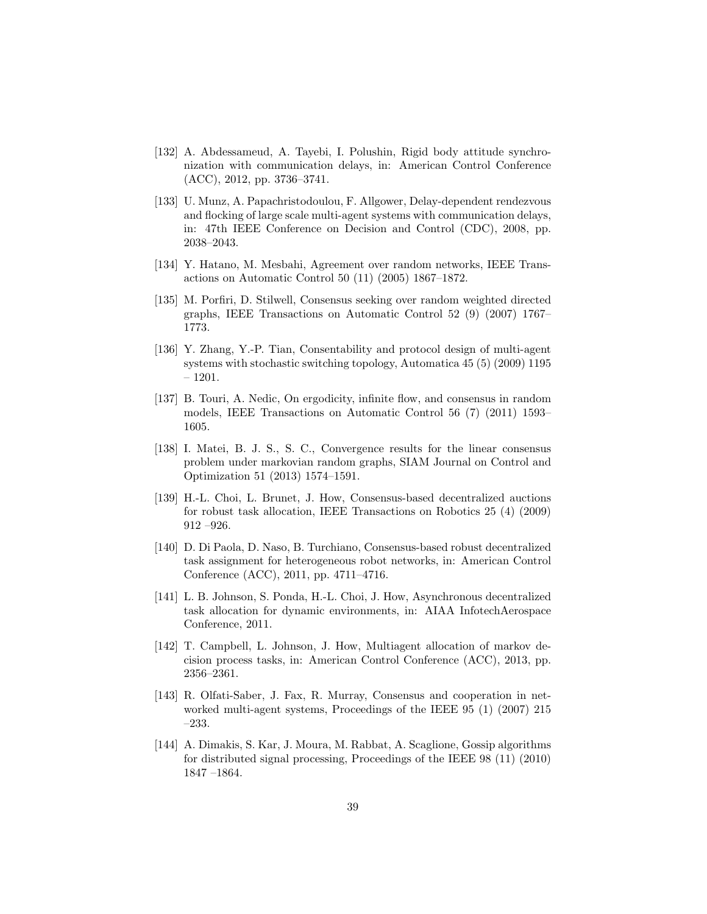[132] A. Abdessameud, A. Tayebi, I. Polushin, Rigid body attitude synchronization with communication delays, in: American Control Conference (ACC), 2012, pp. 3736–3741.

[133] U. Munz, A. Papachristodoulou, F. Allgower, Delay-dependent rendezvous and flocking of large scale multi-agent systems with communication delays, in: 47th IEEE Conference on Decision and Control (CDC), 2008, pp. 2038–2043.

[134] Y. Hatano, M. Mesbahi, Agreement over random networks, IEEE Transactions on Automatic Control 50 (11) (2005) 1867–1872.

[135] M. Porfiri, D. Stilwell, Consensus seeking over random weighted directed graphs, IEEE Transactions on Automatic Control 52 (9) (2007) 1767–1773.

[136] Y. Zhang, Y.-P. Tian, Consentability and protocol design of multi-agent systems with stochastic switching topology, Automatica 45 (5) (2009) 1195 – 1201.

[137] B. Touri, A. Nedic, On ergodicity, infinite flow, and consensus in random models, IEEE Transactions on Automatic Control 56 (7) (2011) 1593–1605.

[138] I. Matei, B. J. S., S. C., Convergence results for the linear consensus problem under markovian random graphs, SIAM Journal on Control and Optimization 51 (2013) 1574–1591.

[139] H.-L. Choi, L. Brunet, J. How, Consensus-based decentralized auctions for robust task allocation, IEEE Transactions on Robotics 25 (4) (2009) 912 –926.

[140] D. Di Paola, D. Naso, B. Turchiano, Consensus-based robust decentralized task assignment for heterogeneous robot networks, in: American Control Conference (ACC), 2011, pp. 4711–4716.

[141] L. B. Johnson, S. Ponda, H.-L. Choi, J. How, Asynchronous decentralized task allocation for dynamic environments, in: AIAA InfotechAerospace Conference, 2011.

[142] T. Campbell, L. Johnson, J. How, Multiagent allocation of markov decision process tasks, in: American Control Conference (ACC), 2013, pp. 2356–2361.

[143] R. Olfati-Saber, J. Fax, R. Murray, Consensus and cooperation in networked multi-agent systems, Proceedings of the IEEE 95 (1) (2007) 215 –233.

[144] A. Dimakis, S. Kar, J. Moura, M. Rabbat, A. Scaglione, Gossip algorithms for distributed signal processing, Proceedings of the IEEE 98 (11) (2010) 1847 –1864.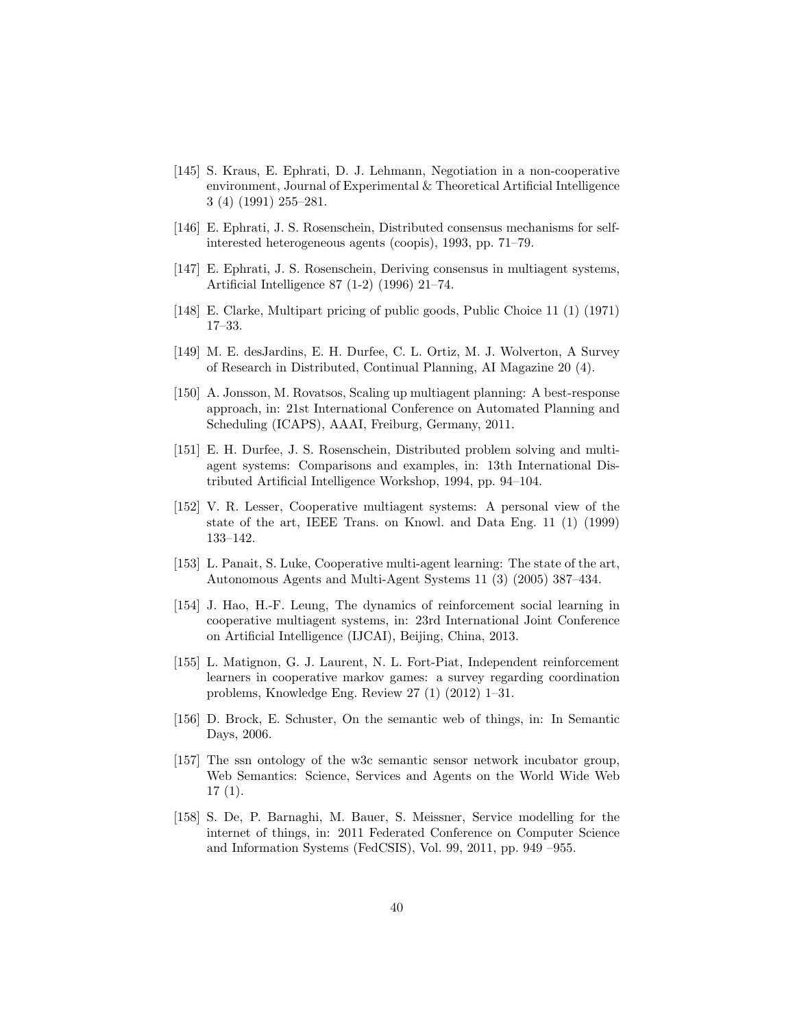[145] S. Kraus, E. Ephrati, D. J. Lehmann, Negotiation in a non-cooperative environment, Journal of Experimental & Theoretical Artificial Intelligence 3 (4) (1991) 255–281.

[146] E. Ephrati, J. S. Rosenschein, Distributed consensus mechanisms for self-interested heterogeneous agents (coopis), 1993, pp. 71–79.

[147] E. Ephrati, J. S. Rosenschein, Deriving consensus in multiagent systems, Artificial Intelligence 87 (1-2) (1996) 21–74.

[148] E. Clarke, Multipart pricing of public goods, Public Choice 11 (1) (1971) 17–33.

[149] M. E. desJardins, E. H. Durfee, C. L. Ortiz, M. J. Wolverton, A Survey of Research in Distributed, Continual Planning, AI Magazine 20 (4).

[150] A. Jonsson, M. Rovatsos, Scaling up multiagent planning: A best-response approach, in: 21st International Conference on Automated Planning and Scheduling (ICAPS), AAAI, Freiburg, Germany, 2011.

[151] E. H. Durfee, J. S. Rosenschein, Distributed problem solving and multi-agent systems: Comparisons and examples, in: 13th International Distributed Artificial Intelligence Workshop, 1994, pp. 94–104.

[152] V. R. Lesser, Cooperative multiagent systems: A personal view of the state of the art, IEEE Trans. on Knowl. and Data Eng. 11 (1) (1999) 133–142.

[153] L. Panait, S. Luke, Cooperative multi-agent learning: The state of the art, Autonomous Agents and Multi-Agent Systems 11 (3) (2005) 387–434.

[154] J. Hao, H.-F. Leung, The dynamics of reinforcement social learning in cooperative multiagent systems, in: 23rd International Joint Conference on Artificial Intelligence (IJCAI), Beijing, China, 2013.

[155] L. Matignon, G. J. Laurent, N. L. Fort-Piat, Independent reinforcement learners in cooperative markov games: a survey regarding coordination problems, Knowledge Eng. Review 27 (1) (2012) 1–31.

[156] D. Brock, E. Schuster, On the semantic web of things, in: In Semantic Days, 2006.

[157] The ssn ontology of the w3c semantic sensor network incubator group, Web Semantics: Science, Services and Agents on the World Wide Web 17 (1).

[158] S. De, P. Barnaghi, M. Bauer, S. Meissner, Service modelling for the internet of things, in: 2011 Federated Conference on Computer Science and Information Systems (FedCSIS), Vol. 99, 2011, pp. 949 –955.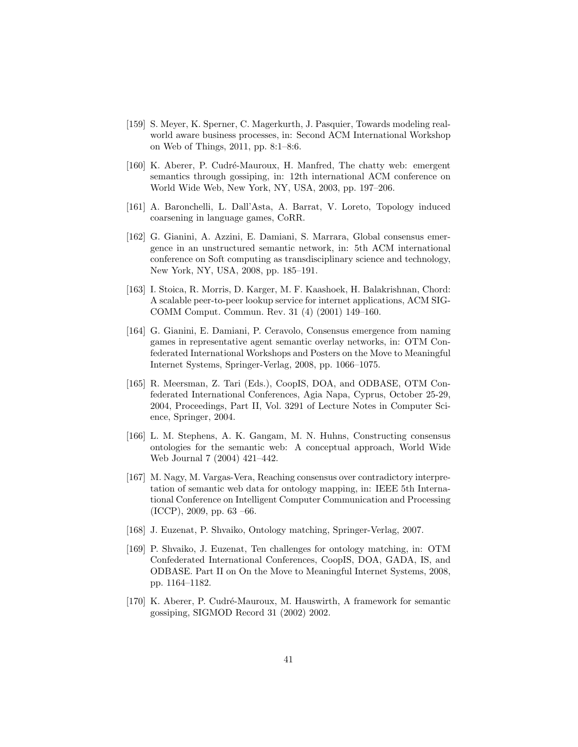[159] S. Meyer, K. Sperner, C. Magerkurth, J. Pasquier, Towards modeling real-world aware business processes, in: Second ACM International Workshop on Web of Things, 2011, pp. 8:1–8:6.

[160] K. Aberer, P. Cudré-Mauroux, H. Manfred, The chatty web: emergent semantics through gossiping, in: 12th international ACM conference on World Wide Web, New York, NY, USA, 2003, pp. 197–206.

[161] A. Baronchelli, L. Dall'Asta, A. Barrat, V. Loreto, Topology induced coarsening in language games, CoRR.

[162] G. Gianini, A. Azzini, E. Damiani, S. Marrara, Global consensus emergence in an unstructured semantic network, in: 5th ACM international conference on Soft computing as transdisciplinary science and technology, New York, NY, USA, 2008, pp. 185–191.

[163] I. Stoica, R. Morris, D. Karger, M. F. Kaashoek, H. Balakrishnan, Chord: A scalable peer-to-peer lookup service for internet applications, ACM SIGCOMM Comput. Commun. Rev. 31 (4) (2001) 149–160.

[164] G. Gianini, E. Damiani, P. Ceravolo, Consensus emergence from naming games in representative agent semantic overlay networks, in: OTM Confederated International Workshops and Posters on the Move to Meaningful Internet Systems, Springer-Verlag, 2008, pp. 1066–1075.

[165] R. Meersman, Z. Tari (Eds.), CoopIS, DOA, and ODBASE, OTM Confederated International Conferences, Agia Napa, Cyprus, October 25-29, 2004, Proceedings, Part II, Vol. 3291 of Lecture Notes in Computer Science, Springer, 2004.

[166] L. M. Stephens, A. K. Gangam, M. N. Huhns, Constructing consensus ontologies for the semantic web: A conceptual approach, World Wide Web Journal 7 (2004) 421–442.

[167] M. Nagy, M. Vargas-Vera, Reaching consensus over contradictory interpretation of semantic web data for ontology mapping, in: IEEE 5th International Conference on Intelligent Computer Communication and Processing (ICCP), 2009, pp. 63 –66.

[168] J. Euzenat, P. Shvaiko, Ontology matching, Springer-Verlag, 2007.

[169] P. Shvaiko, J. Euzenat, Ten challenges for ontology matching, in: OTM Confederated International Conferences, CoopIS, DOA, GADA, IS, and ODBASE. Part II on On the Move to Meaningful Internet Systems, 2008, pp. 1164–1182.

[170] K. Aberer, P. Cudré-Mauroux, M. Hauswirth, A framework for semantic gossiping, SIGMOD Record 31 (2002) 2002.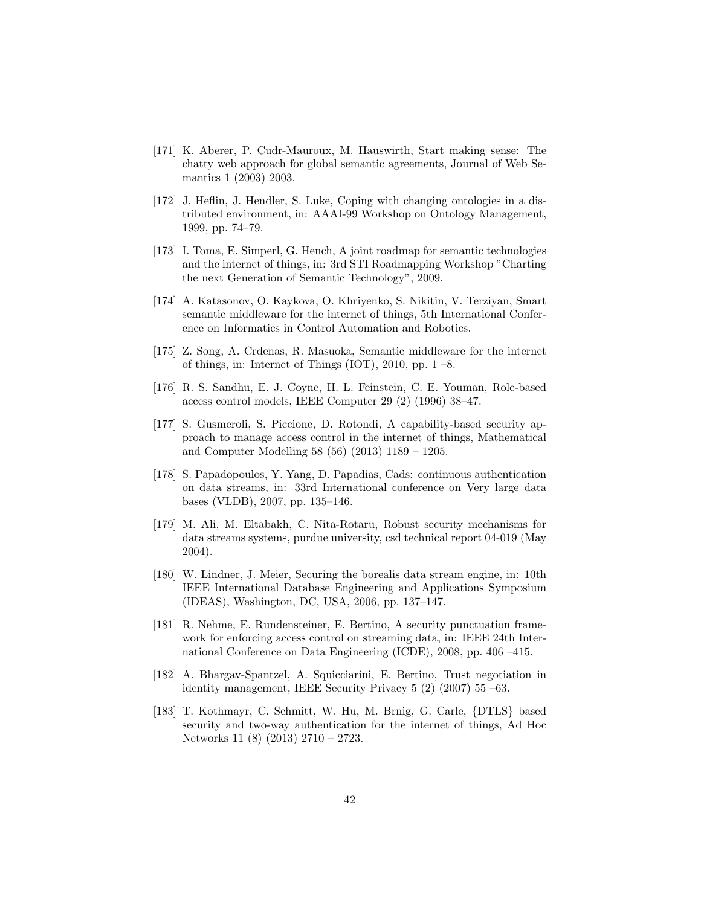[171] K. Aberer, P. Cudr-Mauroux, M. Hauswirth, Start making sense: The chatty web approach for global semantic agreements, Journal of Web Semantics 1 (2003) 2003.

[172] J. Heflin, J. Hendler, S. Luke, Coping with changing ontologies in a distributed environment, in: AAAI-99 Workshop on Ontology Management, 1999, pp. 74–79.

[173] I. Toma, E. Simperl, G. Hench, A joint roadmap for semantic technologies and the internet of things, in: 3rd STI Roadmapping Workshop "Charting the next Generation of Semantic Technology", 2009.

[174] A. Katasonov, O. Kaykova, O. Khriyenko, S. Nikitin, V. Terziyan, Smart semantic middleware for the internet of things, 5th International Conference on Informatics in Control Automation and Robotics.

[175] Z. Song, A. Crdenas, R. Masuoka, Semantic middleware for the internet of things, in: Internet of Things (IOT), 2010, pp. 1 –8.

[176] R. S. Sandhu, E. J. Coyne, H. L. Feinstein, C. E. Youman, Role-based access control models, IEEE Computer 29 (2) (1996) 38–47.

[177] S. Gusmeroli, S. Piccione, D. Rotondi, A capability-based security approach to manage access control in the internet of things, Mathematical and Computer Modelling 58 (56) (2013) 1189 – 1205.

[178] S. Papadopoulos, Y. Yang, D. Papadias, Cads: continuous authentication on data streams, in: 33rd International conference on Very large data bases (VLDB), 2007, pp. 135–146.

[179] M. Ali, M. Eltabakh, C. Nita-Rotaru, Robust security mechanisms for data streams systems, purdue university, csd technical report 04-019 (May 2004).

[180] W. Lindner, J. Meier, Securing the borealis data stream engine, in: 10th IEEE International Database Engineering and Applications Symposium (IDEAS), Washington, DC, USA, 2006, pp. 137–147.

[181] R. Nehme, E. Rundensteiner, E. Bertino, A security punctuation framework for enforcing access control on streaming data, in: IEEE 24th International Conference on Data Engineering (ICDE), 2008, pp. 406 –415.

[182] A. Bhargav-Spantzel, A. Squicciarini, E. Bertino, Trust negotiation in identity management, IEEE Security Privacy 5 (2) (2007) 55 –63.

[183] T. Kothmayr, C. Schmitt, W. Hu, M. Brnig, G. Carle, {DTLS} based security and two-way authentication for the internet of things, Ad Hoc Networks 11 (8) (2013) 2710 – 2723.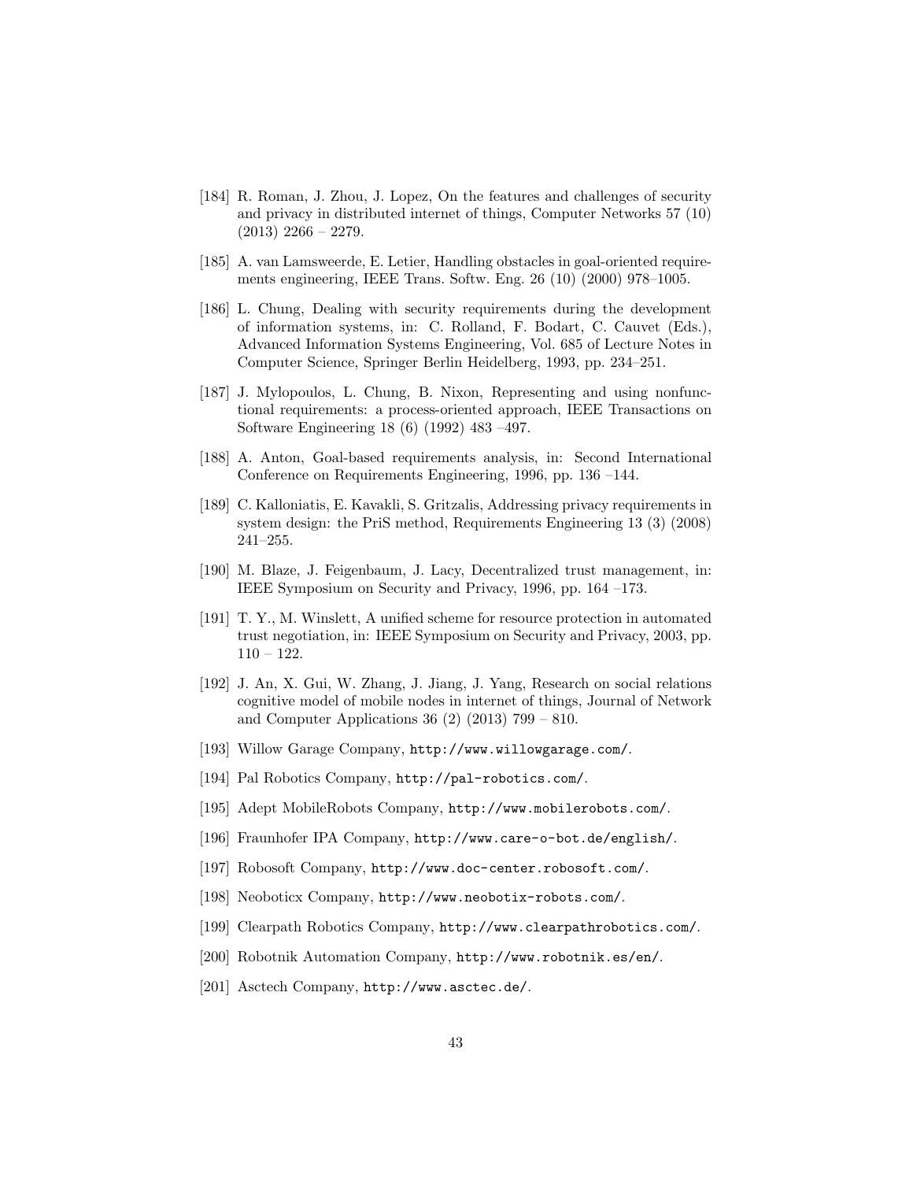[184] R. Roman, J. Zhou, J. Lopez, On the features and challenges of security and privacy in distributed internet of things, Computer Networks 57 (10) (2013) 2266 – 2279.

[185] A. van Lamsweerde, E. Letier, Handling obstacles in goal-oriented requirements engineering, IEEE Trans. Softw. Eng. 26 (10) (2000) 978–1005.

[186] L. Chung, Dealing with security requirements during the development of information systems, in: C. Rolland, F. Bodart, C. Cauvet (Eds.), Advanced Information Systems Engineering, Vol. 685 of Lecture Notes in Computer Science, Springer Berlin Heidelberg, 1993, pp. 234–251.

[187] J. Mylopoulos, L. Chung, B. Nixon, Representing and using nonfunctional requirements: a process-oriented approach, IEEE Transactions on Software Engineering 18 (6) (1992) 483 –497.

[188] A. Anton, Goal-based requirements analysis, in: Second International Conference on Requirements Engineering, 1996, pp. 136 –144.

[189] C. Kalloniatis, E. Kavakli, S. Gritzalis, Addressing privacy requirements in system design: the PriS method, Requirements Engineering 13 (3) (2008) 241–255.

[190] M. Blaze, J. Feigenbaum, J. Lacy, Decentralized trust management, in: IEEE Symposium on Security and Privacy, 1996, pp. 164 –173.

[191] T. Y., M. Winslett, A unified scheme for resource protection in automated trust negotiation, in: IEEE Symposium on Security and Privacy, 2003, pp. 110 – 122.

[192] J. An, X. Gui, W. Zhang, J. Jiang, J. Yang, Research on social relations cognitive model of mobile nodes in internet of things, Journal of Network and Computer Applications 36 (2) (2013) 799 – 810.

[193] Willow Garage Company, http://www.willowgarage.com/.

[194] Pal Robotics Company, http://pal-robotics.com/.

[195] Adept MobileRobots Company, http://www.mobilerobots.com/.

[196] Fraunhofer IPA Company, http://www.care-o-bot.de/english/.

[197] Robosoft Company, http://www.doc-center.robosoft.com/.

[198] Neoboticx Company, http://www.neobotix-robots.com/.

[199] Clearpath Robotics Company, http://www.clearpathrobotics.com/.

[200] Robotnik Automation Company, http://www.robotnik.es/en/.

[201] Asctech Company, http://www.asctec.de/.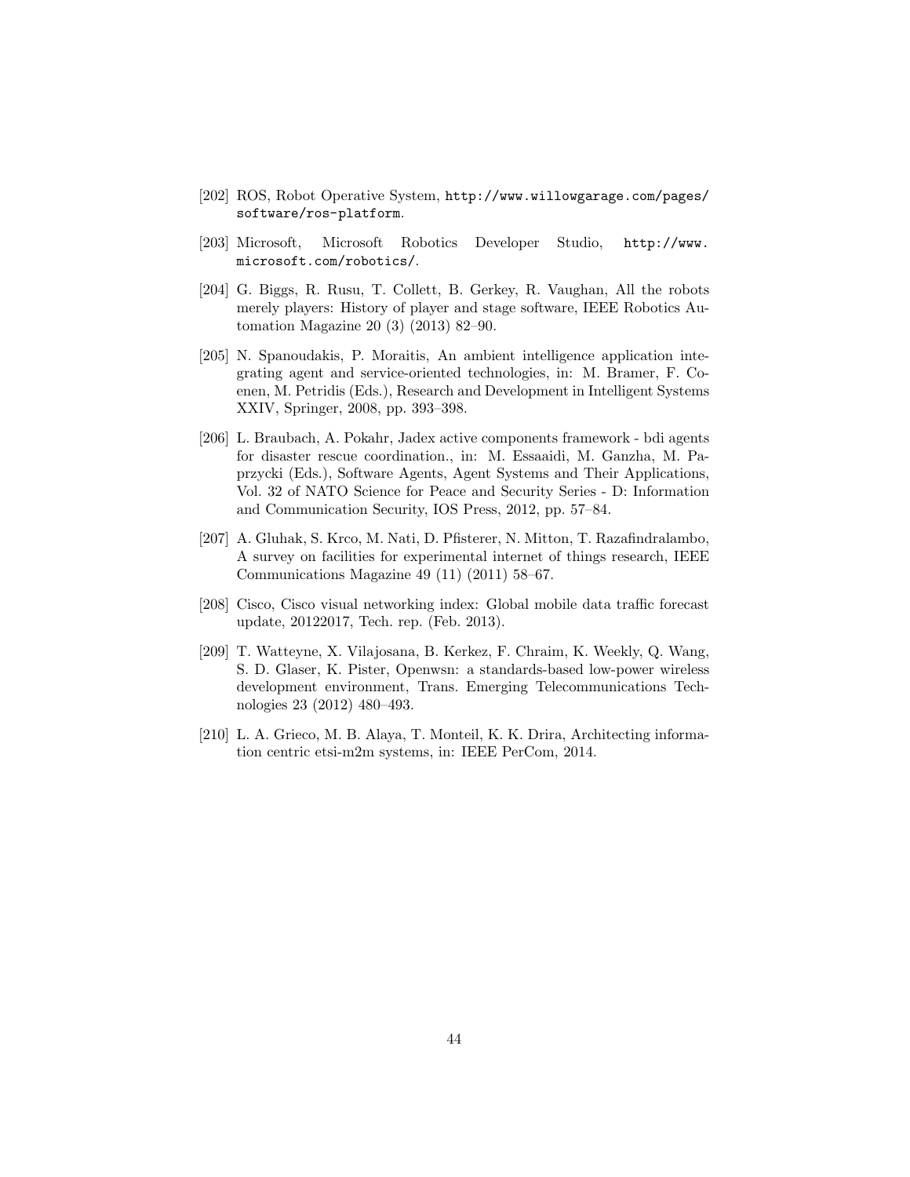[202] ROS, Robot Operative System, http://www.willowgarage.com/pages/software/ros-platform.

[203] Microsoft, Microsoft Robotics Developer Studio, http://www.microsoft.com/robotics/.

[204] G. Biggs, R. Rusu, T. Collett, B. Gerkey, R. Vaughan, All the robots merely players: History of player and stage software, IEEE Robotics Automation Magazine 20 (3) (2013) 82–90.

[205] N. Spanoudakis, P. Moraitis, An ambient intelligence application integrating agent and service-oriented technologies, in: M. Bramer, F. Coenen, M. Petridis (Eds.), Research and Development in Intelligent Systems XXIV, Springer, 2008, pp. 393–398.

[206] L. Braubach, A. Pokahr, Jadex active components framework - bdi agents for disaster rescue coordination., in: M. Essaaidi, M. Ganzha, M. Paprzycki (Eds.), Software Agents, Agent Systems and Their Applications, Vol. 32 of NATO Science for Peace and Security Series - D: Information and Communication Security, IOS Press, 2012, pp. 57–84.

[207] A. Gluhak, S. Krco, M. Nati, D. Pfisterer, N. Mitton, T. Razafindralambo, A survey on facilities for experimental internet of things research, IEEE Communications Magazine 49 (11) (2011) 58–67.

[208] Cisco, Cisco visual networking index: Global mobile data traffic forecast update, 20122017, Tech. rep. (Feb. 2013).

[209] T. Watteyne, X. Vilajosana, B. Kerkez, F. Chraim, K. Weekly, Q. Wang, S. D. Glaser, K. Pister, Openwsn: a standards-based low-power wireless development environment, Trans. Emerging Telecommunications Technologies 23 (2012) 480–493.

[210] L. A. Grieco, M. B. Alaya, T. Monteil, K. K. Drira, Architecting information centric etsi-m2m systems, in: IEEE PerCom, 2014.